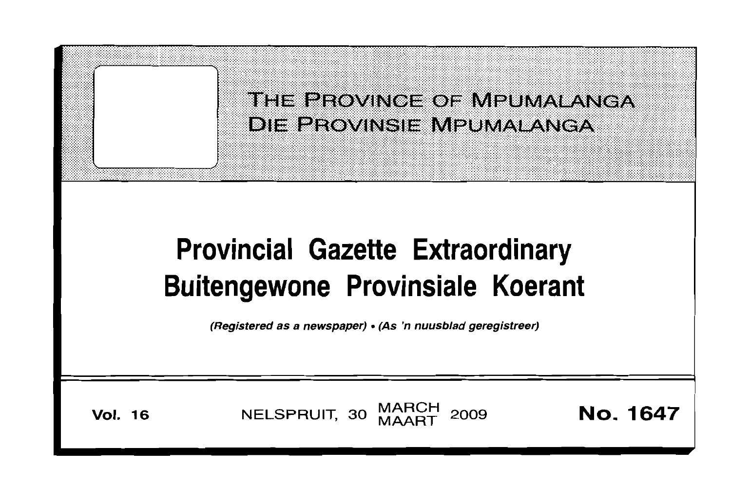# THE PROVINCE OF MPUMALANGA
# DIE PROVINSIE MPUMALANGA

# Provincial Gazette Extraordinary
# Buitengewone Provinsiale Koerant

*(Registered as a newspaper) • (As 'n nuusblad geregistreer)*

**Vol. 16** NELSPRUIT, 30 MARCH MAART 2009 **No. 1647**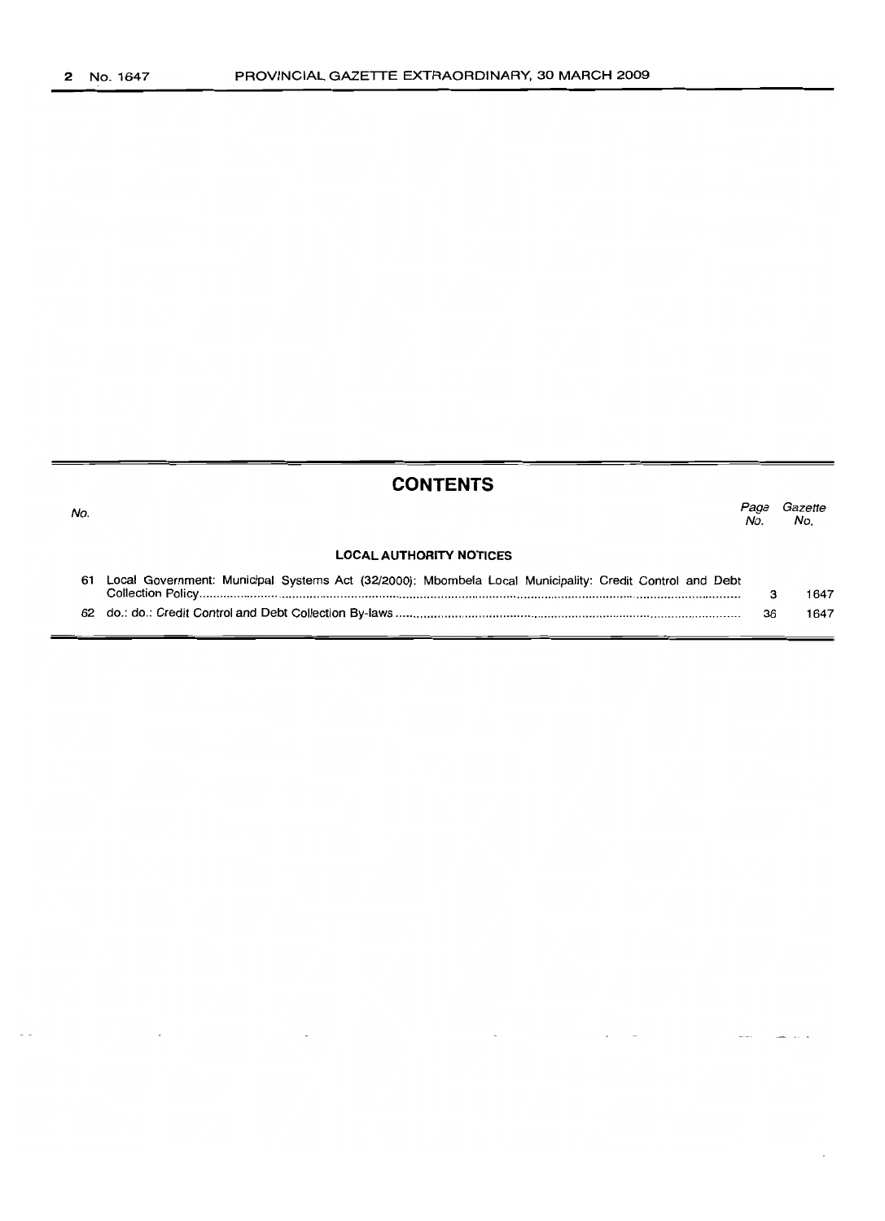## CONTENTS

| No. | | Page No. | Gazette No. |
|---|---|---|---|
| | **LOCAL AUTHORITY NOTICES** | | |
| 61 | Local Government: Municipal Systems Act (32/2000): Mbombela Local Municipality: Credit Control and Debt Collection Policy | 3 | 1647 |
| 62 | do.: do.: Credit Control and Debt Collection By-laws | 36 | 1647 |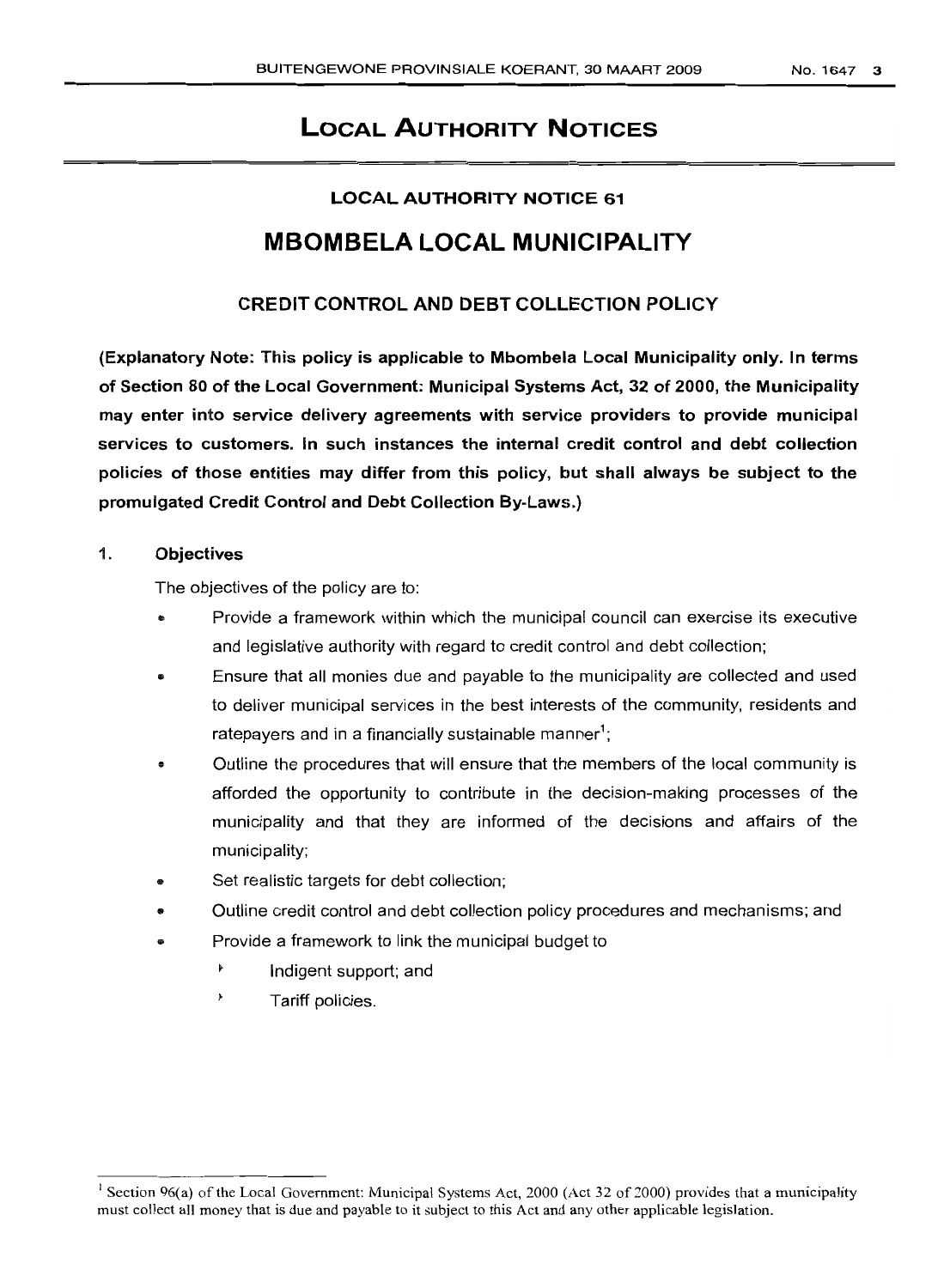# LOCAL AUTHORITY NOTICES

## LOCAL AUTHORITY NOTICE 61

# MBOMBELA LOCAL MUNICIPALITY

## CREDIT CONTROL AND DEBT COLLECTION POLICY

**(Explanatory Note: This policy is applicable to Mbombela Local Municipality only. In terms of Section 80 of the Local Government: Municipal Systems Act, 32 of 2000, the Municipality may enter into service delivery agreements with service providers to provide municipal services to customers. In such instances the internal credit control and debt collection policies of those entities may differ from this policy, but shall always be subject to the promulgated Credit Control and Debt Collection By-Laws.)**

### 1. Objectives

The objectives of the policy are to:

- Provide a framework within which the municipal council can exercise its executive and legislative authority with regard to credit control and debt collection;
- Ensure that all monies due and payable to the municipality are collected and used to deliver municipal services in the best interests of the community, residents and ratepayers and in a financially sustainable manner[1];
- Outline the procedures that will ensure that the members of the local community is afforded the opportunity to contribute in the decision-making processes of the municipality and that they are informed of the decisions and affairs of the municipality;
- Set realistic targets for debt collection;
- Outline credit control and debt collection policy procedures and mechanisms; and
- Provide a framework to link the municipal budget to
  - Indigent support; and
  - Tariff policies.

[1] Section 96(a) of the Local Government: Municipal Systems Act, 2000 (Act 32 of 2000) provides that a municipality must collect all money that is due and payable to it subject to this Act and any other applicable legislation.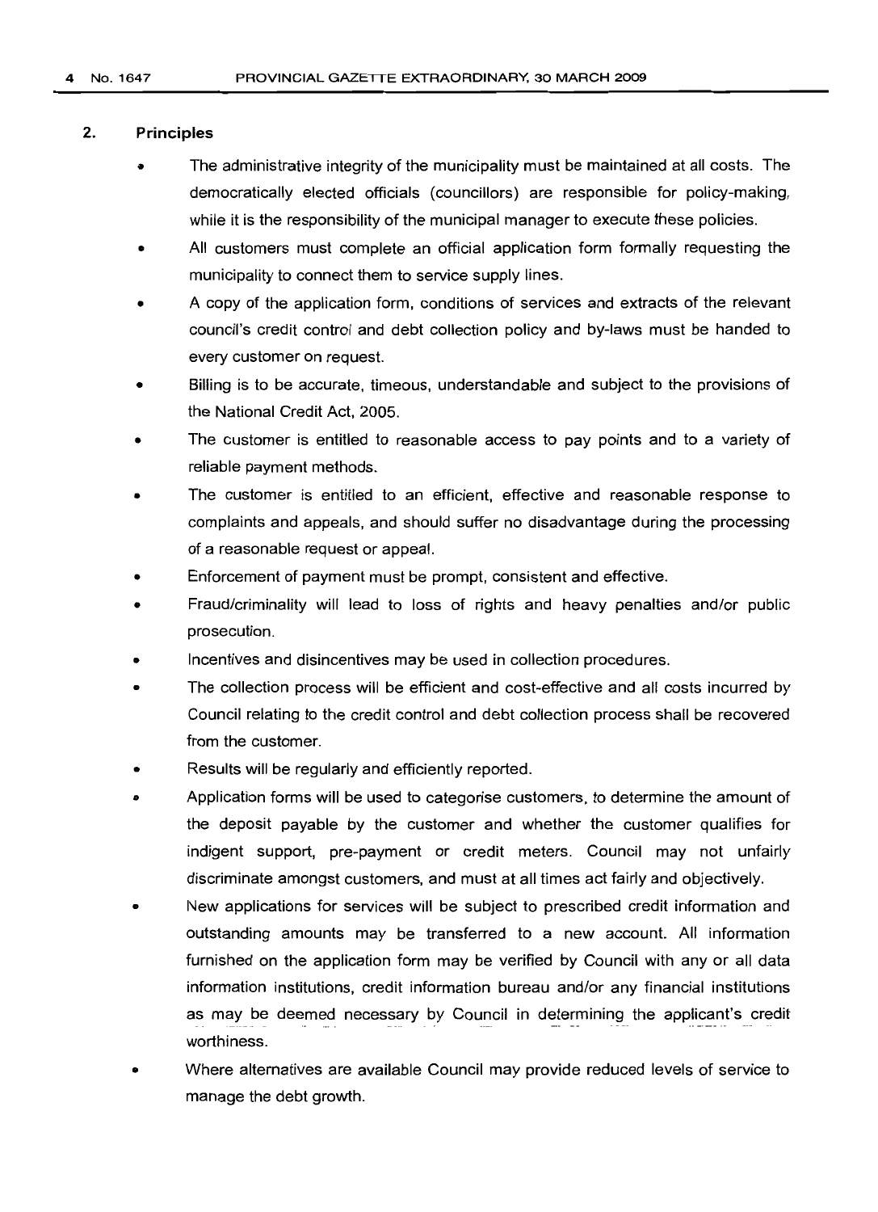## 2. Principles

- The administrative integrity of the municipality must be maintained at all costs. The democratically elected officials (councillors) are responsible for policy-making, while it is the responsibility of the municipal manager to execute these policies.
- All customers must complete an official application form formally requesting the municipality to connect them to service supply lines.
- A copy of the application form, conditions of services and extracts of the relevant council's credit control and debt collection policy and by-laws must be handed to every customer on request.
- Billing is to be accurate, timeous, understandable and subject to the provisions of the National Credit Act, 2005.
- The customer is entitled to reasonable access to pay points and to a variety of reliable payment methods.
- The customer is entitled to an efficient, effective and reasonable response to complaints and appeals, and should suffer no disadvantage during the processing of a reasonable request or appeal.
- Enforcement of payment must be prompt, consistent and effective.
- Fraud/criminality will lead to loss of rights and heavy penalties and/or public prosecution.
- Incentives and disincentives may be used in collection procedures.
- The collection process will be efficient and cost-effective and all costs incurred by Council relating to the credit control and debt collection process shall be recovered from the customer.
- Results will be regularly and efficiently reported.
- Application forms will be used to categorise customers, to determine the amount of the deposit payable by the customer and whether the customer qualifies for indigent support, pre-payment or credit meters. Council may not unfairly discriminate amongst customers, and must at all times act fairly and objectively.
- New applications for services will be subject to prescribed credit information and outstanding amounts may be transferred to a new account. All information furnished on the application form may be verified by Council with any or all data information institutions, credit information bureau and/or any financial institutions as may be deemed necessary by Council in determining the applicant's credit worthiness.
- Where alternatives are available Council may provide reduced levels of service to manage the debt growth.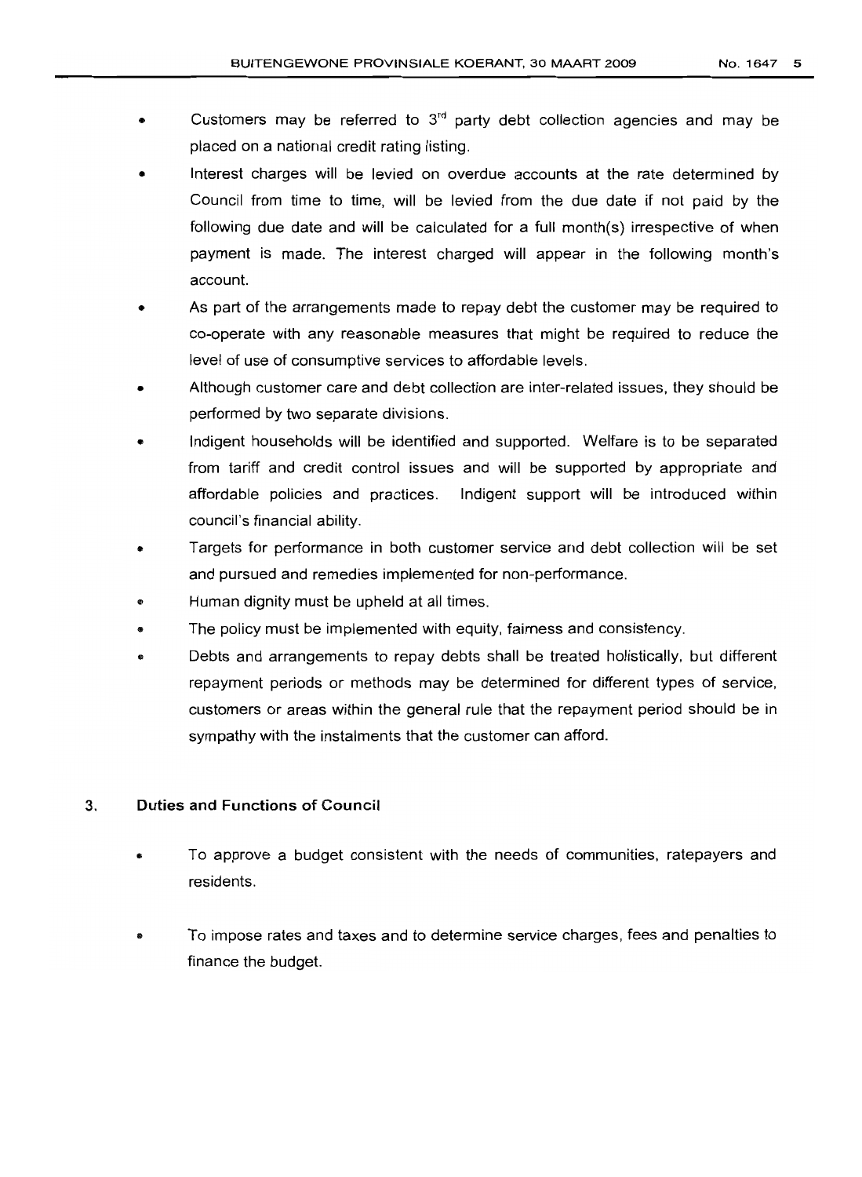- Customers may be referred to 3rd party debt collection agencies and may be placed on a national credit rating listing.
- Interest charges will be levied on overdue accounts at the rate determined by Council from time to time, will be levied from the due date if not paid by the following due date and will be calculated for a full month(s) irrespective of when payment is made. The interest charged will appear in the following month's account.
- As part of the arrangements made to repay debt the customer may be required to co-operate with any reasonable measures that might be required to reduce the level of use of consumptive services to affordable levels.
- Although customer care and debt collection are inter-related issues, they should be performed by two separate divisions.
- Indigent households will be identified and supported. Welfare is to be separated from tariff and credit control issues and will be supported by appropriate and affordable policies and practices. Indigent support will be introduced within council's financial ability.
- Targets for performance in both customer service and debt collection will be set and pursued and remedies implemented for non-performance.
- Human dignity must be upheld at all times.
- The policy must be implemented with equity, fairness and consistency.
- Debts and arrangements to repay debts shall be treated holistically, but different repayment periods or methods may be determined for different types of service, customers or areas within the general rule that the repayment period should be in sympathy with the instalments that the customer can afford.

## 3. Duties and Functions of Council

- To approve a budget consistent with the needs of communities, ratepayers and residents.
- To impose rates and taxes and to determine service charges, fees and penalties to finance the budget.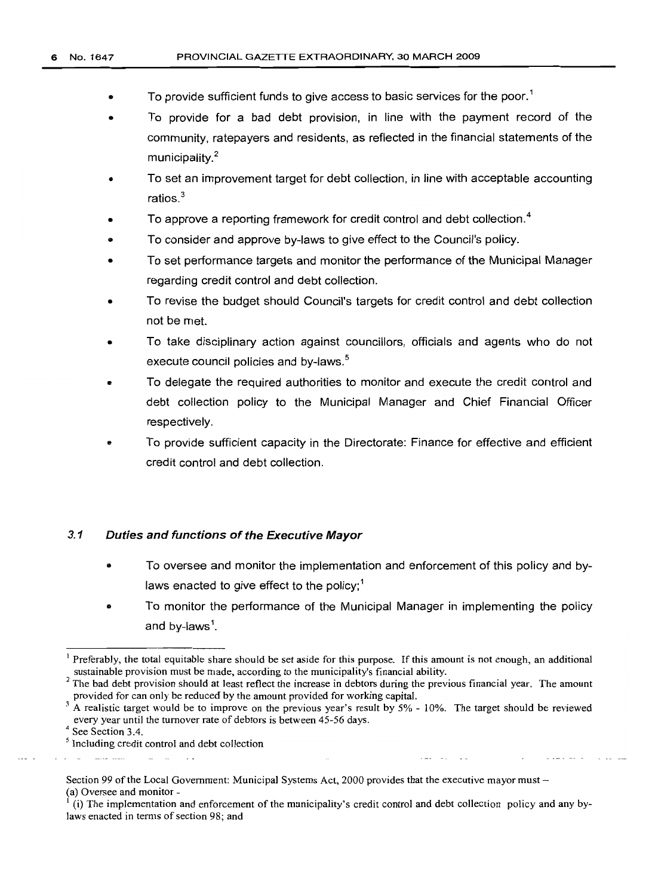- To provide sufficient funds to give access to basic services for the poor.[1]
- To provide for a bad debt provision, in line with the payment record of the community, ratepayers and residents, as reflected in the financial statements of the municipality.[2]
- To set an improvement target for debt collection, in line with acceptable accounting ratios.[3]
- To approve a reporting framework for credit control and debt collection.[4]
- To consider and approve by-laws to give effect to the Council's policy.
- To set performance targets and monitor the performance of the Municipal Manager regarding credit control and debt collection.
- To revise the budget should Council's targets for credit control and debt collection not be met.
- To take disciplinary action against councillors, officials and agents who do not execute council policies and by-laws.[5]
- To delegate the required authorities to monitor and execute the credit control and debt collection policy to the Municipal Manager and Chief Financial Officer respectively.
- To provide sufficient capacity in the Directorate: Finance for effective and efficient credit control and debt collection.

### *3.1 Duties and functions of the Executive Mayor*

- To oversee and monitor the implementation and enforcement of this policy and by-laws enacted to give effect to the policy;[1]
- To monitor the performance of the Municipal Manager in implementing the policy and by-laws[1].

---

[1] Preferably, the total equitable share should be set aside for this purpose. If this amount is not enough, an additional sustainable provision must be made, according to the municipality's financial ability.

[2] The bad debt provision should at least reflect the increase in debtors during the previous financial year. The amount provided for can only be reduced by the amount provided for working capital.

[3] A realistic target would be to improve on the previous year's result by 5% - 10%. The target should be reviewed every year until the turnover rate of debtors is between 45-56 days.

[4] See Section 3.4.

[5] Including credit control and debt collection

---

Section 99 of the Local Government: Municipal Systems Act, 2000 provides that the executive mayor must –
(a) Oversee and monitor -
[1] (i) The implementation and enforcement of the municipality's credit control and debt collection policy and any by-laws enacted in terms of section 98; and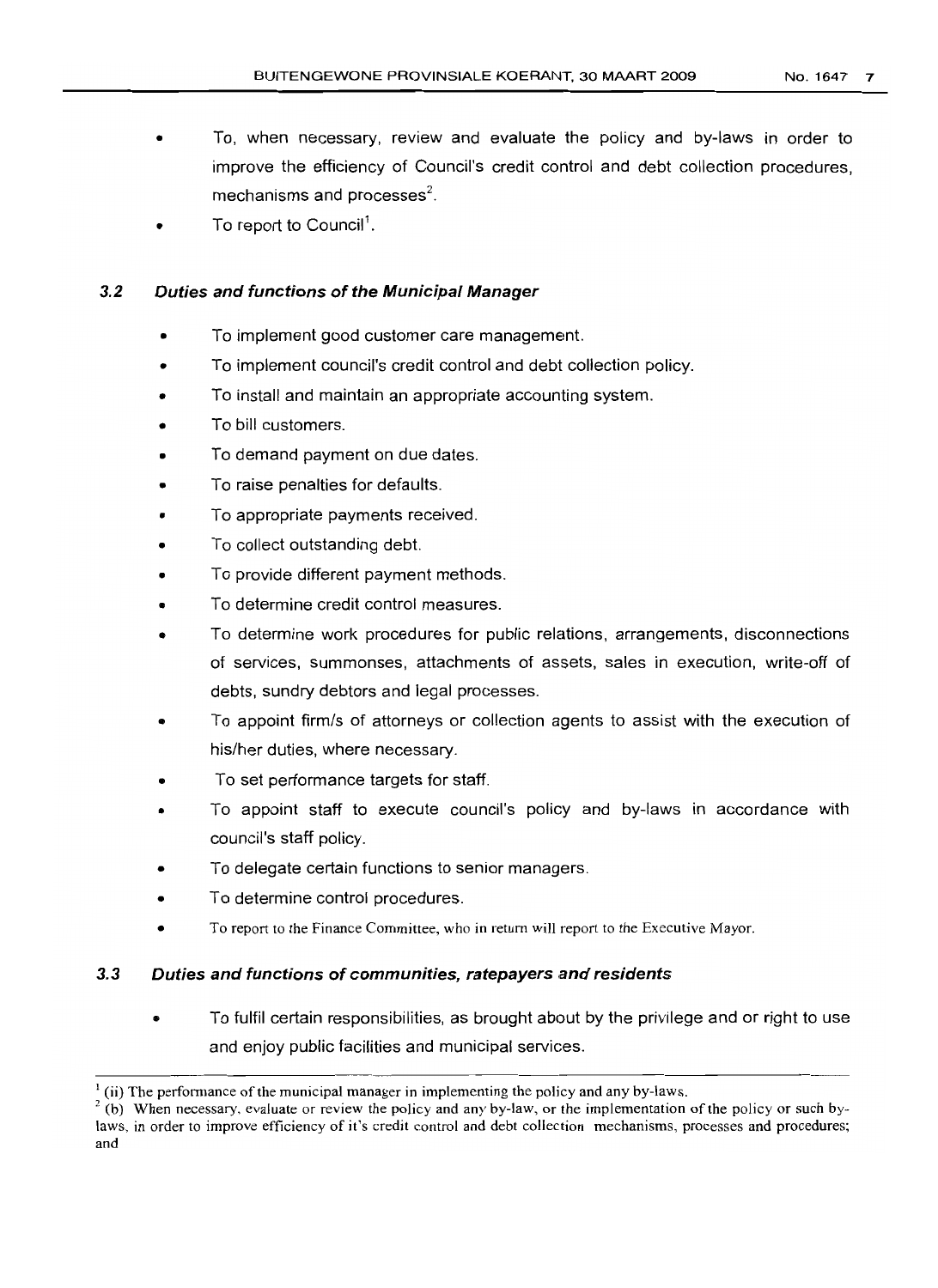- To, when necessary, review and evaluate the policy and by-laws in order to improve the efficiency of Council's credit control and debt collection procedures, mechanisms and processes[2].
- To report to Council[1].

### 3.2 *Duties and functions of the Municipal Manager*

- To implement good customer care management.
- To implement council's credit control and debt collection policy.
- To install and maintain an appropriate accounting system.
- To bill customers.
- To demand payment on due dates.
- To raise penalties for defaults.
- To appropriate payments received.
- To collect outstanding debt.
- To provide different payment methods.
- To determine credit control measures.
- To determine work procedures for public relations, arrangements, disconnections of services, summonses, attachments of assets, sales in execution, write-off of debts, sundry debtors and legal processes.
- To appoint firm/s of attorneys or collection agents to assist with the execution of his/her duties, where necessary.
- To set performance targets for staff.
- To appoint staff to execute council's policy and by-laws in accordance with council's staff policy.
- To delegate certain functions to senior managers.
- To determine control procedures.
- To report to the Finance Committee, who in return will report to the Executive Mayor.

### 3.3 *Duties and functions of communities, ratepayers and residents*

- To fulfil certain responsibilities, as brought about by the privilege and or right to use and enjoy public facilities and municipal services.

---

[1] (ii) The performance of the municipal manager in implementing the policy and any by-laws.

[2] (b) When necessary, evaluate or review the policy and any by-law, or the implementation of the policy or such by-laws, in order to improve efficiency of it's credit control and debt collection mechanisms, processes and procedures; and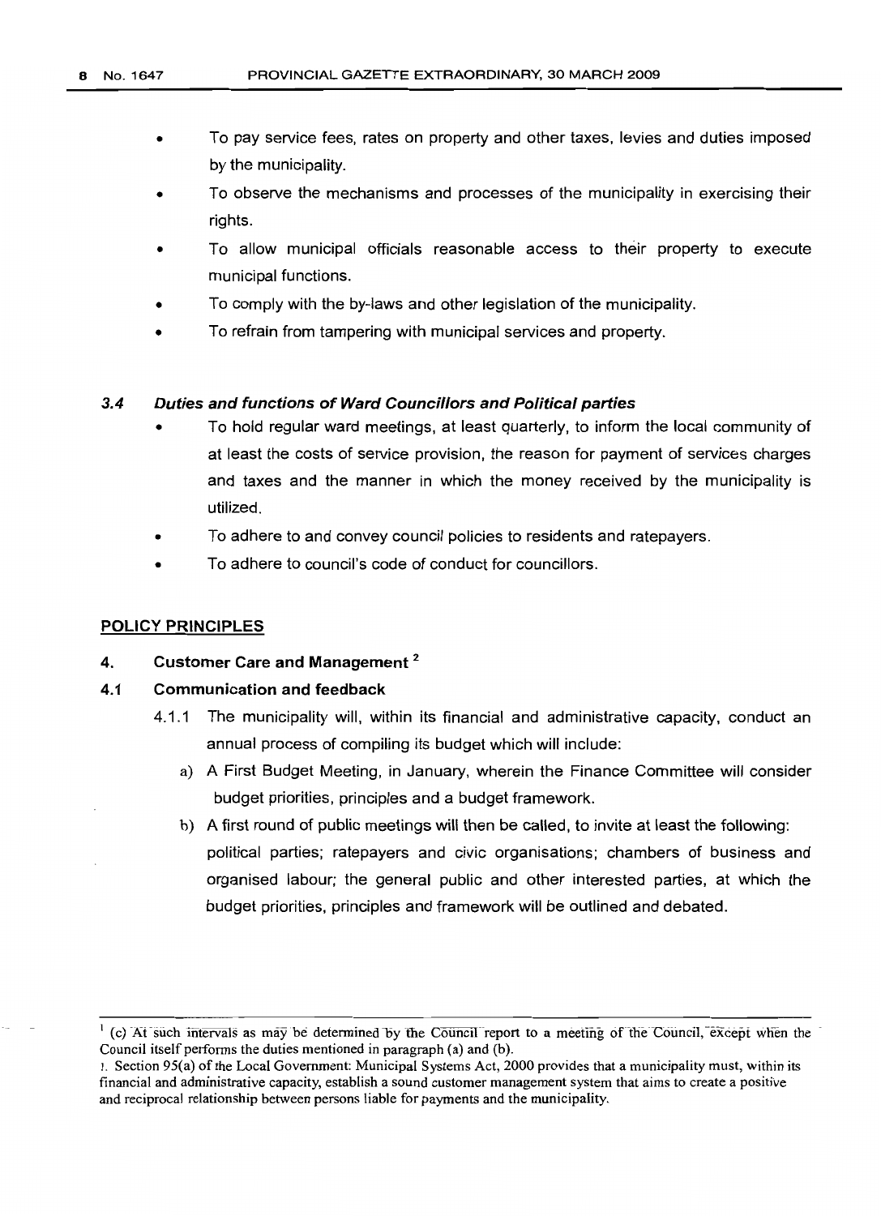- To pay service fees, rates on property and other taxes, levies and duties imposed by the municipality.
- To observe the mechanisms and processes of the municipality in exercising their rights.
- To allow municipal officials reasonable access to their property to execute municipal functions.
- To comply with the by-laws and other legislation of the municipality.
- To refrain from tampering with municipal services and property.

### 3.4 *Duties and functions of Ward Councillors and Political parties*

- To hold regular ward meetings, at least quarterly, to inform the local community of at least the costs of service provision, the reason for payment of services charges and taxes and the manner in which the money received by the municipality is utilized.
- To adhere to and convey council policies to residents and ratepayers.
- To adhere to council's code of conduct for councillors.

## POLICY PRINCIPLES

### 4. Customer Care and Management [2]

### 4.1 Communication and feedback

4.1.1 The municipality will, within its financial and administrative capacity, conduct an annual process of compiling its budget which will include:

a) A First Budget Meeting, in January, wherein the Finance Committee will consider budget priorities, principles and a budget framework.

b) A first round of public meetings will then be called, to invite at least the following: political parties; ratepayers and civic organisations; chambers of business and organised labour; the general public and other interested parties, at which the budget priorities, principles and framework will be outlined and debated.

---

[1] (c) At such intervals as may be determined by the Council report to a meeting of the Council, except when the Council itself performs the duties mentioned in paragraph (a) and (b).

[2] Section 95(a) of the Local Government: Municipal Systems Act, 2000 provides that a municipality must, within its financial and administrative capacity, establish a sound customer management system that aims to create a positive and reciprocal relationship between persons liable for payments and the municipality.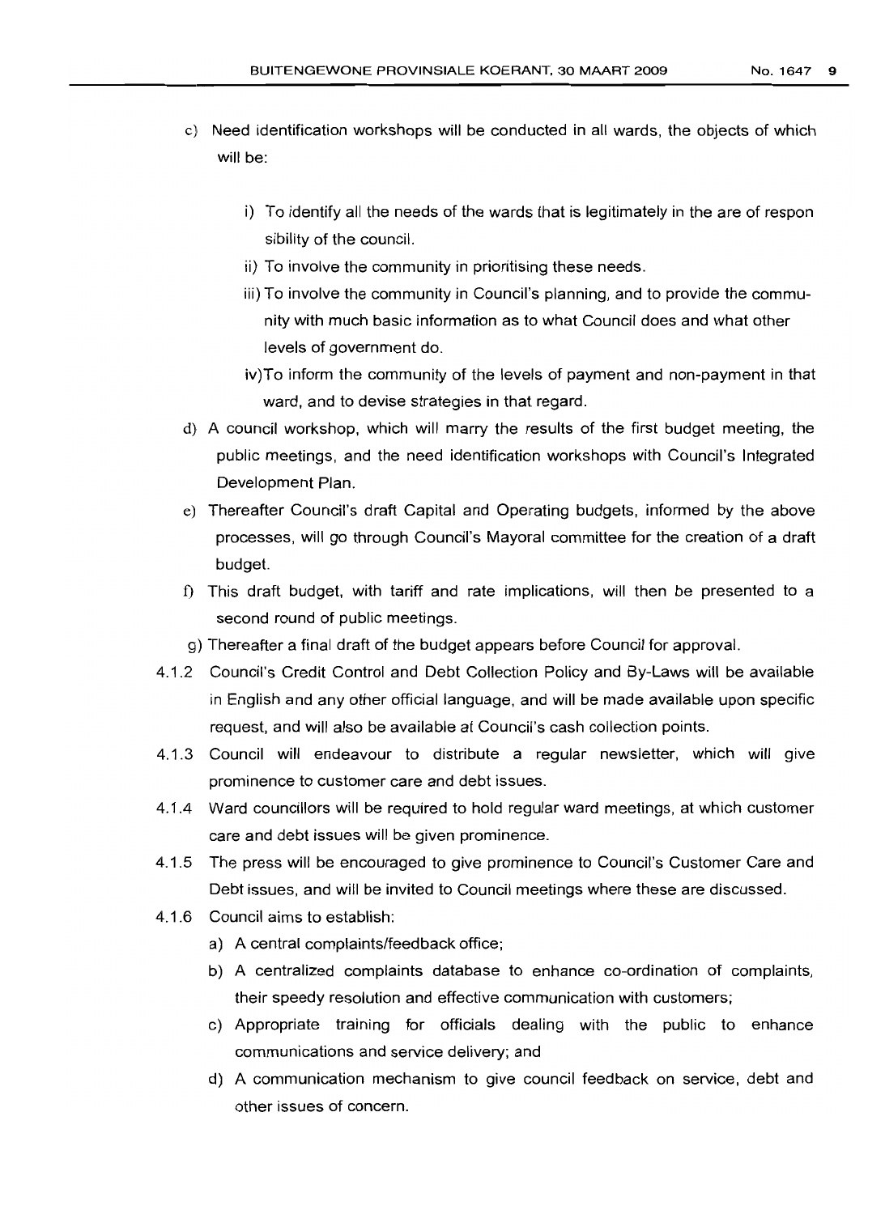c) Need identification workshops will be conducted in all wards, the objects of which will be:

   i) To identify all the needs of the wards that is legitimately in the are of responsibility of the council.
   ii) To involve the community in prioritising these needs.
   iii) To involve the community in Council's planning, and to provide the community with much basic information as to what Council does and what other levels of government do.
   iv) To inform the community of the levels of payment and non-payment in that ward, and to devise strategies in that regard.

d) A council workshop, which will marry the results of the first budget meeting, the public meetings, and the need identification workshops with Council's Integrated Development Plan.

e) Thereafter Council's draft Capital and Operating budgets, informed by the above processes, will go through Council's Mayoral committee for the creation of a draft budget.

f) This draft budget, with tariff and rate implications, will then be presented to a second round of public meetings.

g) Thereafter a final draft of the budget appears before Council for approval.

4.1.2 Council's Credit Control and Debt Collection Policy and By-Laws will be available in English and any other official language, and will be made available upon specific request, and will also be available at Council's cash collection points.

4.1.3 Council will endeavour to distribute a regular newsletter, which will give prominence to customer care and debt issues.

4.1.4 Ward councillors will be required to hold regular ward meetings, at which customer care and debt issues will be given prominence.

4.1.5 The press will be encouraged to give prominence to Council's Customer Care and Debt issues, and will be invited to Council meetings where these are discussed.

4.1.6 Council aims to establish:

a) A central complaints/feedback office;

b) A centralized complaints database to enhance co-ordination of complaints, their speedy resolution and effective communication with customers;

c) Appropriate training for officials dealing with the public to enhance communications and service delivery; and

d) A communication mechanism to give council feedback on service, debt and other issues of concern.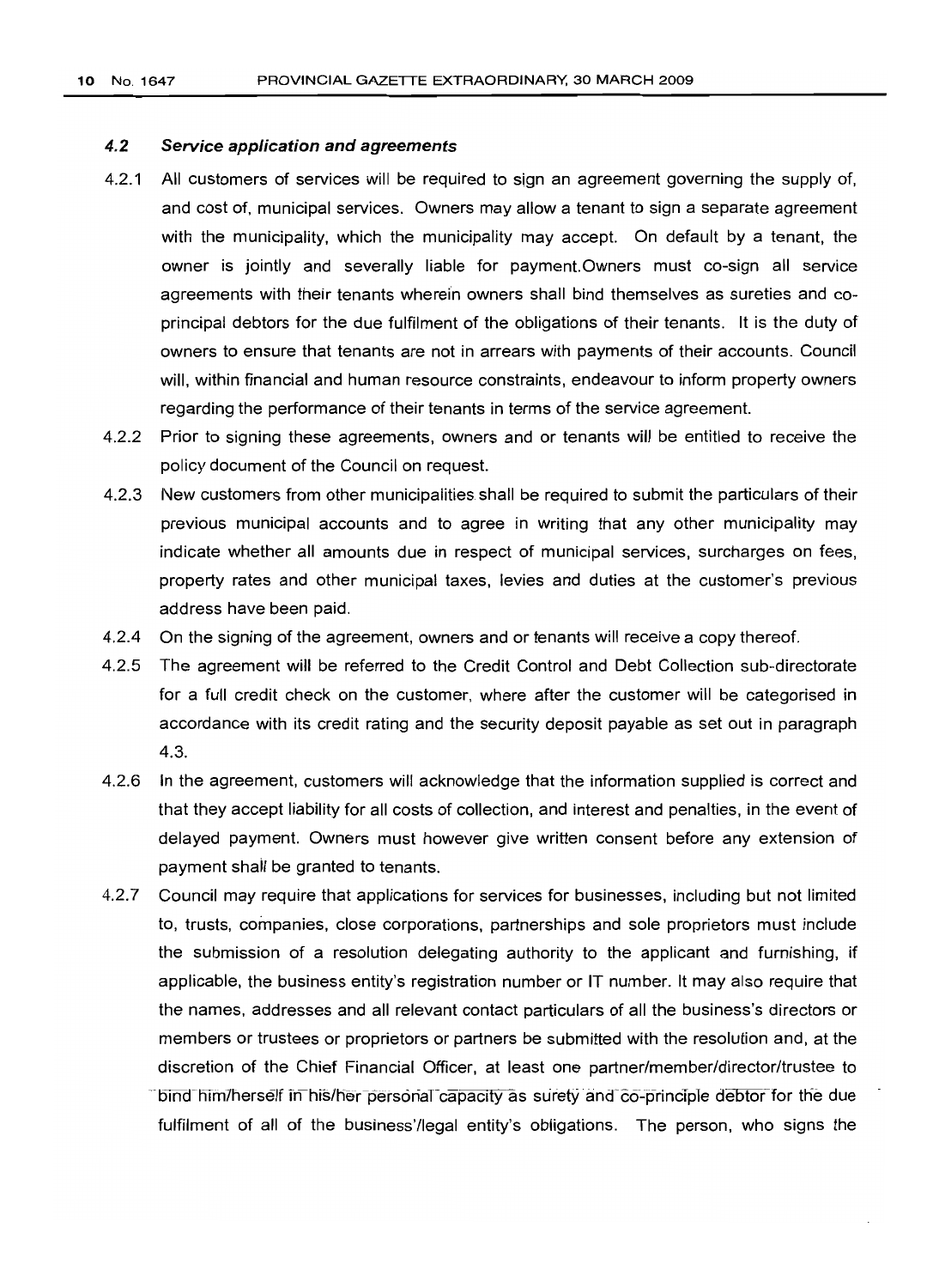#### 4.2 *Service application and agreements*

4.2.1 All customers of services will be required to sign an agreement governing the supply of, and cost of, municipal services. Owners may allow a tenant to sign a separate agreement with the municipality, which the municipality may accept. On default by a tenant, the owner is jointly and severally liable for payment.Owners must co-sign all service agreements with their tenants wherein owners shall bind themselves as sureties and co-principal debtors for the due fulfilment of the obligations of their tenants. It is the duty of owners to ensure that tenants are not in arrears with payments of their accounts. Council will, within financial and human resource constraints, endeavour to inform property owners regarding the performance of their tenants in terms of the service agreement.

4.2.2 Prior to signing these agreements, owners and or tenants will be entitled to receive the policy document of the Council on request.

4.2.3 New customers from other municipalities shall be required to submit the particulars of their previous municipal accounts and to agree in writing that any other municipality may indicate whether all amounts due in respect of municipal services, surcharges on fees, property rates and other municipal taxes, levies and duties at the customer's previous address have been paid.

4.2.4 On the signing of the agreement, owners and or tenants will receive a copy thereof.

4.2.5 The agreement will be referred to the Credit Control and Debt Collection sub-directorate for a full credit check on the customer, where after the customer will be categorised in accordance with its credit rating and the security deposit payable as set out in paragraph 4.3.

4.2.6 In the agreement, customers will acknowledge that the information supplied is correct and that they accept liability for all costs of collection, and interest and penalties, in the event of delayed payment. Owners must however give written consent before any extension of payment shall be granted to tenants.

4.2.7 Council may require that applications for services for businesses, including but not limited to, trusts, companies, close corporations, partnerships and sole proprietors must include the submission of a resolution delegating authority to the applicant and furnishing, if applicable, the business entity's registration number or IT number. It may also require that the names, addresses and all relevant contact particulars of all the business's directors or members or trustees or proprietors or partners be submitted with the resolution and, at the discretion of the Chief Financial Officer, at least one partner/member/director/trustee to bind him/herself in his/her personal capacity as surety and co-principle debtor for the due fulfilment of all of the business'/legal entity's obligations. The person, who signs the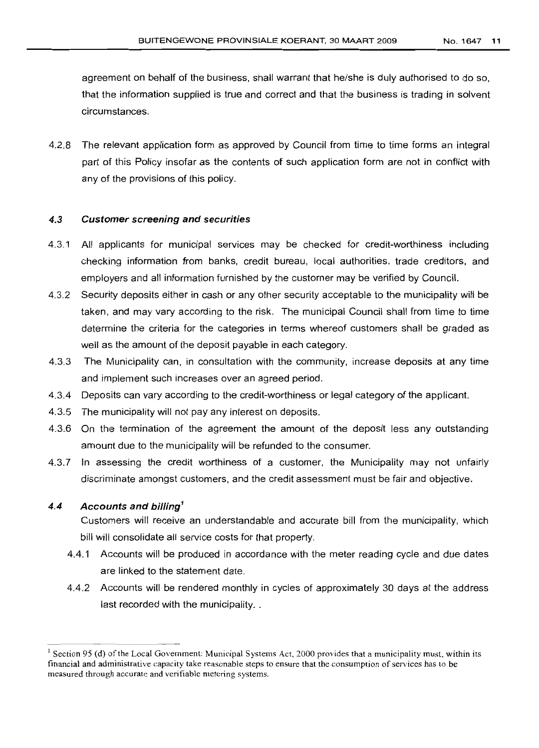agreement on behalf of the business, shall warrant that he/she is duly authorised to do so, that the information supplied is true and correct and that the business is trading in solvent circumstances.

4.2.8 The relevant application form as approved by Council from time to time forms an integral part of this Policy insofar as the contents of such application form are not in conflict with any of the provisions of this policy.

### *4.3 Customer screening and securities*

4.3.1 All applicants for municipal services may be checked for credit-worthiness including checking information from banks, credit bureau, local authorities, trade creditors, and employers and all information furnished by the customer may be verified by Council.

4.3.2 Security deposits either in cash or any other security acceptable to the municipality will be taken, and may vary according to the risk. The municipal Council shall from time to time determine the criteria for the categories in terms whereof customers shall be graded as well as the amount of the deposit payable in each category.

4.3.3 The Municipality can, in consultation with the community, increase deposits at any time and implement such increases over an agreed period.

4.3.4 Deposits can vary according to the credit-worthiness or legal category of the applicant.

4.3.5 The municipality will not pay any interest on deposits.

4.3.6 On the termination of the agreement the amount of the deposit less any outstanding amount due to the municipality will be refunded to the consumer.

4.3.7 In assessing the credit worthiness of a customer, the Municipality may not unfairly discriminate amongst customers, and the credit assessment must be fair and objective.

### *4.4 Accounts and billing[1]*

Customers will receive an understandable and accurate bill from the municipality, which bill will consolidate all service costs for that property.

4.4.1 Accounts will be produced in accordance with the meter reading cycle and due dates are linked to the statement date.

4.4.2 Accounts will be rendered monthly in cycles of approximately 30 days at the address last recorded with the municipality. .

---

[1] Section 95 (d) of the Local Government: Municipal Systems Act, 2000 provides that a municipality must, within its financial and administrative capacity take reasonable steps to ensure that the consumption of services has to be measured through accurate and verifiable metering systems.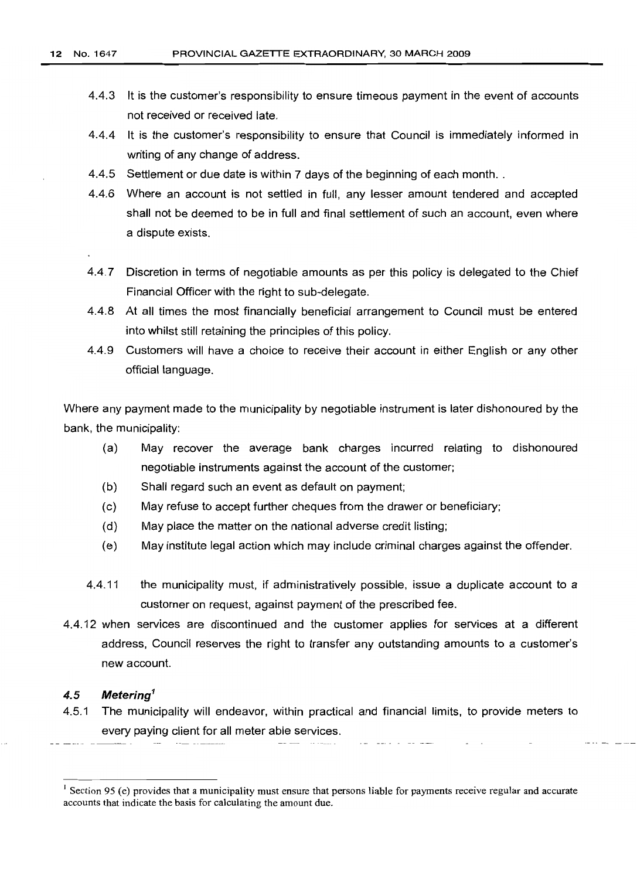4.4.3 It is the customer's responsibility to ensure timeous payment in the event of accounts not received or received late.

4.4.4 It is the customer's responsibility to ensure that Council is immediately informed in writing of any change of address.

4.4.5 Settlement or due date is within 7 days of the beginning of each month. .

4.4.6 Where an account is not settled in full, any lesser amount tendered and accepted shall not be deemed to be in full and final settlement of such an account, even where a dispute exists.

4.4.7 Discretion in terms of negotiable amounts as per this policy is delegated to the Chief Financial Officer with the right to sub-delegate.

4.4.8 At all times the most financially beneficial arrangement to Council must be entered into whilst still retaining the principles of this policy.

4.4.9 Customers will have a choice to receive their account in either English or any other official language.

Where any payment made to the municipality by negotiable instrument is later dishonoured by the bank, the municipality:

(a) May recover the average bank charges incurred relating to dishonoured negotiable instruments against the account of the customer;

(b) Shall regard such an event as default on payment;

(c) May refuse to accept further cheques from the drawer or beneficiary;

(d) May place the matter on the national adverse credit listing;

(e) May institute legal action which may include criminal charges against the offender.

4.4.11 the municipality must, if administratively possible, issue a duplicate account to a customer on request, against payment of the prescribed fee.

4.4.12 when services are discontinued and the customer applies for services at a different address, Council reserves the right to transfer any outstanding amounts to a customer's new account.

### *4.5 Metering*[1]

4.5.1 The municipality will endeavor, within practical and financial limits, to provide meters to every paying client for all meter able services.

[1] Section 95 (e) provides that a municipality must ensure that persons liable for payments receive regular and accurate accounts that indicate the basis for calculating the amount due.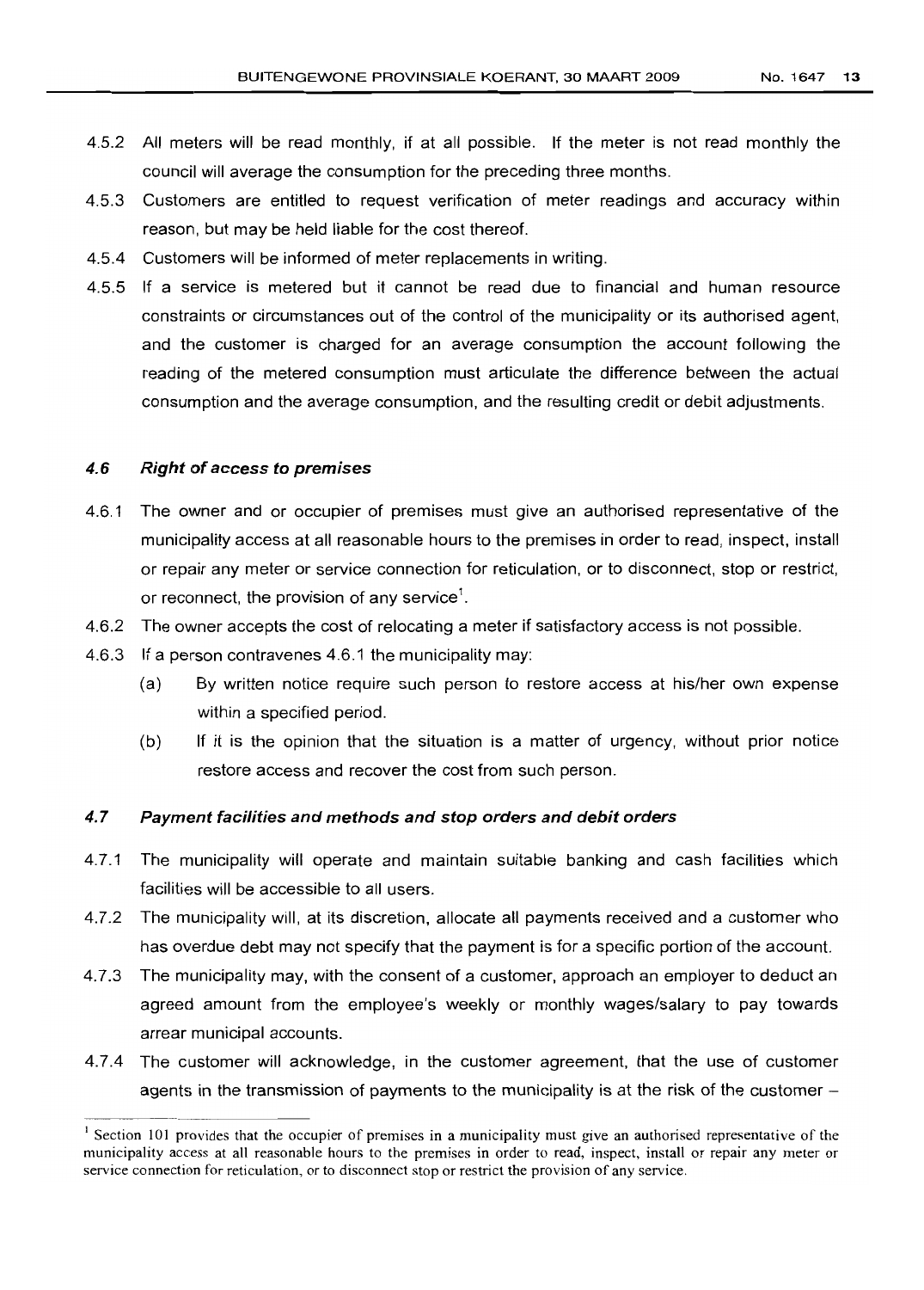4.5.2 All meters will be read monthly, if at all possible. If the meter is not read monthly the council will average the consumption for the preceding three months.

4.5.3 Customers are entitled to request verification of meter readings and accuracy within reason, but may be held liable for the cost thereof.

4.5.4 Customers will be informed of meter replacements in writing.

4.5.5 If a service is metered but it cannot be read due to financial and human resource constraints or circumstances out of the control of the municipality or its authorised agent, and the customer is charged for an average consumption the account following the reading of the metered consumption must articulate the difference between the actual consumption and the average consumption, and the resulting credit or debit adjustments.

### *4.6 Right of access to premises*

4.6.1 The owner and or occupier of premises must give an authorised representative of the municipality access at all reasonable hours to the premises in order to read, inspect, install or repair any meter or service connection for reticulation, or to disconnect, stop or restrict, or reconnect, the provision of any service[1].

4.6.2 The owner accepts the cost of relocating a meter if satisfactory access is not possible.

4.6.3 If a person contravenes 4.6.1 the municipality may:

- (a) By written notice require such person to restore access at his/her own expense within a specified period.
- (b) If it is the opinion that the situation is a matter of urgency, without prior notice restore access and recover the cost from such person.

### *4.7 Payment facilities and methods and stop orders and debit orders*

4.7.1 The municipality will operate and maintain suitable banking and cash facilities which facilities will be accessible to all users.

4.7.2 The municipality will, at its discretion, allocate all payments received and a customer who has overdue debt may not specify that the payment is for a specific portion of the account.

4.7.3 The municipality may, with the consent of a customer, approach an employer to deduct an agreed amount from the employee's weekly or monthly wages/salary to pay towards arrear municipal accounts.

4.7.4 The customer will acknowledge, in the customer agreement, that the use of customer agents in the transmission of payments to the municipality is at the risk of the customer –

---

[1] Section 101 provides that the occupier of premises in a municipality must give an authorised representative of the municipality access at all reasonable hours to the premises in order to read, inspect, install or repair any meter or service connection for reticulation, or to disconnect stop or restrict the provision of any service.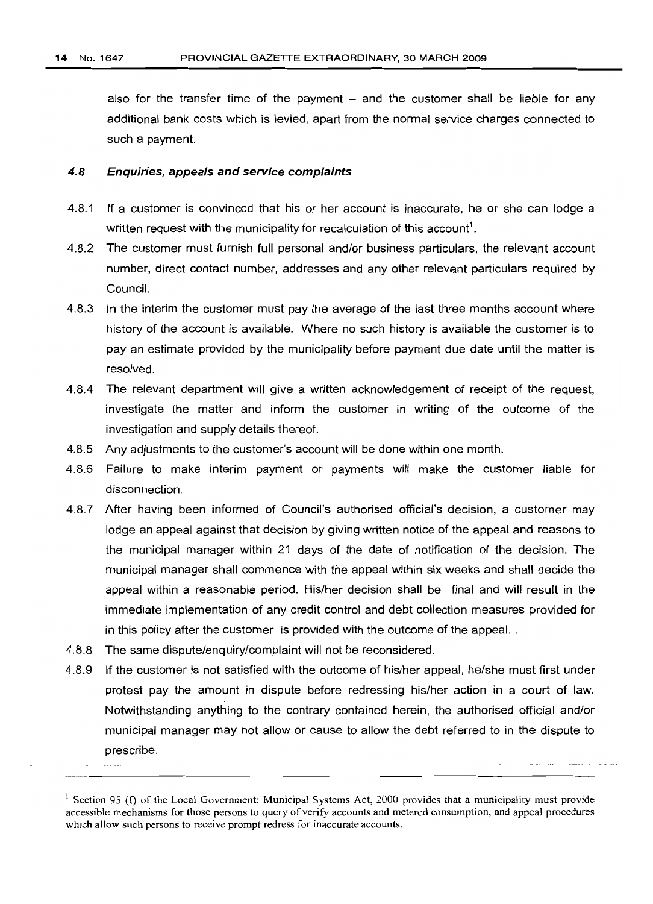also for the transfer time of the payment – and the customer shall be liable for any additional bank costs which is levied, apart from the normal service charges connected to such a payment.

#### ***4.8 Enquiries, appeals and service complaints***

4.8.1 If a customer is convinced that his or her account is inaccurate, he or she can lodge a written request with the municipality for recalculation of this account[1].

4.8.2 The customer must furnish full personal and/or business particulars, the relevant account number, direct contact number, addresses and any other relevant particulars required by Council.

4.8.3 In the interim the customer must pay the average of the last three months account where history of the account is available. Where no such history is available the customer is to pay an estimate provided by the municipality before payment due date until the matter is resolved.

4.8.4 The relevant department will give a written acknowledgement of receipt of the request, investigate the matter and inform the customer in writing of the outcome of the investigation and supply details thereof.

4.8.5 Any adjustments to the customer's account will be done within one month.

4.8.6 Failure to make interim payment or payments will make the customer liable for disconnection.

4.8.7 After having been informed of Council's authorised official's decision, a customer may lodge an appeal against that decision by giving written notice of the appeal and reasons to the municipal manager within 21 days of the date of notification of the decision. The municipal manager shall commence with the appeal within six weeks and shall decide the appeal within a reasonable period. His/her decision shall be final and will result in the immediate implementation of any credit control and debt collection measures provided for in this policy after the customer is provided with the outcome of the appeal. .

4.8.8 The same dispute/enquiry/complaint will not be reconsidered.

4.8.9 If the customer is not satisfied with the outcome of his/her appeal, he/she must first under protest pay the amount in dispute before redressing his/her action in a court of law. Notwithstanding anything to the contrary contained herein, the authorised official and/or municipal manager may not allow or cause to allow the debt referred to in the dispute to prescribe.

---

[1] Section 95 (f) of the Local Government: Municipal Systems Act, 2000 provides that a municipality must provide accessible mechanisms for those persons to query of verify accounts and metered consumption, and appeal procedures which allow such persons to receive prompt redress for inaccurate accounts.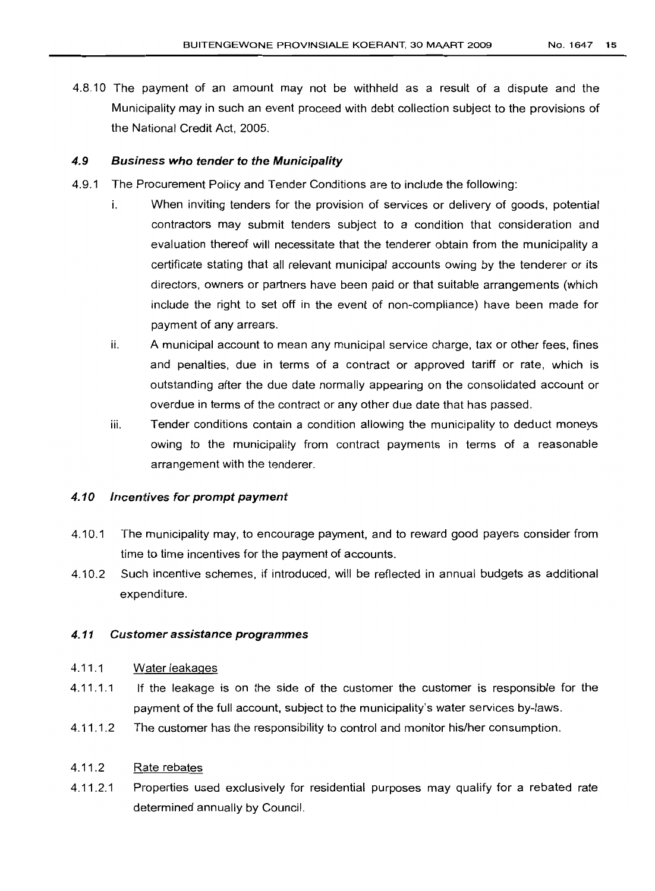4.8.10 The payment of an amount may not be withheld as a result of a dispute and the Municipality may in such an event proceed with debt collection subject to the provisions of the National Credit Act, 2005.

#### *4.9 Business who tender to the Municipality*

4.9.1 The Procurement Policy and Tender Conditions are to include the following:

i. When inviting tenders for the provision of services or delivery of goods, potential contractors may submit tenders subject to a condition that consideration and evaluation thereof will necessitate that the tenderer obtain from the municipality a certificate stating that all relevant municipal accounts owing by the tenderer or its directors, owners or partners have been paid or that suitable arrangements (which include the right to set off in the event of non-compliance) have been made for payment of any arrears.

ii. A municipal account to mean any municipal service charge, tax or other fees, fines and penalties, due in terms of a contract or approved tariff or rate, which is outstanding after the due date normally appearing on the consolidated account or overdue in terms of the contract or any other due date that has passed.

iii. Tender conditions contain a condition allowing the municipality to deduct moneys owing to the municipality from contract payments in terms of a reasonable arrangement with the tenderer.

#### *4.10 Incentives for prompt payment*

4.10.1 The municipality may, to encourage payment, and to reward good payers consider from time to time incentives for the payment of accounts.

4.10.2 Such incentive schemes, if introduced, will be reflected in annual budgets as additional expenditure.

#### *4.11 Customer assistance programmes*

4.11.1 <u>Water leakages</u>

4.11.1.1 If the leakage is on the side of the customer the customer is responsible for the payment of the full account, subject to the municipality's water services by-laws.

4.11.1.2 The customer has the responsibility to control and monitor his/her consumption.

4.11.2 <u>Rate rebates</u>

4.11.2.1 Properties used exclusively for residential purposes may qualify for a rebated rate determined annually by Council.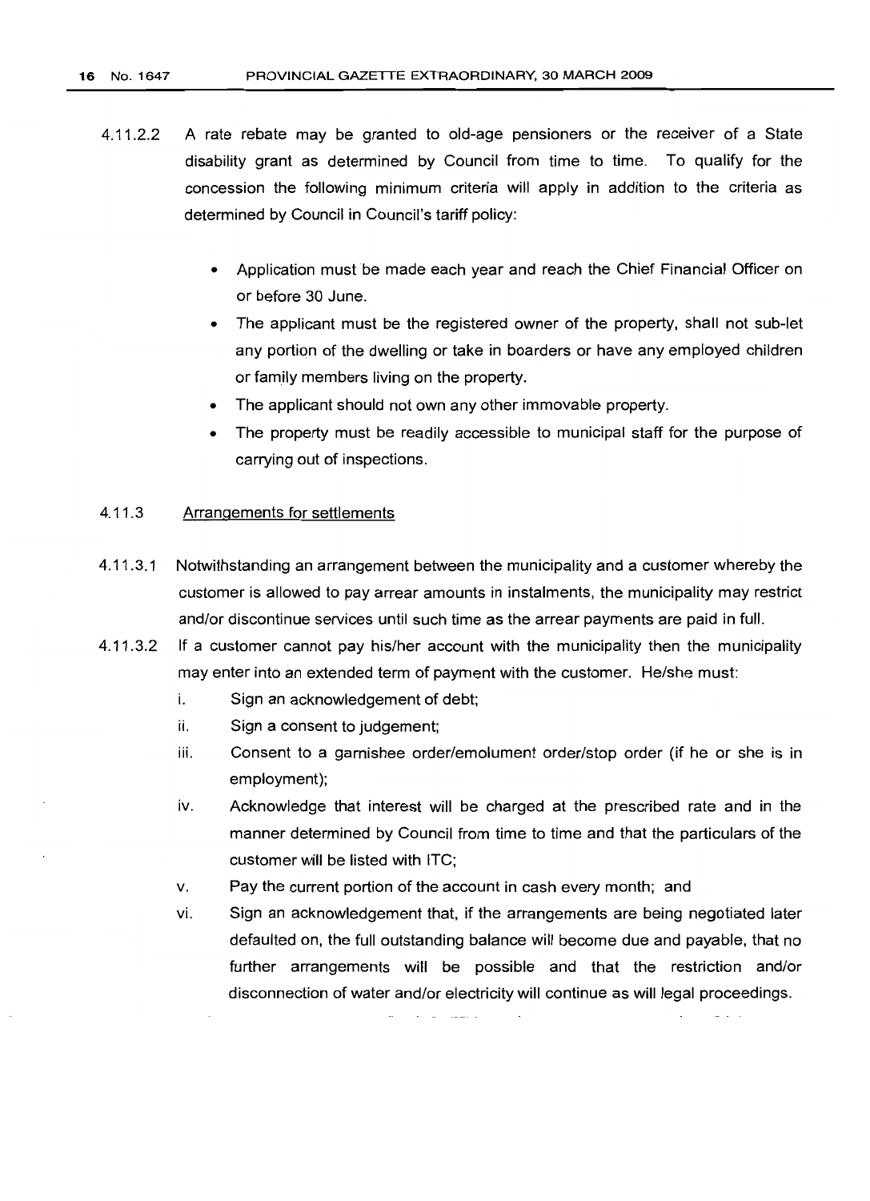4.11.2.2 A rate rebate may be granted to old-age pensioners or the receiver of a State disability grant as determined by Council from time to time. To qualify for the concession the following minimum criteria will apply in addition to the criteria as determined by Council in Council's tariff policy:

- Application must be made each year and reach the Chief Financial Officer on or before 30 June.
- The applicant must be the registered owner of the property, shall not sub-let any portion of the dwelling or take in boarders or have any employed children or family members living on the property.
- The applicant should not own any other immovable property.
- The property must be readily accessible to municipal staff for the purpose of carrying out of inspections.

4.11.3 Arrangements for settlements

4.11.3.1 Notwithstanding an arrangement between the municipality and a customer whereby the customer is allowed to pay arrear amounts in instalments, the municipality may restrict and/or discontinue services until such time as the arrear payments are paid in full.

4.11.3.2 If a customer cannot pay his/her account with the municipality then the municipality may enter into an extended term of payment with the customer. He/she must:

i. Sign an acknowledgement of debt;

ii. Sign a consent to judgement;

iii. Consent to a garnishee order/emolument order/stop order (if he or she is in employment);

iv. Acknowledge that interest will be charged at the prescribed rate and in the manner determined by Council from time to time and that the particulars of the customer will be listed with ITC;

v. Pay the current portion of the account in cash every month; and

vi. Sign an acknowledgement that, if the arrangements are being negotiated later defaulted on, the full outstanding balance will become due and payable, that no further arrangements will be possible and that the restriction and/or disconnection of water and/or electricity will continue as will legal proceedings.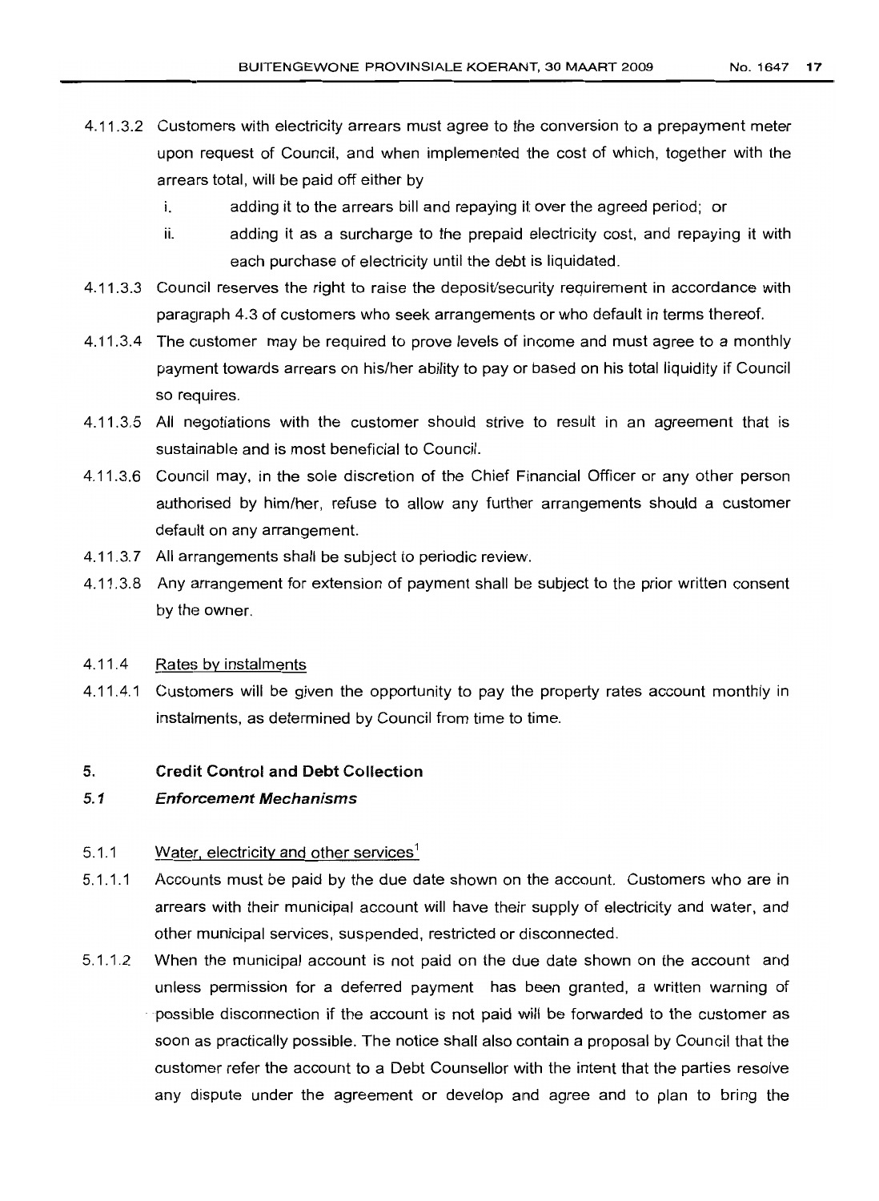4.11.3.2 Customers with electricity arrears must agree to the conversion to a prepayment meter upon request of Council, and when implemented the cost of which, together with the arrears total, will be paid off either by

i. adding it to the arrears bill and repaying it over the agreed period; or

ii. adding it as a surcharge to the prepaid electricity cost, and repaying it with each purchase of electricity until the debt is liquidated.

4.11.3.3 Council reserves the right to raise the deposit/security requirement in accordance with paragraph 4.3 of customers who seek arrangements or who default in terms thereof.

4.11.3.4 The customer may be required to prove levels of income and must agree to a monthly payment towards arrears on his/her ability to pay or based on his total liquidity if Council so requires.

4.11.3.5 All negotiations with the customer should strive to result in an agreement that is sustainable and is most beneficial to Council.

4.11.3.6 Council may, in the sole discretion of the Chief Financial Officer or any other person authorised by him/her, refuse to allow any further arrangements should a customer default on any arrangement.

4.11.3.7 All arrangements shall be subject to periodic review.

4.11.3.8 Any arrangement for extension of payment shall be subject to the prior written consent by the owner.

4.11.4 Rates by instalments

4.11.4.1 Customers will be given the opportunity to pay the property rates account monthly in instalments, as determined by Council from time to time.

## 5. Credit Control and Debt Collection

### *5.1 Enforcement Mechanisms*

5.1.1 Water, electricity and other services[1]

5.1.1.1 Accounts must be paid by the due date shown on the account. Customers who are in arrears with their municipal account will have their supply of electricity and water, and other municipal services, suspended, restricted or disconnected.

5.1.1.2 When the municipal account is not paid on the due date shown on the account and unless permission for a deferred payment has been granted, a written warning of possible disconnection if the account is not paid will be forwarded to the customer as soon as practically possible. The notice shall also contain a proposal by Council that the customer refer the account to a Debt Counsellor with the intent that the parties resolve any dispute under the agreement or develop and agree and to plan to bring the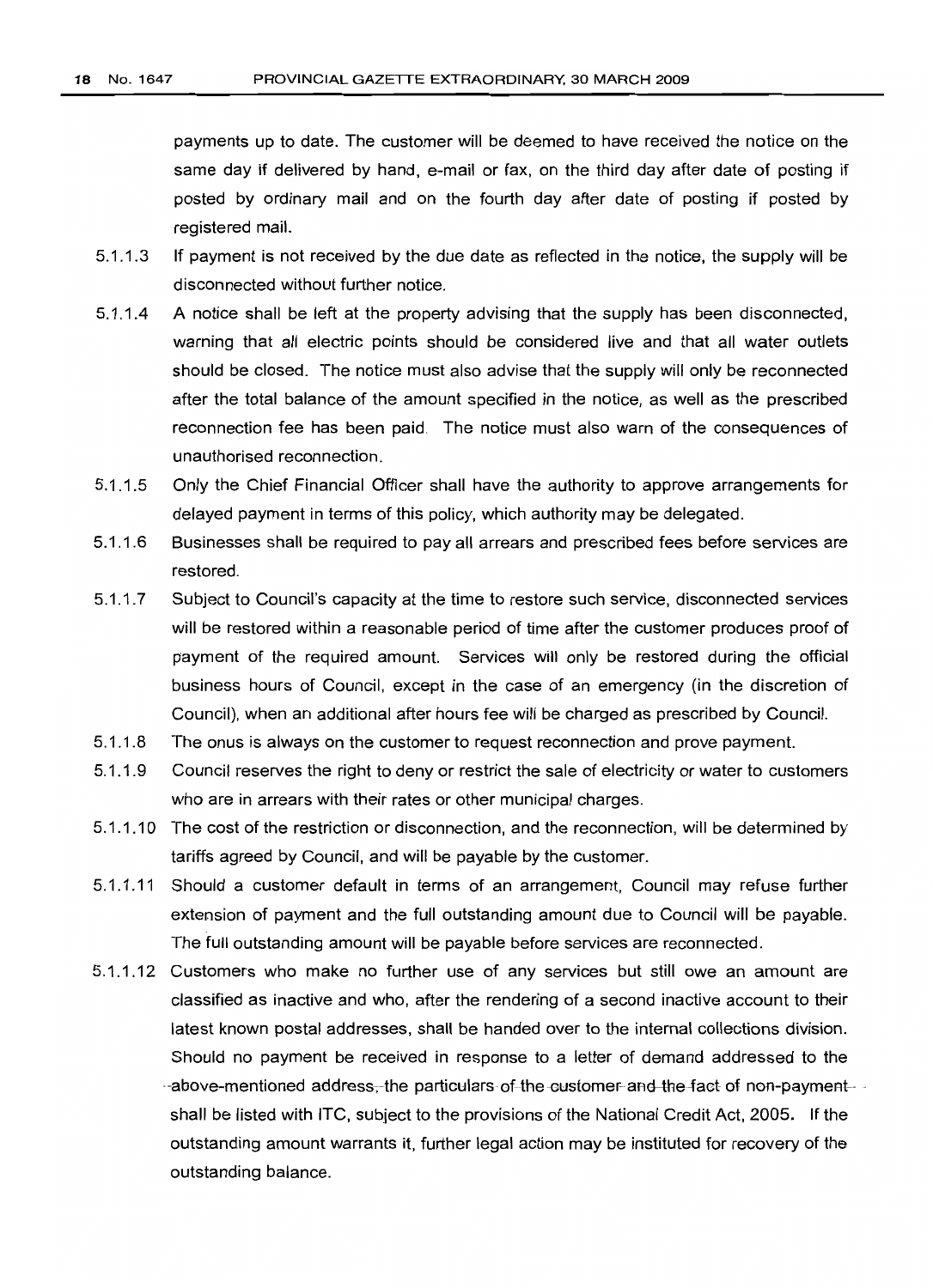payments up to date. The customer will be deemed to have received the notice on the same day if delivered by hand, e-mail or fax, on the third day after date of posting if posted by ordinary mail and on the fourth day after date of posting if posted by registered mail.

5.1.1.3 If payment is not received by the due date as reflected in the notice, the supply will be disconnected without further notice.

5.1.1.4 A notice shall be left at the property advising that the supply has been disconnected, warning that all electric points should be considered live and that all water outlets should be closed. The notice must also advise that the supply will only be reconnected after the total balance of the amount specified in the notice, as well as the prescribed reconnection fee has been paid. The notice must also warn of the consequences of unauthorised reconnection.

5.1.1.5 Only the Chief Financial Officer shall have the authority to approve arrangements for delayed payment in terms of this policy, which authority may be delegated.

5.1.1.6 Businesses shall be required to pay all arrears and prescribed fees before services are restored.

5.1.1.7 Subject to Council's capacity at the time to restore such service, disconnected services will be restored within a reasonable period of time after the customer produces proof of payment of the required amount. Services will only be restored during the official business hours of Council, except in the case of an emergency (in the discretion of Council), when an additional after hours fee will be charged as prescribed by Council.

5.1.1.8 The onus is always on the customer to request reconnection and prove payment.

5.1.1.9 Council reserves the right to deny or restrict the sale of electricity or water to customers who are in arrears with their rates or other municipal charges.

5.1.1.10 The cost of the restriction or disconnection, and the reconnection, will be determined by tariffs agreed by Council, and will be payable by the customer.

5.1.1.11 Should a customer default in terms of an arrangement, Council may refuse further extension of payment and the full outstanding amount due to Council will be payable. The full outstanding amount will be payable before services are reconnected.

5.1.1.12 Customers who make no further use of any services but still owe an amount are classified as inactive and who, after the rendering of a second inactive account to their latest known postal addresses, shall be handed over to the internal collections division. Should no payment be received in response to a letter of demand addressed to the above-mentioned address, the particulars of the customer and the fact of non-payment shall be listed with ITC, subject to the provisions of the National Credit Act, 2005. If the outstanding amount warrants it, further legal action may be instituted for recovery of the outstanding balance.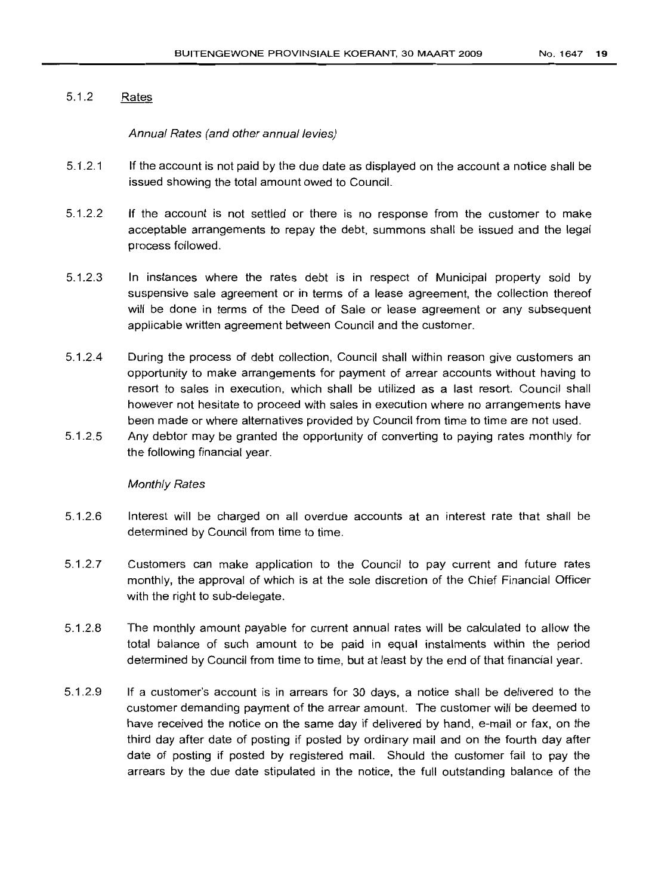5.1.2 Rates

*Annual Rates (and other annual levies)*

5.1.2.1 If the account is not paid by the due date as displayed on the account a notice shall be issued showing the total amount owed to Council.

5.1.2.2 If the account is not settled or there is no response from the customer to make acceptable arrangements to repay the debt, summons shall be issued and the legal process followed.

5.1.2.3 In instances where the rates debt is in respect of Municipal property sold by suspensive sale agreement or in terms of a lease agreement, the collection thereof will be done in terms of the Deed of Sale or lease agreement or any subsequent applicable written agreement between Council and the customer.

5.1.2.4 During the process of debt collection, Council shall within reason give customers an opportunity to make arrangements for payment of arrear accounts without having to resort to sales in execution, which shall be utilized as a last resort. Council shall however not hesitate to proceed with sales in execution where no arrangements have been made or where alternatives provided by Council from time to time are not used.

5.1.2.5 Any debtor may be granted the opportunity of converting to paying rates monthly for the following financial year.

*Monthly Rates*

5.1.2.6 Interest will be charged on all overdue accounts at an interest rate that shall be determined by Council from time to time.

5.1.2.7 Customers can make application to the Council to pay current and future rates monthly, the approval of which is at the sole discretion of the Chief Financial Officer with the right to sub-delegate.

5.1.2.8 The monthly amount payable for current annual rates will be calculated to allow the total balance of such amount to be paid in equal instalments within the period determined by Council from time to time, but at least by the end of that financial year.

5.1.2.9 If a customer's account is in arrears for 30 days, a notice shall be delivered to the customer demanding payment of the arrear amount. The customer will be deemed to have received the notice on the same day if delivered by hand, e-mail or fax, on the third day after date of posting if posted by ordinary mail and on the fourth day after date of posting if posted by registered mail. Should the customer fail to pay the arrears by the due date stipulated in the notice, the full outstanding balance of the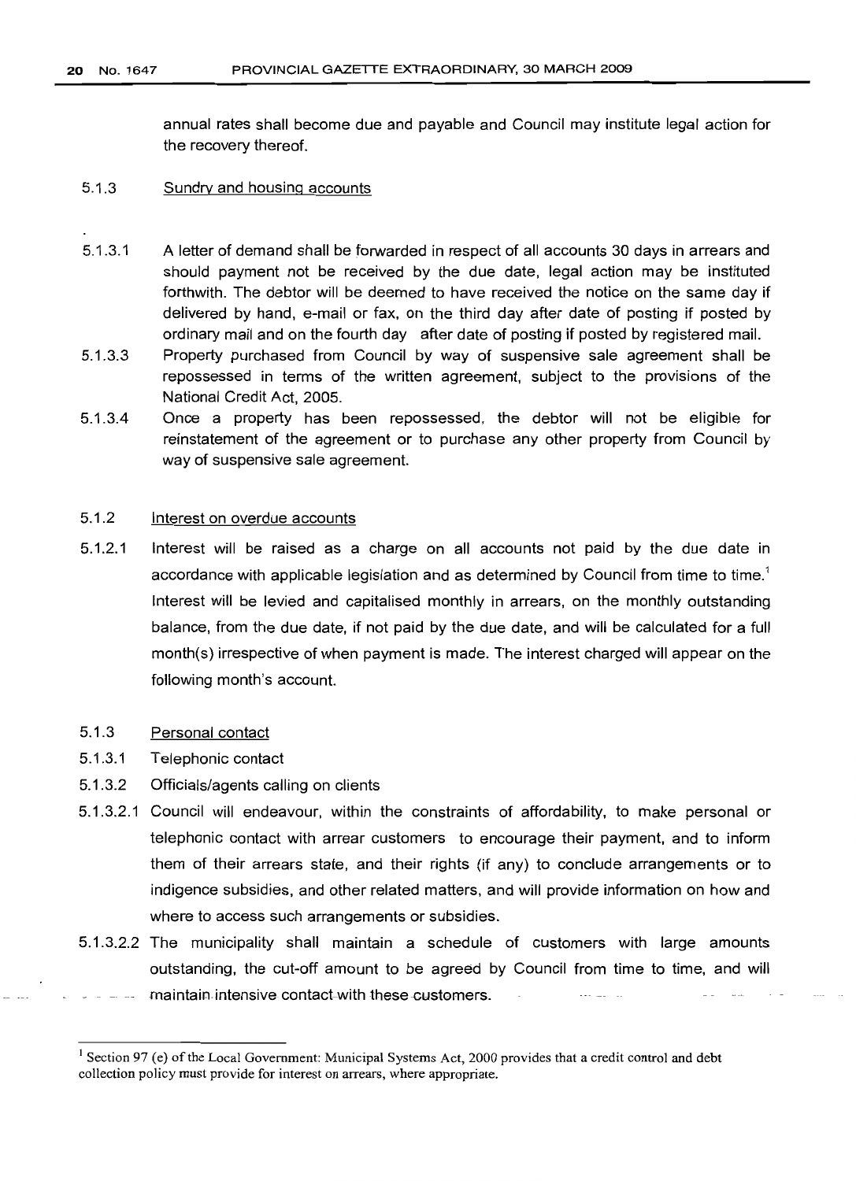annual rates shall become due and payable and Council may institute legal action for the recovery thereof.

5.1.3 Sundry and housing accounts

5.1.3.1 A letter of demand shall be forwarded in respect of all accounts 30 days in arrears and should payment not be received by the due date, legal action may be instituted forthwith. The debtor will be deemed to have received the notice on the same day if delivered by hand, e-mail or fax, on the third day after date of posting if posted by ordinary mail and on the fourth day after date of posting if posted by registered mail.

5.1.3.3 Property purchased from Council by way of suspensive sale agreement shall be repossessed in terms of the written agreement, subject to the provisions of the National Credit Act, 2005.

5.1.3.4 Once a property has been repossessed, the debtor will not be eligible for reinstatement of the agreement or to purchase any other property from Council by way of suspensive sale agreement.

5.1.2 Interest on overdue accounts

5.1.2.1 Interest will be raised as a charge on all accounts not paid by the due date in accordance with applicable legislation and as determined by Council from time to time.[1] Interest will be levied and capitalised monthly in arrears, on the monthly outstanding balance, from the due date, if not paid by the due date, and will be calculated for a full month(s) irrespective of when payment is made. The interest charged will appear on the following month's account.

5.1.3 Personal contact

5.1.3.1 Telephonic contact

5.1.3.2 Officials/agents calling on clients

5.1.3.2.1 Council will endeavour, within the constraints of affordability, to make personal or telephonic contact with arrear customers to encourage their payment, and to inform them of their arrears state, and their rights (if any) to conclude arrangements or to indigence subsidies, and other related matters, and will provide information on how and where to access such arrangements or subsidies.

5.1.3.2.2 The municipality shall maintain a schedule of customers with large amounts outstanding, the cut-off amount to be agreed by Council from time to time, and will maintain intensive contact with these customers.

[1] Section 97 (e) of the Local Government: Municipal Systems Act, 2000 provides that a credit control and debt collection policy must provide for interest on arrears, where appropriate.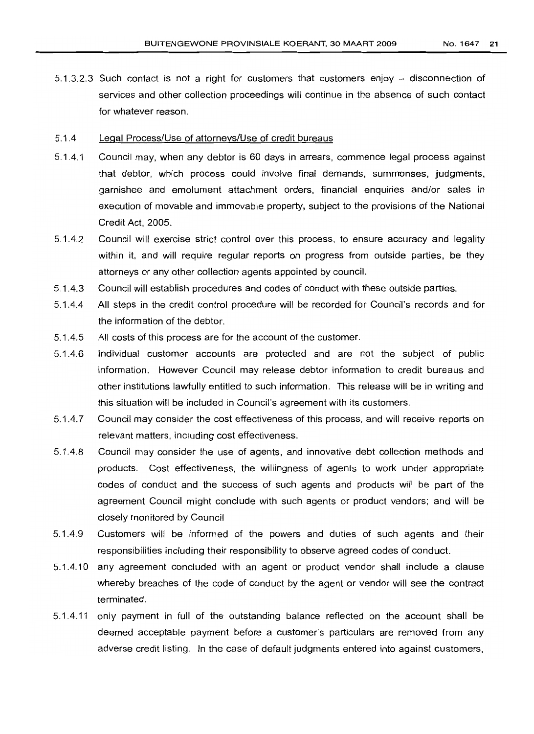5.1.3.2.3 Such contact is not a right for customers that customers enjoy – disconnection of services and other collection proceedings will continue in the absence of such contact for whatever reason.

5.1.4 <u>Legal Process/Use of attorneys/Use of credit bureaus</u>

5.1.4.1 Council may, when any debtor is 60 days in arrears, commence legal process against that debtor, which process could involve final demands, summonses, judgments, garnishee and emolument attachment orders, financial enquiries and/or sales in execution of movable and immovable property, subject to the provisions of the National Credit Act, 2005.

5.1.4.2 Council will exercise strict control over this process, to ensure accuracy and legality within it, and will require regular reports on progress from outside parties, be they attorneys or any other collection agents appointed by council.

5.1.4.3 Council will establish procedures and codes of conduct with these outside parties.

5.1.4.4 All steps in the credit control procedure will be recorded for Council's records and for the information of the debtor.

5.1.4.5 All costs of this process are for the account of the customer.

5.1.4.6 Individual customer accounts are protected and are not the subject of public information. However Council may release debtor information to credit bureaus and other institutions lawfully entitled to such information. This release will be in writing and this situation will be included in Council's agreement with its customers.

5.1.4.7 Council may consider the cost effectiveness of this process, and will receive reports on relevant matters, including cost effectiveness.

5.1.4.8 Council may consider the use of agents, and innovative debt collection methods and products. Cost effectiveness, the willingness of agents to work under appropriate codes of conduct and the success of such agents and products will be part of the agreement Council might conclude with such agents or product vendors; and will be closely monitored by Council

5.1.4.9 Customers will be informed of the powers and duties of such agents and their responsibilities including their responsibility to observe agreed codes of conduct.

5.1.4.10 any agreement concluded with an agent or product vendor shall include a clause whereby breaches of the code of conduct by the agent or vendor will see the contract terminated.

5.1.4.11 only payment in full of the outstanding balance reflected on the account shall be deemed acceptable payment before a customer's particulars are removed from any adverse credit listing. In the case of default judgments entered into against customers,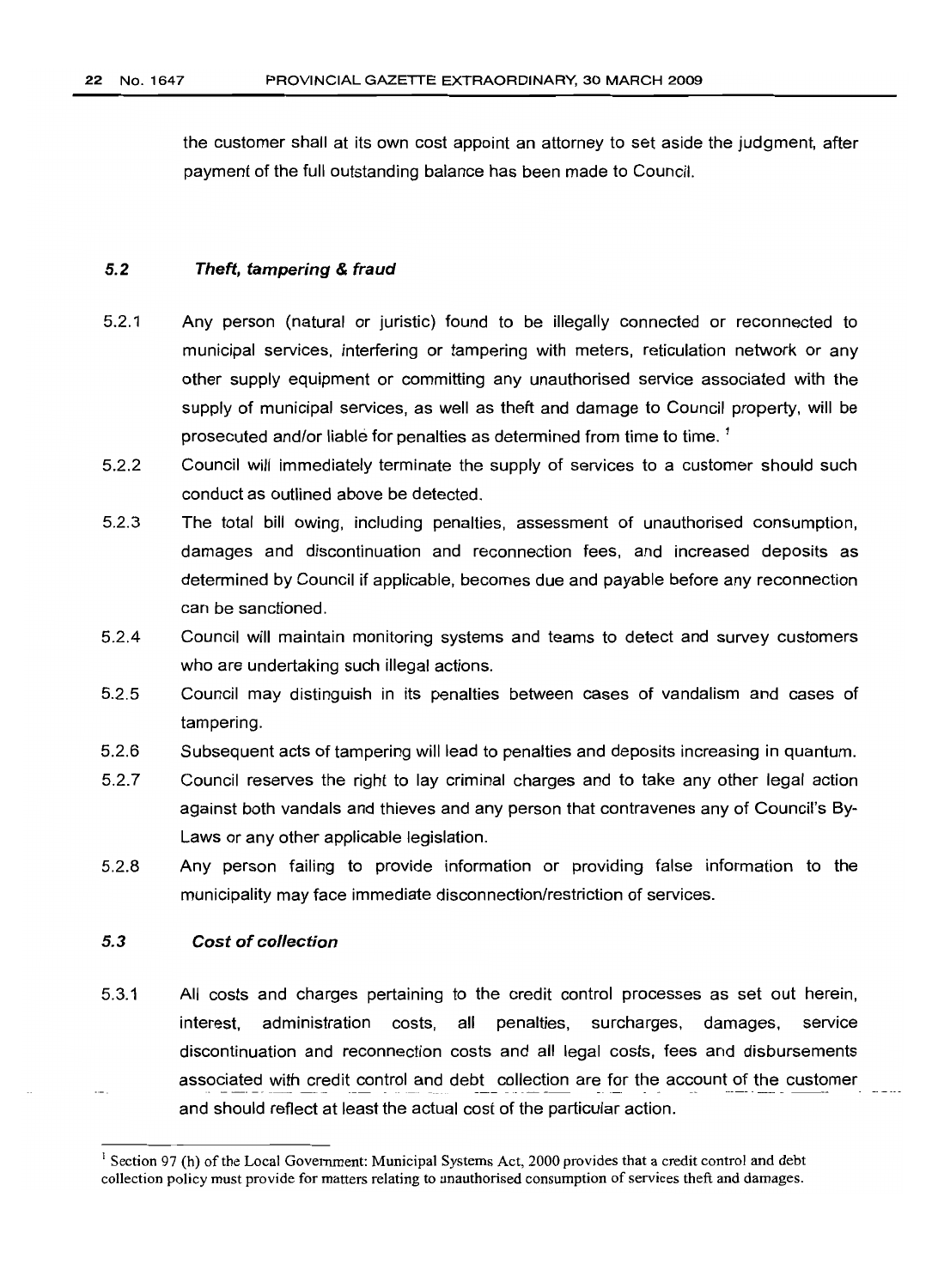the customer shall at its own cost appoint an attorney to set aside the judgment, after payment of the full outstanding balance has been made to Council.

### 5.2 *Theft, tampering & fraud*

5.2.1 Any person (natural or juristic) found to be illegally connected or reconnected to municipal services, interfering or tampering with meters, reticulation network or any other supply equipment or committing any unauthorised service associated with the supply of municipal services, as well as theft and damage to Council property, will be prosecuted and/or liable for penalties as determined from time to time. [1]

5.2.2 Council will immediately terminate the supply of services to a customer should such conduct as outlined above be detected.

5.2.3 The total bill owing, including penalties, assessment of unauthorised consumption, damages and discontinuation and reconnection fees, and increased deposits as determined by Council if applicable, becomes due and payable before any reconnection can be sanctioned.

5.2.4 Council will maintain monitoring systems and teams to detect and survey customers who are undertaking such illegal actions.

5.2.5 Council may distinguish in its penalties between cases of vandalism and cases of tampering.

5.2.6 Subsequent acts of tampering will lead to penalties and deposits increasing in quantum.

5.2.7 Council reserves the right to lay criminal charges and to take any other legal action against both vandals and thieves and any person that contravenes any of Council's By-Laws or any other applicable legislation.

5.2.8 Any person failing to provide information or providing false information to the municipality may face immediate disconnection/restriction of services.

### 5.3 *Cost of collection*

5.3.1 All costs and charges pertaining to the credit control processes as set out herein, interest, administration costs, all penalties, surcharges, damages, service discontinuation and reconnection costs and all legal costs, fees and disbursements associated with credit control and debt collection are for the account of the customer and should reflect at least the actual cost of the particular action.

---

[1] Section 97 (h) of the Local Government: Municipal Systems Act, 2000 provides that a credit control and debt collection policy must provide for matters relating to unauthorised consumption of services theft and damages.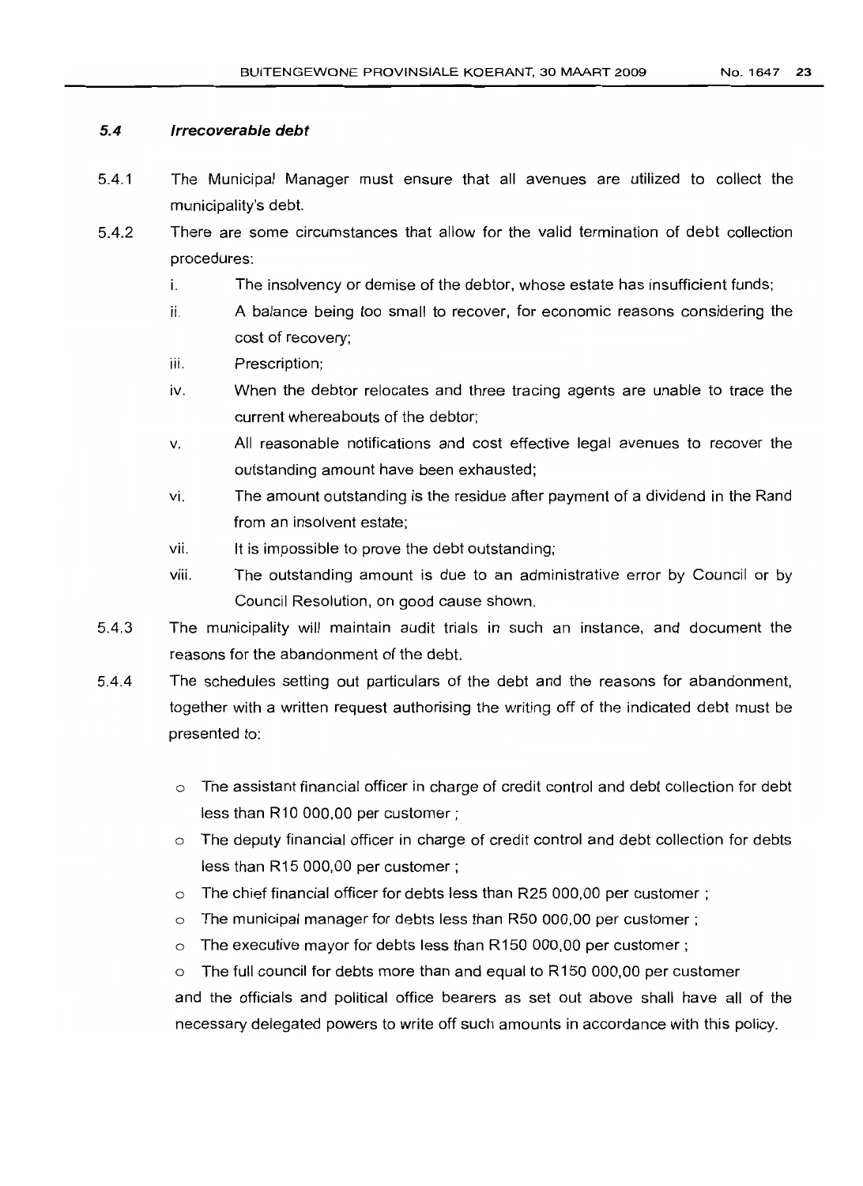### *5.4 Irrecoverable debt*

5.4.1 The Municipal Manager must ensure that all avenues are utilized to collect the municipality's debt.

5.4.2 There are some circumstances that allow for the valid termination of debt collection procedures:

i. The insolvency or demise of the debtor, whose estate has insufficient funds;

ii. A balance being too small to recover, for economic reasons considering the cost of recovery;

iii. Prescription;

iv. When the debtor relocates and three tracing agents are unable to trace the current whereabouts of the debtor;

v. All reasonable notifications and cost effective legal avenues to recover the outstanding amount have been exhausted;

vi. The amount outstanding is the residue after payment of a dividend in the Rand from an insolvent estate;

vii. It is impossible to prove the debt outstanding;

viii. The outstanding amount is due to an administrative error by Council or by Council Resolution, on good cause shown.

5.4.3 The municipality will maintain audit trials in such an instance, and document the reasons for the abandonment of the debt.

5.4.4 The schedules setting out particulars of the debt and the reasons for abandonment, together with a written request authorising the writing off of the indicated debt must be presented to:

- The assistant financial officer in charge of credit control and debt collection for debt less than R10 000,00 per customer ;
- The deputy financial officer in charge of credit control and debt collection for debts less than R15 000,00 per customer ;
- The chief financial officer for debts less than R25 000,00 per customer ;
- The municipal manager for debts less than R50 000,00 per customer ;
- The executive mayor for debts less than R150 000,00 per customer ;
- The full council for debts more than and equal to R150 000,00 per customer

and the officials and political office bearers as set out above shall have all of the necessary delegated powers to write off such amounts in accordance with this policy.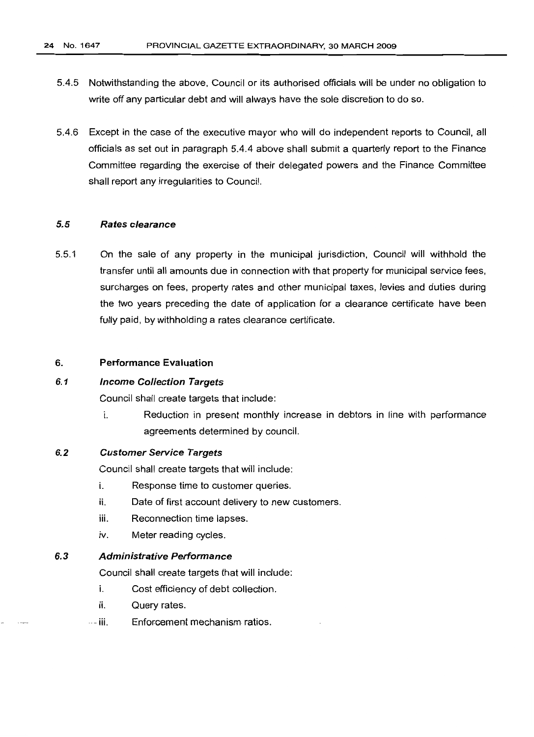5.4.5 Notwithstanding the above, Council or its authorised officials will be under no obligation to write off any particular debt and will always have the sole discretion to do so.

5.4.6 Except in the case of the executive mayor who will do independent reports to Council, all officials as set out in paragraph 5.4.4 above shall submit a quarterly report to the Finance Committee regarding the exercise of their delegated powers and the Finance Committee shall report any irregularities to Council.

### *5.5 Rates clearance*

5.5.1 On the sale of any property in the municipal jurisdiction, Council will withhold the transfer until all amounts due in connection with that property for municipal service fees, surcharges on fees, property rates and other municipal taxes, levies and duties during the two years preceding the date of application for a clearance certificate have been fully paid, by withholding a rates clearance certificate.

## 6. Performance Evaluation

### *6.1 Income Collection Targets*

Council shall create targets that include:

i. Reduction in present monthly increase in debtors in line with performance agreements determined by council.

### *6.2 Customer Service Targets*

Council shall create targets that will include:

i. Response time to customer queries.
ii. Date of first account delivery to new customers.
iii. Reconnection time lapses.
iv. Meter reading cycles.

### *6.3 Administrative Performance*

Council shall create targets that will include:

i. Cost efficiency of debt collection.
ii. Query rates.
iii. Enforcement mechanism ratios.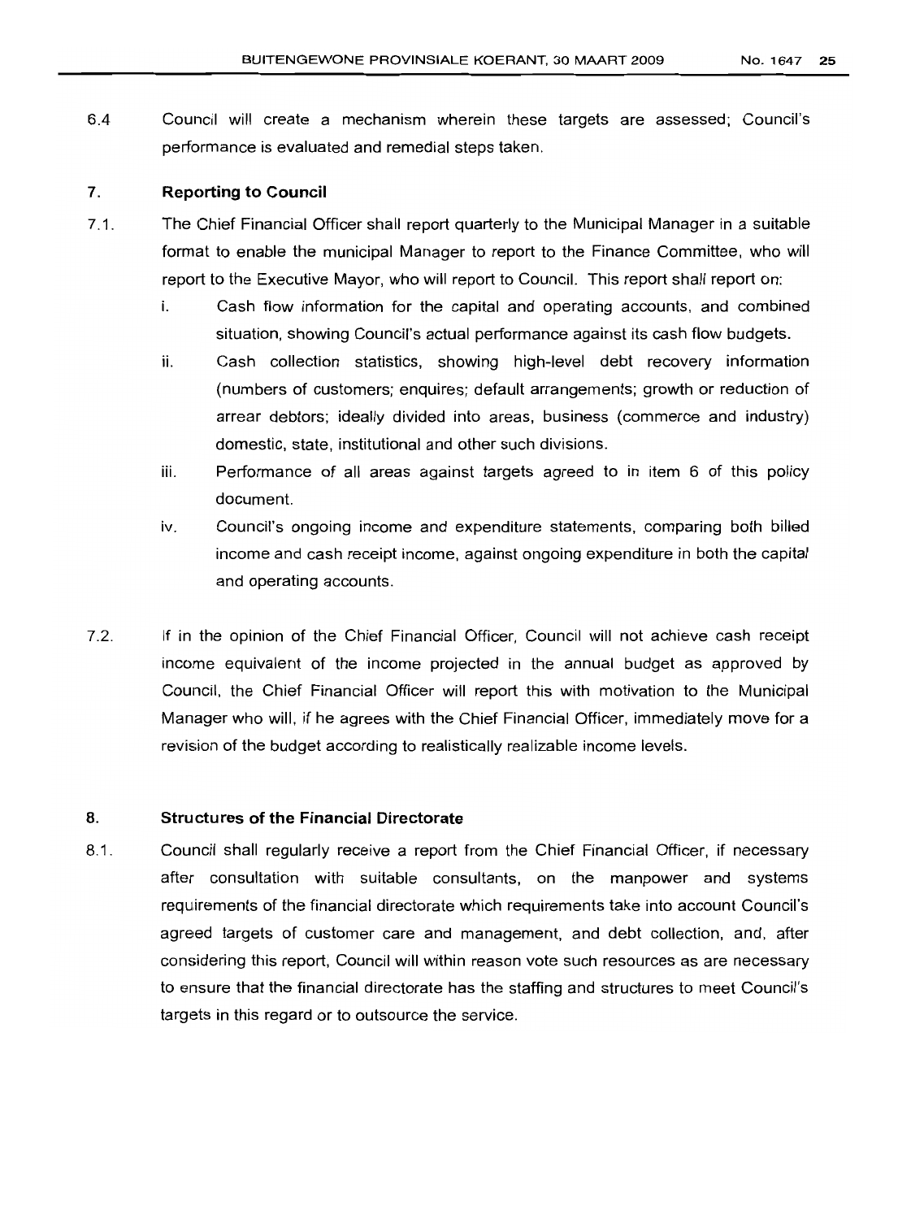6.4 Council will create a mechanism wherein these targets are assessed; Council's performance is evaluated and remedial steps taken.

## 7. Reporting to Council

7.1. The Chief Financial Officer shall report quarterly to the Municipal Manager in a suitable format to enable the municipal Manager to report to the Finance Committee, who will report to the Executive Mayor, who will report to Council. This report shall report on:

i. Cash flow information for the capital and operating accounts, and combined situation, showing Council's actual performance against its cash flow budgets.

ii. Cash collection statistics, showing high-level debt recovery information (numbers of customers; enquires; default arrangements; growth or reduction of arrear debtors; ideally divided into areas, business (commerce and industry) domestic, state, institutional and other such divisions.

iii. Performance of all areas against targets agreed to in item 6 of this policy document.

iv. Council's ongoing income and expenditure statements, comparing both billed income and cash receipt income, against ongoing expenditure in both the capital and operating accounts.

7.2. If in the opinion of the Chief Financial Officer, Council will not achieve cash receipt income equivalent of the income projected in the annual budget as approved by Council, the Chief Financial Officer will report this with motivation to the Municipal Manager who will, if he agrees with the Chief Financial Officer, immediately move for a revision of the budget according to realistically realizable income levels.

## 8. Structures of the Financial Directorate

8.1. Council shall regularly receive a report from the Chief Financial Officer, if necessary after consultation with suitable consultants, on the manpower and systems requirements of the financial directorate which requirements take into account Council's agreed targets of customer care and management, and debt collection, and, after considering this report, Council will within reason vote such resources as are necessary to ensure that the financial directorate has the staffing and structures to meet Council's targets in this regard or to outsource the service.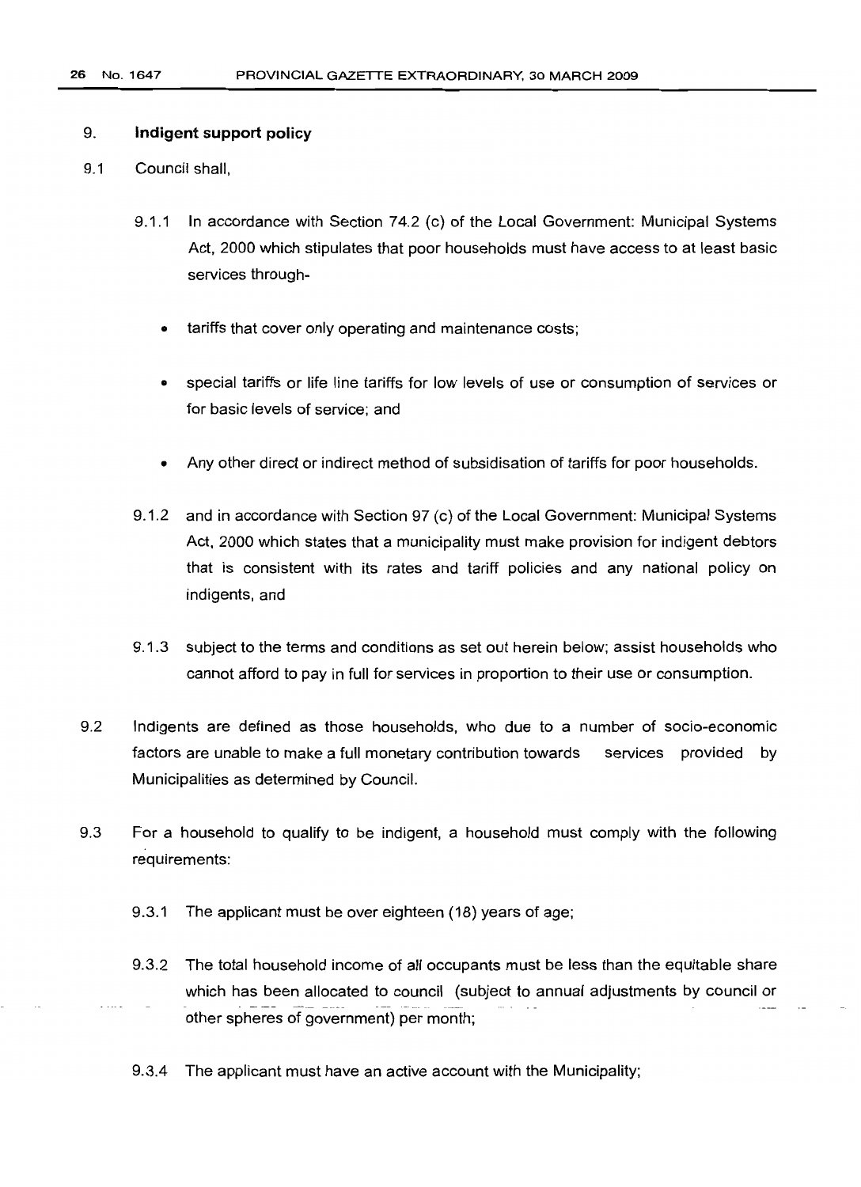## 9. Indigent support policy

9.1 Council shall,

9.1.1 In accordance with Section 74.2 (c) of the Local Government: Municipal Systems Act, 2000 which stipulates that poor households must have access to at least basic services through-

- tariffs that cover only operating and maintenance costs;
- special tariffs or life line tariffs for low levels of use or consumption of services or for basic levels of service; and
- Any other direct or indirect method of subsidisation of tariffs for poor households.

9.1.2 and in accordance with Section 97 (c) of the Local Government: Municipal Systems Act, 2000 which states that a municipality must make provision for indigent debtors that is consistent with its rates and tariff policies and any national policy on indigents, and

9.1.3 subject to the terms and conditions as set out herein below; assist households who cannot afford to pay in full for services in proportion to their use or consumption.

9.2 Indigents are defined as those households, who due to a number of socio-economic factors are unable to make a full monetary contribution towards services provided by Municipalities as determined by Council.

9.3 For a household to qualify to be indigent, a household must comply with the following requirements:

9.3.1 The applicant must be over eighteen (18) years of age;

9.3.2 The total household income of all occupants must be less than the equitable share which has been allocated to council (subject to annual adjustments by council or other spheres of government) per month;

9.3.4 The applicant must have an active account with the Municipality;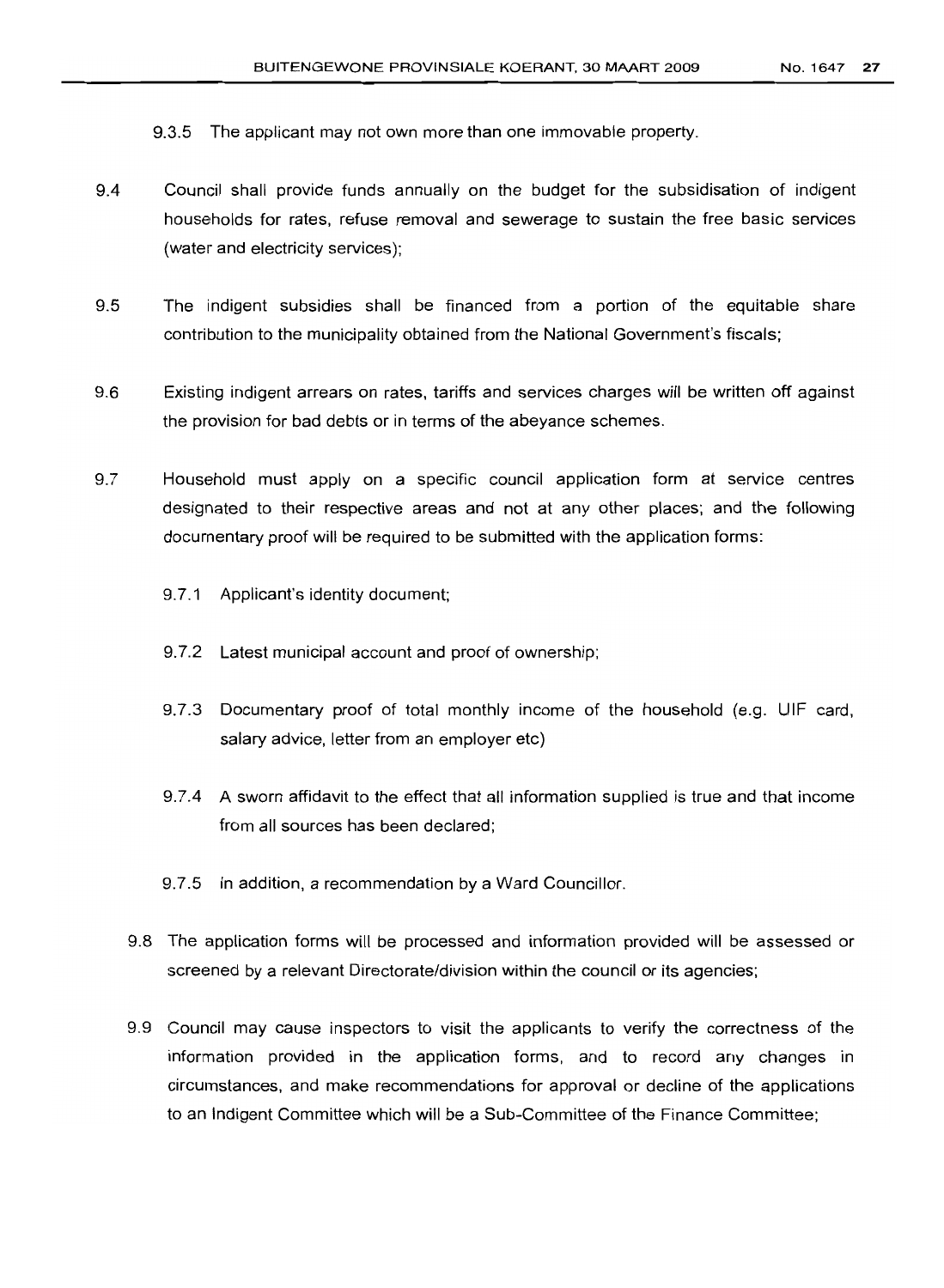9.3.5 The applicant may not own more than one immovable property.

9.4 Council shall provide funds annually on the budget for the subsidisation of indigent households for rates, refuse removal and sewerage to sustain the free basic services (water and electricity services);

9.5 The indigent subsidies shall be financed from a portion of the equitable share contribution to the municipality obtained from the National Government's fiscals;

9.6 Existing indigent arrears on rates, tariffs and services charges will be written off against the provision for bad debts or in terms of the abeyance schemes.

9.7 Household must apply on a specific council application form at service centres designated to their respective areas and not at any other places; and the following documentary proof will be required to be submitted with the application forms:

9.7.1 Applicant's identity document;

9.7.2 Latest municipal account and proof of ownership;

9.7.3 Documentary proof of total monthly income of the household (e.g. UIF card, salary advice, letter from an employer etc)

9.7.4 A sworn affidavit to the effect that all information supplied is true and that income from all sources has been declared;

9.7.5 In addition, a recommendation by a Ward Councillor.

9.8 The application forms will be processed and information provided will be assessed or screened by a relevant Directorate/division within the council or its agencies;

9.9 Council may cause inspectors to visit the applicants to verify the correctness of the information provided in the application forms, and to record any changes in circumstances, and make recommendations for approval or decline of the applications to an Indigent Committee which will be a Sub-Committee of the Finance Committee;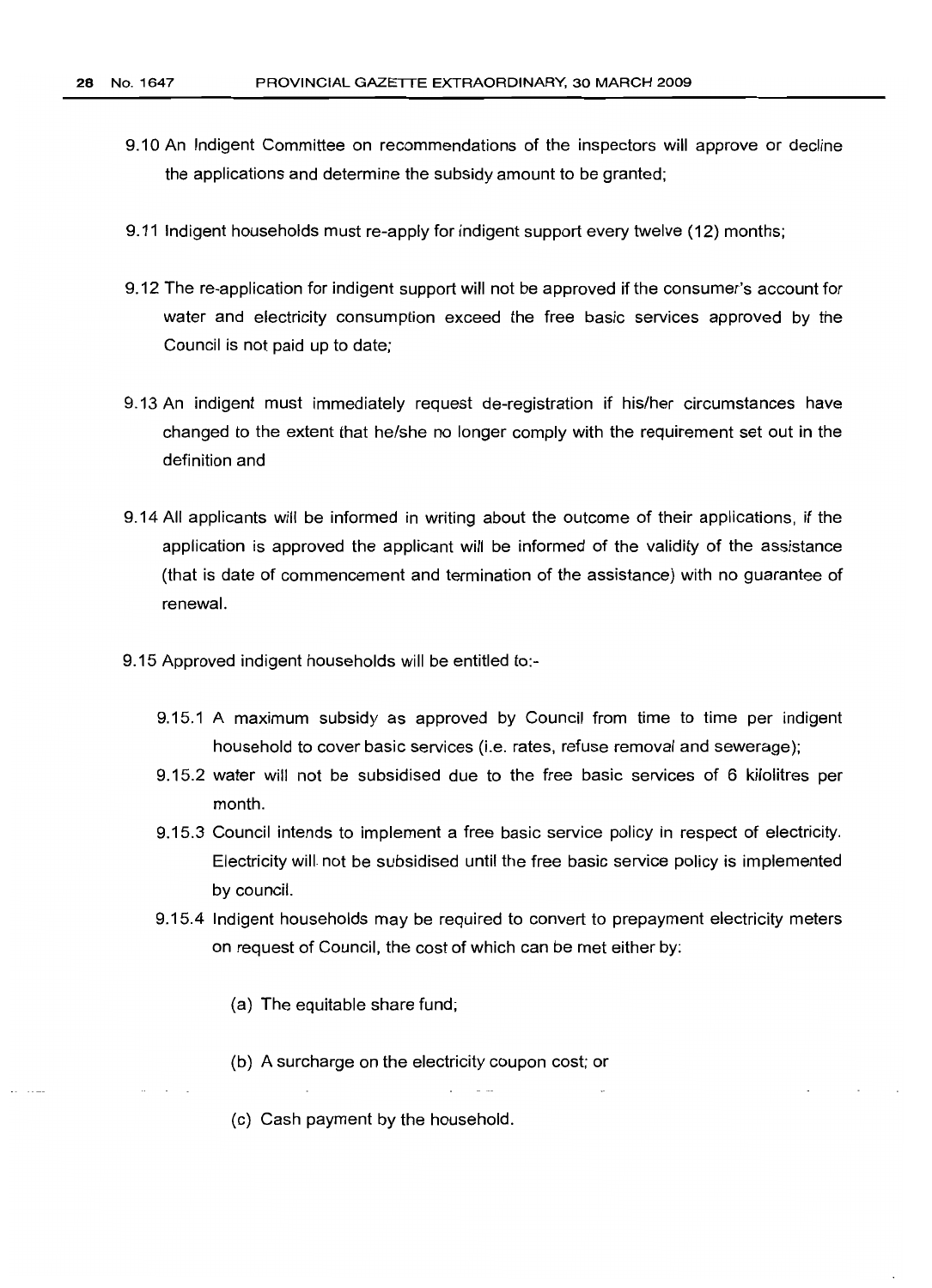9.10 An Indigent Committee on recommendations of the inspectors will approve or decline the applications and determine the subsidy amount to be granted;

9.11 Indigent households must re-apply for indigent support every twelve (12) months;

9.12 The re-application for indigent support will not be approved if the consumer's account for water and electricity consumption exceed the free basic services approved by the Council is not paid up to date;

9.13 An indigent must immediately request de-registration if his/her circumstances have changed to the extent that he/she no longer comply with the requirement set out in the definition and

9.14 All applicants will be informed in writing about the outcome of their applications, if the application is approved the applicant will be informed of the validity of the assistance (that is date of commencement and termination of the assistance) with no guarantee of renewal.

9.15 Approved indigent households will be entitled to:-

- 9.15.1 A maximum subsidy as approved by Council from time to time per indigent household to cover basic services (i.e. rates, refuse removal and sewerage);
- 9.15.2 water will not be subsidised due to the free basic services of 6 kilolitres per month.
- 9.15.3 Council intends to implement a free basic service policy in respect of electricity. Electricity will not be subsidised until the free basic service policy is implemented by council.
- 9.15.4 Indigent households may be required to convert to prepayment electricity meters on request of Council, the cost of which can be met either by:
  - (a) The equitable share fund;
  - (b) A surcharge on the electricity coupon cost; or
  - (c) Cash payment by the household.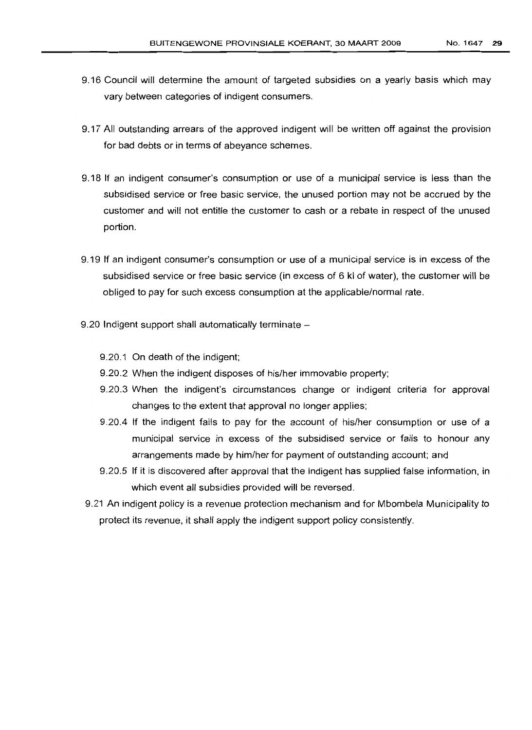9.16 Council will determine the amount of targeted subsidies on a yearly basis which may vary between categories of indigent consumers.

9.17 All outstanding arrears of the approved indigent will be written off against the provision for bad debts or in terms of abeyance schemes.

9.18 If an indigent consumer's consumption or use of a municipal service is less than the subsidised service or free basic service, the unused portion may not be accrued by the customer and will not entitle the customer to cash or a rebate in respect of the unused portion.

9.19 If an indigent consumer's consumption or use of a municipal service is in excess of the subsidised service or free basic service (in excess of 6 kl of water), the customer will be obliged to pay for such excess consumption at the applicable/normal rate.

9.20 Indigent support shall automatically terminate –

- 9.20.1 On death of the indigent;
- 9.20.2 When the indigent disposes of his/her immovable property;
- 9.20.3 When the indigent's circumstances change or indigent criteria for approval changes to the extent that approval no longer applies;
- 9.20.4 If the indigent fails to pay for the account of his/her consumption or use of a municipal service in excess of the subsidised service or fails to honour any arrangements made by him/her for payment of outstanding account; and
- 9.20.5 If it is discovered after approval that the indigent has supplied false information, in which event all subsidies provided will be reversed.

9.21 An indigent policy is a revenue protection mechanism and for Mbombela Municipality to protect its revenue, it shall apply the indigent support policy consistently.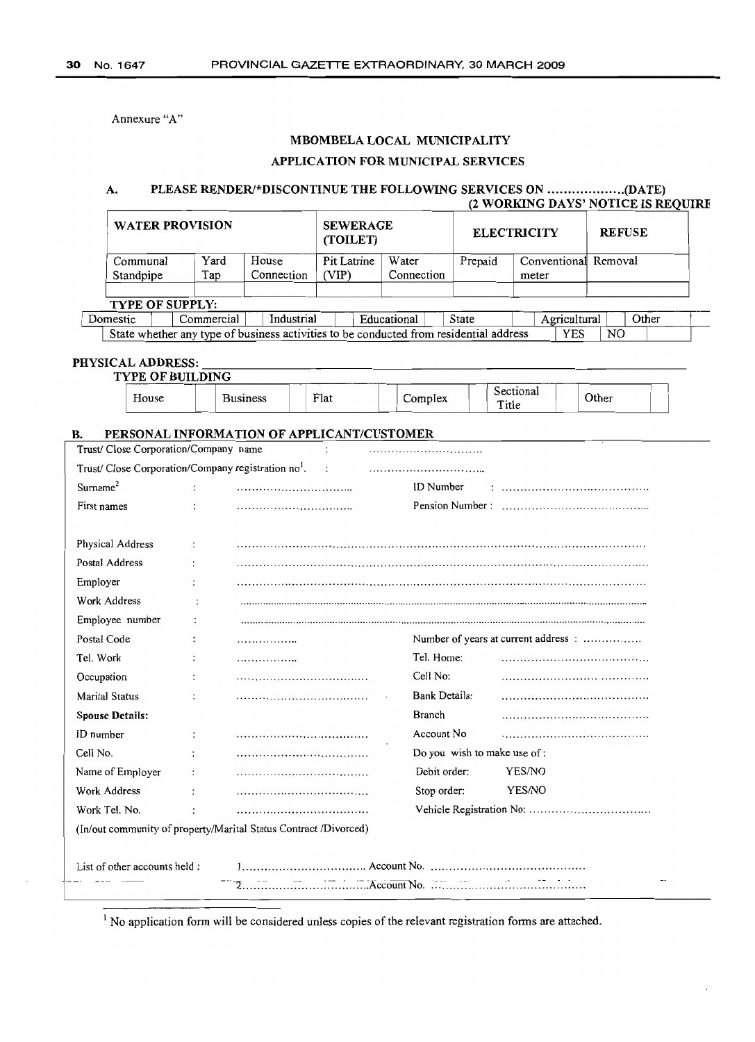Annexure "A"

## MBOMBELA LOCAL MUNICIPALITY

## APPLICATION FOR MUNICIPAL SERVICES

### A. PLEASE RENDER/*DISCONTINUE THE FOLLOWING SERVICES ON ………………(DATE)

(2 WORKING DAYS' NOTICE IS REQUIRE

| WATER PROVISION | | | SEWERAGE (TOILET) | | ELECTRICITY | | REFUSE |
|---|---|---|---|---|---|---|---|
| Communal Standpipe | Yard Tap | House Connection | Pit Latrine (VIP) | Water Connection | Prepaid | Conventional meter | Removal |
| | | | | | | | |

**TYPE OF SUPPLY:**

| | | | | | | | | | | | | |
|---|---|---|---|---|---|---|---|---|---|---|---|---|
| Domestic | | Commercial | | Industrial | | Educational | | State | | Agricultural | | Other |
| State whether any type of business activities to be conducted from residential address | | | | | | | | | | YES | NO | |

**PHYSICAL ADDRESS:** ______________________________

**TYPE OF BUILDING**

| | | | | | | | | | | | |
|---|---|---|---|---|---|---|---|---|---|---|---|
| House | | Business | | Flat | | Complex | | Sectional Title | | Other | |

### B. PERSONAL INFORMATION OF APPLICANT/CUSTOMER

Trust/ Close Corporation/Company name : …………………………

Trust/ Close Corporation/Company registration no[1]. : …………………………

Surname[2] : ………………………… ID Number : …………………………………

First names : ………………………… Pension Number : …………………………………

Physical Address : ……………………………………………………………………………………

Postal Address : ……………………………………………………………………………………

Employer : ……………………………………………………………………………………

Work Address : ……………………………………………………………………………………

Employee number : ……………………………………………………………………………………

Postal Code : …………… Number of years at current address : ……………

Tel. Work : …………… Tel. Home: …………………………………

Occupation : ……………………………… Cell No: …………………… …………

Marital Status : ……………………………… Bank Details: …………………………………

**Spouse Details:** Branch …………………………………

ID number : ……………………………… Account No …………………………………

Cell No. : ……………………………… Do you wish to make use of :

Name of Employer : ……………………………… Debit order: YES/NO

Work Address : ……………………………… Stop order: YES/NO

Work Tel. No. : ……………………………… Vehicle Registration No: ……………………………

(In/out community of property/Marital Status Contract /Divorced)

List of other accounts held : 1……………………………. Account No. ……………………………………

2……………………………. Account No. ……………………………………

[1] No application form will be considered unless copies of the relevant registration forms are attached.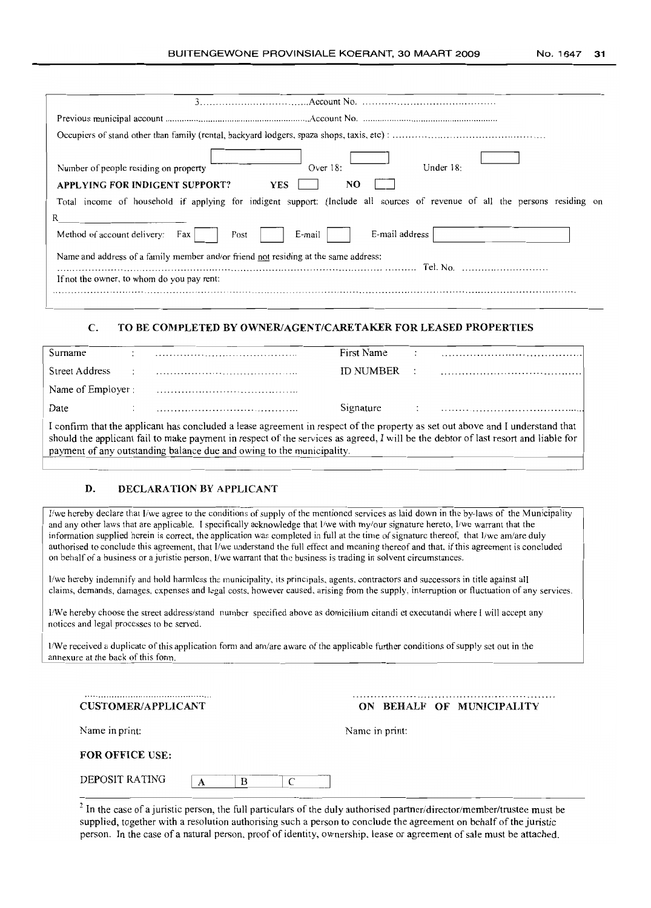3.......................................Account No. ..........................................

Previous municipal account ..........................................................Account No. ........................................................

Occupiers of stand other than family (rental, backyard lodgers, spaza shops, taxis, etc) : ...............................................

Number of people residing on property [ ] Over 18: [ ] Under 18: [ ]

**APPLYING FOR INDIGENT SUPPORT?** **YES** [ ] **NO** [ ]

Total income of household if applying for indigent support: (Include all sources of revenue of all the persons residing on

R________________

Method of account delivery: Fax [ ] Post [ ] E-mail [ ] E-mail address [ ]

Name and address of a family member and/or friend not residing at the same address:

.......................................................................................................... Tel. No. ...........................

If not the owner, to whom do you pay rent:

..........................................................................................................................................................

### C. TO BE COMPLETED BY OWNER/AGENT/CARETAKER FOR LEASED PROPERTIES

| | | | |
|---|---|---|---|
| Surname : | ........................................ | First Name : | ........................................ |
| Street Address : | ........................................ | ID NUMBER : | ........................................ |
| Name of Employer : | ........................................ | | |
| Date : | ........................................ | Signature : | ........................................ |

I confirm that the applicant has concluded a lease agreement in respect of the property as set out above and I understand that should the applicant fail to make payment in respect of the services as agreed, I will be the debtor of last resort and liable for payment of any outstanding balance due and owing to the municipality.

### D. DECLARATION BY APPLICANT

I/we hereby declare that I/we agree to the conditions of supply of the mentioned services as laid down in the by-laws of the Municipality and any other laws that are applicable. I specifically acknowledge that I/we with my/our signature hereto, I/we warrant that the information supplied herein is correct, the application was completed in full at the time of signature thereof, that I/we am/are duly authorised to conclude this agreement, that I/we understand the full effect and meaning thereof and that, if this agreement is concluded on behalf of a business or a juristic person, I/we warrant that the business is trading in solvent circumstances.

I/we hereby indemnify and hold harmless the municipality, its principals, agents, contractors and successors in title against all claims, demands, damages, expenses and legal costs, however caused, arising from the supply, interruption or fluctuation of any services.

I/We hereby choose the street address/stand number specified above as domicilium citandi et executandi where I will accept any notices and legal processes to be served.

I/We received a duplicate of this application form and am/are aware of the applicable further conditions of supply set out in the annexure at the back of this form.

..............................................
**CUSTOMER/APPLICANT**

Name in print:

.........................................................
**ON BEHALF OF MUNICIPALITY**

Name in print:

**FOR OFFICE USE:**

DEPOSIT RATING [ A ] [ B ] [ C ]

[2] In the case of a juristic person, the full particulars of the duly authorised partner/director/member/trustee must be supplied, together with a resolution authorising such a person to conclude the agreement on behalf of the juristic person. In the case of a natural person, proof of identity, ownership, lease or agreement of sale must be attached.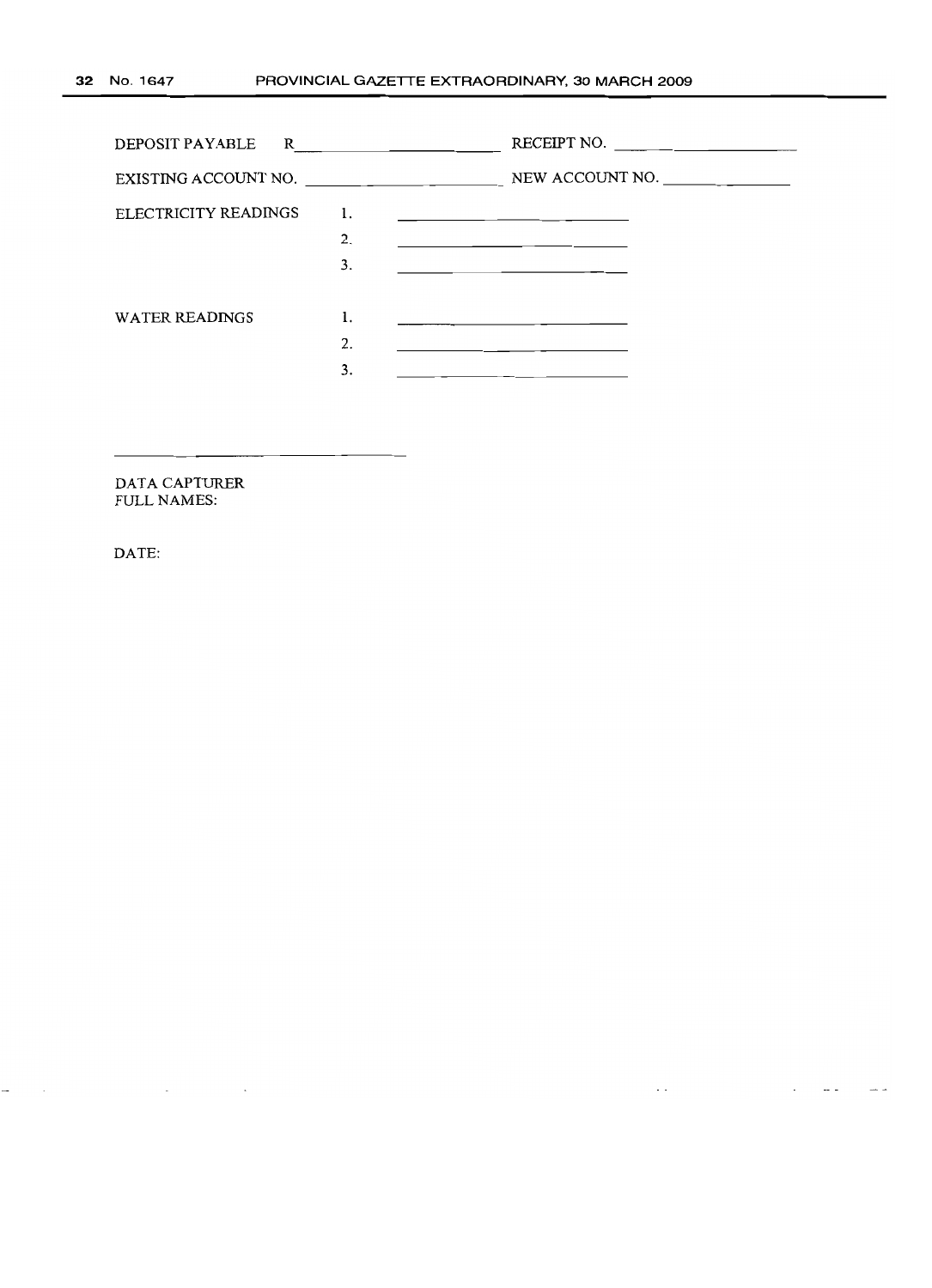DEPOSIT PAYABLE R\_\_\_\_\_\_\_\_\_\_\_\_\_\_\_\_\_\_\_\_ RECEIPT NO. \_\_\_\_\_\_\_\_\_\_\_\_\_\_\_\_\_\_\_\_

EXISTING ACCOUNT NO. \_\_\_\_\_\_\_\_\_\_\_\_\_\_\_\_\_\_\_\_ NEW ACCOUNT NO. \_\_\_\_\_\_\_\_\_\_\_\_\_\_\_\_\_\_\_\_

ELECTRICITY READINGS

1. \_\_\_\_\_\_\_\_\_\_\_\_\_\_\_\_\_\_\_\_
2. \_\_\_\_\_\_\_\_\_\_\_\_\_\_\_\_\_\_\_\_
3. \_\_\_\_\_\_\_\_\_\_\_\_\_\_\_\_\_\_\_\_

WATER READINGS

1. \_\_\_\_\_\_\_\_\_\_\_\_\_\_\_\_\_\_\_\_
2. \_\_\_\_\_\_\_\_\_\_\_\_\_\_\_\_\_\_\_\_
3. \_\_\_\_\_\_\_\_\_\_\_\_\_\_\_\_\_\_\_\_

\_\_\_\_\_\_\_\_\_\_\_\_\_\_\_\_\_\_\_\_\_\_\_\_\_\_\_\_\_\_

DATA CAPTURER
FULL NAMES:

DATE: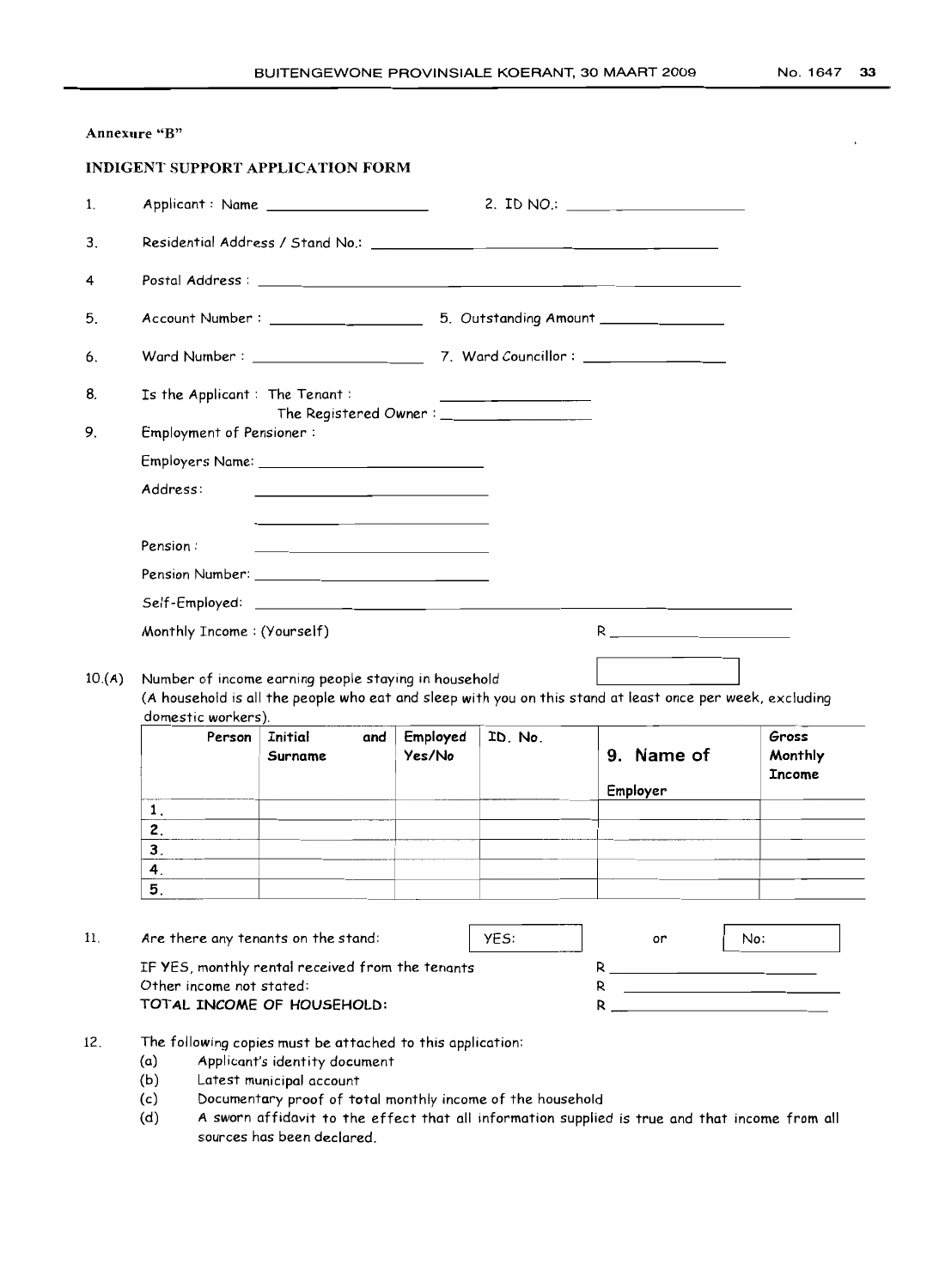Annexure "B"

**INDIGENT SUPPORT APPLICATION FORM**

1. Applicant : Name ____________________ 2. ID NO.: ____________________

3. Residential Address / Stand No.: ________________________________________

4 Postal Address : ________________________________________

5. Account Number : ____________________ 5. Outstanding Amount ________________

6. Ward Number : ____________________ 7. Ward Councillor : ________________

8. Is the Applicant : The Tenant : ________________
The Registered Owner : ________________

9. Employment of Pensioner :

Employers Name: ____________________________

Address: ____________________________

____________________________

Pension : ____________________________

Pension Number: ____________________________

Self-Employed: ________________________________________

Monthly Income : (Yourself) R ____________________

10.(A) Number of income earning people staying in household [ ]
(A household is all the people who eat and sleep with you on this stand at least once per week, excluding domestic workers).

| Person | Initial and Surname | Employed Yes/No | ID. No. | 9. Name of Employer | Gross Monthly Income |
|---|---|---|---|---|---|
| 1. | | | | | |
| 2. | | | | | |
| 3. | | | | | |
| 4. | | | | | |
| 5. | | | | | |

11. Are there any tenants on the stand: YES: [ ] or No: [ ]

IF YES, monthly rental received from the tenants R ____________________
Other income not stated: R ____________________
**TOTAL INCOME OF HOUSEHOLD:** R ____________________

12. The following copies must be attached to this application:
    - (a) Applicant's identity document
    - (b) Latest municipal account
    - (c) Documentary proof of total monthly income of the household
    - (d) A sworn affidavit to the effect that all information supplied is true and that income from all sources has been declared.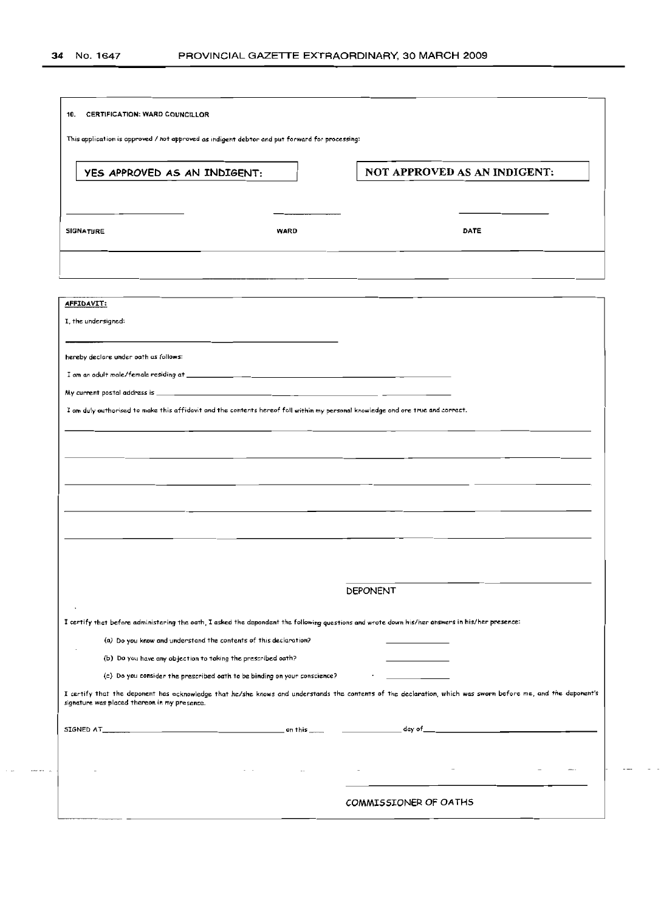**10. CERTIFICATION: WARD COUNCILLOR**

This application is approved / not approved as indigent debtor and put forward for processing:

| YES APPROVED AS AN INDIGENT: | NOT APPROVED AS AN INDIGENT: |
| --- | --- |

| | | |
| --- | --- | --- |
| _______________ | _______________ | _______________ |
| SIGNATURE | WARD | DATE |

**AFFIDAVIT:**

I, the undersigned:

_______________________________________________

hereby declare under oath as follows:

I am an adult male/female residing at _______________________________________________

My current postal address is _______________________________________________

I am duly authorised to make this affidavit and the contents hereof fall within my personal knowledge and are true and correct.

_______________________________________________

_______________________________________________

_______________________________________________

_______________________________________________

_______________________________________________

_______________________________________________

DEPONENT

I certify that before administering the oath, I asked the dependent the following questions and wrote down his/her answers in his/her presence:

(a) Do you know and understand the contents of this declaration? _______________

(b) Do you have any objection to taking the prescribed oath? _______________

(c) Do you consider the prescribed oath to be binding on your conscience? _______________

I certify that the deponent has acknowledge that he/she knows and understands the contents of the declaration, which was sworn before me, and the deponent's signature was placed thereon in my presence.

SIGNED AT_______________________________ on this ____ _______________ day of_______________________

_______________________________________________

COMMISSIONER OF OATHS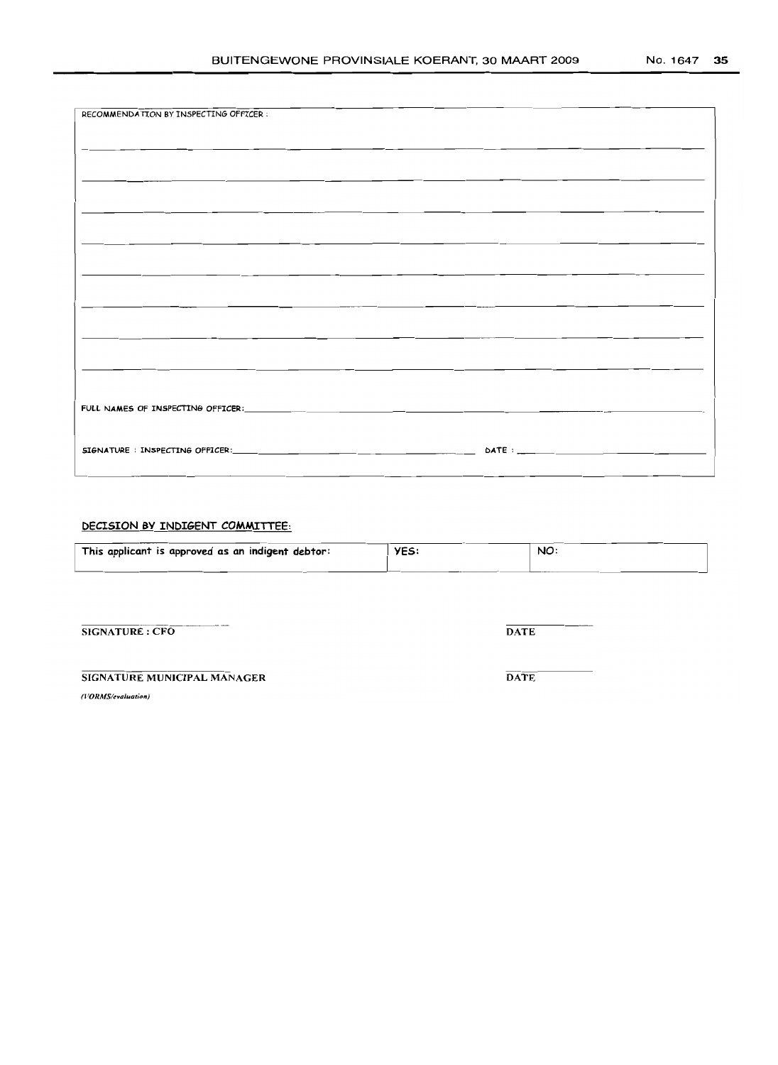RECOMMENDATION BY INSPECTING OFFICER :

\_\_\_\_\_\_\_\_\_\_\_\_\_\_\_\_\_\_\_\_\_\_\_\_\_\_\_\_\_\_\_\_\_\_\_\_\_\_\_\_\_\_\_\_\_\_\_\_\_\_\_\_\_\_\_\_\_\_\_\_\_\_\_\_\_\_\_\_\_\_\_\_\_\_\_\_\_\_

\_\_\_\_\_\_\_\_\_\_\_\_\_\_\_\_\_\_\_\_\_\_\_\_\_\_\_\_\_\_\_\_\_\_\_\_\_\_\_\_\_\_\_\_\_\_\_\_\_\_\_\_\_\_\_\_\_\_\_\_\_\_\_\_\_\_\_\_\_\_\_\_\_\_\_\_\_\_

\_\_\_\_\_\_\_\_\_\_\_\_\_\_\_\_\_\_\_\_\_\_\_\_\_\_\_\_\_\_\_\_\_\_\_\_\_\_\_\_\_\_\_\_\_\_\_\_\_\_\_\_\_\_\_\_\_\_\_\_\_\_\_\_\_\_\_\_\_\_\_\_\_\_\_\_\_\_

\_\_\_\_\_\_\_\_\_\_\_\_\_\_\_\_\_\_\_\_\_\_\_\_\_\_\_\_\_\_\_\_\_\_\_\_\_\_\_\_\_\_\_\_\_\_\_\_\_\_\_\_\_\_\_\_\_\_\_\_\_\_\_\_\_\_\_\_\_\_\_\_\_\_\_\_\_\_

\_\_\_\_\_\_\_\_\_\_\_\_\_\_\_\_\_\_\_\_\_\_\_\_\_\_\_\_\_\_\_\_\_\_\_\_\_\_\_\_\_\_\_\_\_\_\_\_\_\_\_\_\_\_\_\_\_\_\_\_\_\_\_\_\_\_\_\_\_\_\_\_\_\_\_\_\_\_

\_\_\_\_\_\_\_\_\_\_\_\_\_\_\_\_\_\_\_\_\_\_\_\_\_\_\_\_\_\_\_\_\_\_\_\_\_\_\_\_\_\_\_\_\_\_\_\_\_\_\_\_\_\_\_\_\_\_\_\_\_\_\_\_\_\_\_\_\_\_\_\_\_\_\_\_\_\_

\_\_\_\_\_\_\_\_\_\_\_\_\_\_\_\_\_\_\_\_\_\_\_\_\_\_\_\_\_\_\_\_\_\_\_\_\_\_\_\_\_\_\_\_\_\_\_\_\_\_\_\_\_\_\_\_\_\_\_\_\_\_\_\_\_\_\_\_\_\_\_\_\_\_\_\_\_\_

\_\_\_\_\_\_\_\_\_\_\_\_\_\_\_\_\_\_\_\_\_\_\_\_\_\_\_\_\_\_\_\_\_\_\_\_\_\_\_\_\_\_\_\_\_\_\_\_\_\_\_\_\_\_\_\_\_\_\_\_\_\_\_\_\_\_\_\_\_\_\_\_\_\_\_\_\_\_

FULL NAMES OF INSPECTING OFFICER: \_\_\_\_\_\_\_\_\_\_\_\_\_\_\_\_\_\_\_\_\_\_\_\_\_\_\_\_\_\_\_\_\_\_\_\_\_\_\_\_\_\_\_\_\_\_\_\_\_\_\_\_

SIGNATURE : INSPECTING OFFICER: \_\_\_\_\_\_\_\_\_\_\_\_\_\_\_\_\_\_\_\_\_\_\_\_\_\_\_\_\_\_\_\_ DATE : \_\_\_\_\_\_\_\_\_\_\_\_\_\_\_\_\_\_\_\_

**DECISION BY INDIGENT COMMITTEE:**

| | | |
|---|---|---|
| This applicant is approved as an indigent debtor: | YES: | NO: |

\_\_\_\_\_\_\_\_\_\_\_\_\_\_\_\_\_\_\_\_\_\_\_\_\_\_\_\_\_\_ \_\_\_\_\_\_\_\_\_\_\_\_\_\_

**SIGNATURE : CFO** **DATE**

\_\_\_\_\_\_\_\_\_\_\_\_\_\_\_\_\_\_\_\_\_\_\_\_\_\_\_\_\_\_ \_\_\_\_\_\_\_\_\_\_\_\_\_\_

**SIGNATURE MUNICIPAL MANAGER** **DATE**

*(VORMS/evaluation)*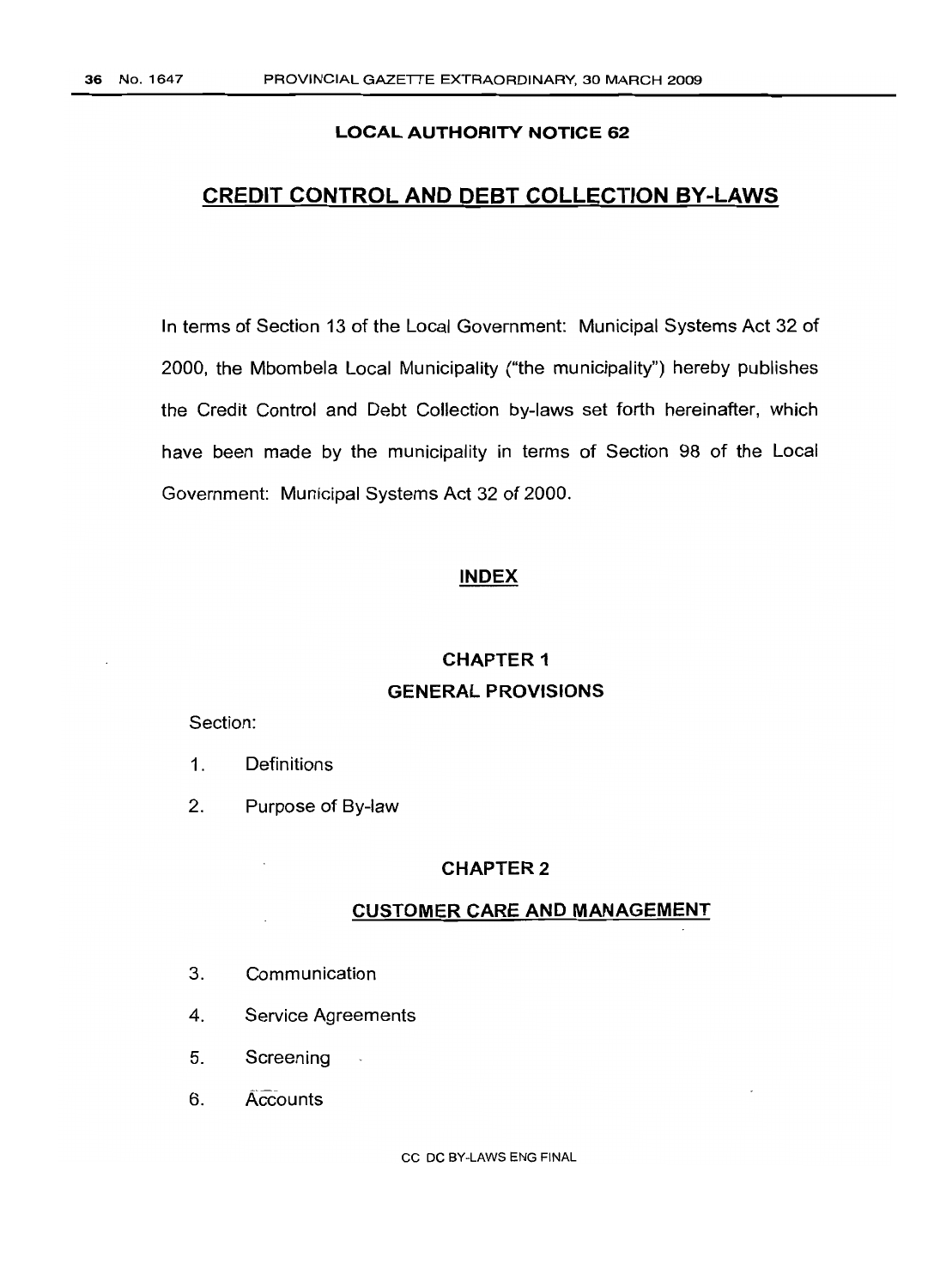## LOCAL AUTHORITY NOTICE 62

# CREDIT CONTROL AND DEBT COLLECTION BY-LAWS

In terms of Section 13 of the Local Government: Municipal Systems Act 32 of 2000, the Mbombela Local Municipality ("the municipality") hereby publishes the Credit Control and Debt Collection by-laws set forth hereinafter, which have been made by the municipality in terms of Section 98 of the Local Government: Municipal Systems Act 32 of 2000.

## INDEX

### CHAPTER 1
### GENERAL PROVISIONS

Section:

1. Definitions
2. Purpose of By-law

### CHAPTER 2

### CUSTOMER CARE AND MANAGEMENT

3. Communication
4. Service Agreements
5. Screening
6. Accounts

CC DC BY-LAWS ENG FINAL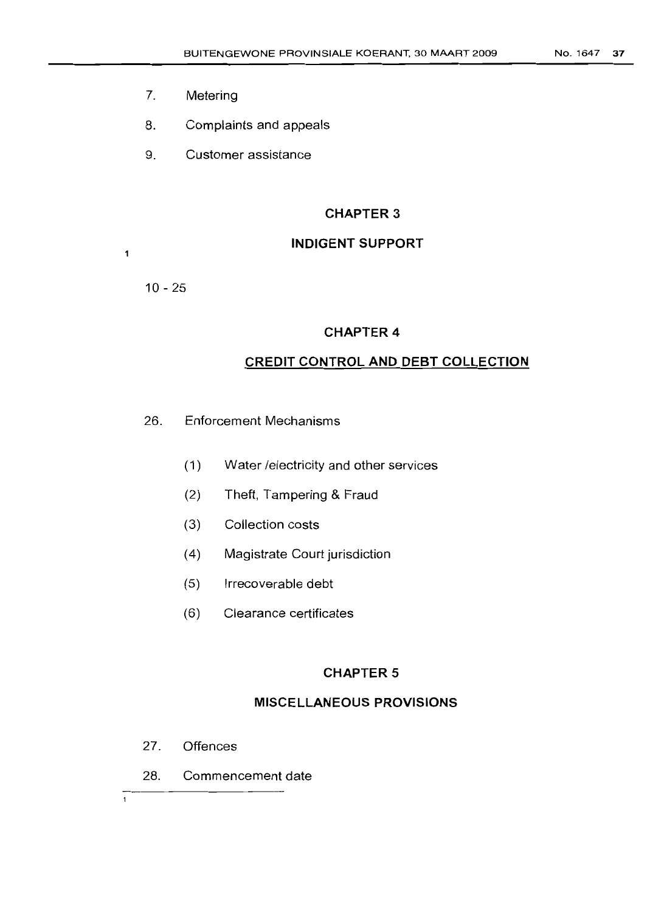7. Metering

8. Complaints and appeals

9. Customer assistance

## CHAPTER 3

## INDIGENT SUPPORT

1

10 - 25

## CHAPTER 4

## CREDIT CONTROL AND DEBT COLLECTION

26. Enforcement Mechanisms

    (1) Water /electricity and other services

    (2) Theft, Tampering & Fraud

    (3) Collection costs

    (4) Magistrate Court jurisdiction

    (5) Irrecoverable debt

    (6) Clearance certificates

## CHAPTER 5

## MISCELLANEOUS PROVISIONS

27. Offences

28. Commencement date

---

1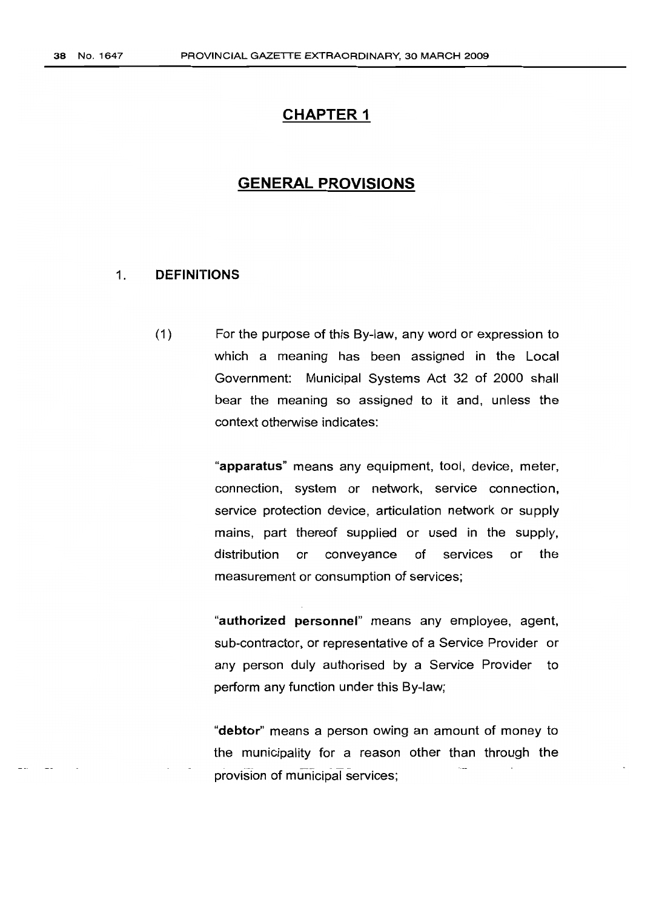# CHAPTER 1

## GENERAL PROVISIONS

### 1. DEFINITIONS

(1) For the purpose of this By-law, any word or expression to which a meaning has been assigned in the Local Government: Municipal Systems Act 32 of 2000 shall bear the meaning so assigned to it and, unless the context otherwise indicates:

"**apparatus**" means any equipment, tool, device, meter, connection, system or network, service connection, service protection device, articulation network or supply mains, part thereof supplied or used in the supply, distribution or conveyance of services or the measurement or consumption of services;

"**authorized personnel**" means any employee, agent, sub-contractor, or representative of a Service Provider or any person duly authorised by a Service Provider to perform any function under this By-law;

"**debtor**" means a person owing an amount of money to the municipality for a reason other than through the provision of municipal services;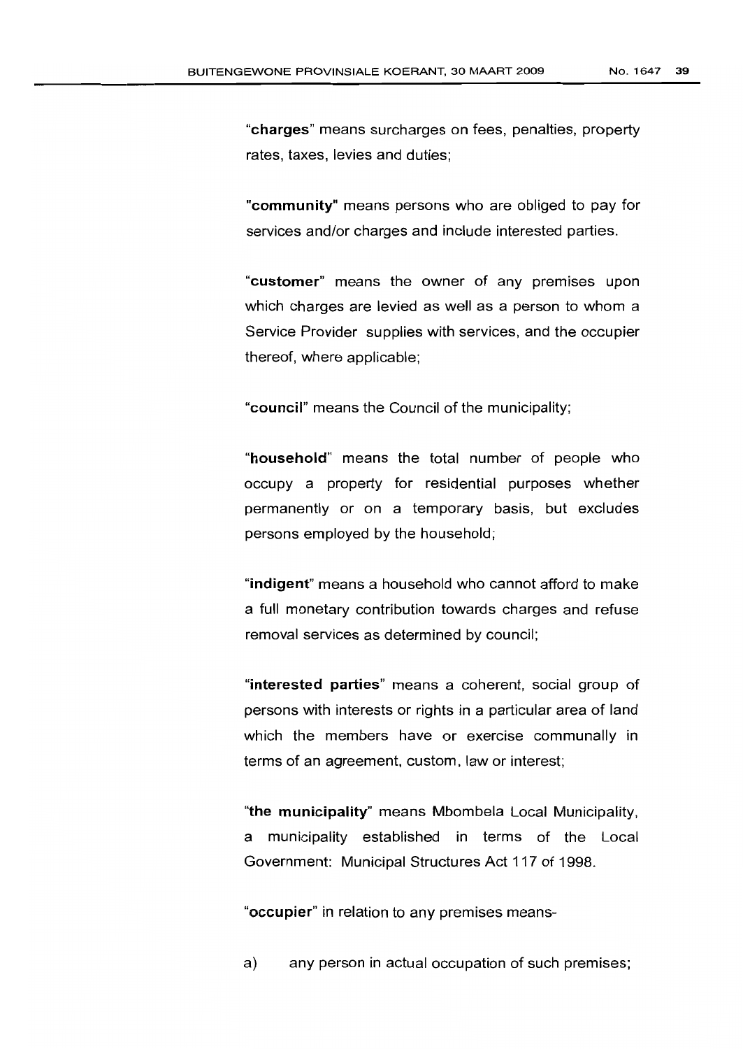"**charges**" means surcharges on fees, penalties, property rates, taxes, levies and duties;

"**community**" means persons who are obliged to pay for services and/or charges and include interested parties.

"**customer**" means the owner of any premises upon which charges are levied as well as a person to whom a Service Provider supplies with services, and the occupier thereof, where applicable;

"**council**" means the Council of the municipality;

"**household**" means the total number of people who occupy a property for residential purposes whether permanently or on a temporary basis, but excludes persons employed by the household;

"**indigent**" means a household who cannot afford to make a full monetary contribution towards charges and refuse removal services as determined by council;

"**interested parties**" means a coherent, social group of persons with interests or rights in a particular area of land which the members have or exercise communally in terms of an agreement, custom, law or interest;

"**the municipality**" means Mbombela Local Municipality, a municipality established in terms of the Local Government: Municipal Structures Act 117 of 1998.

"**occupier**" in relation to any premises means-

a) any person in actual occupation of such premises;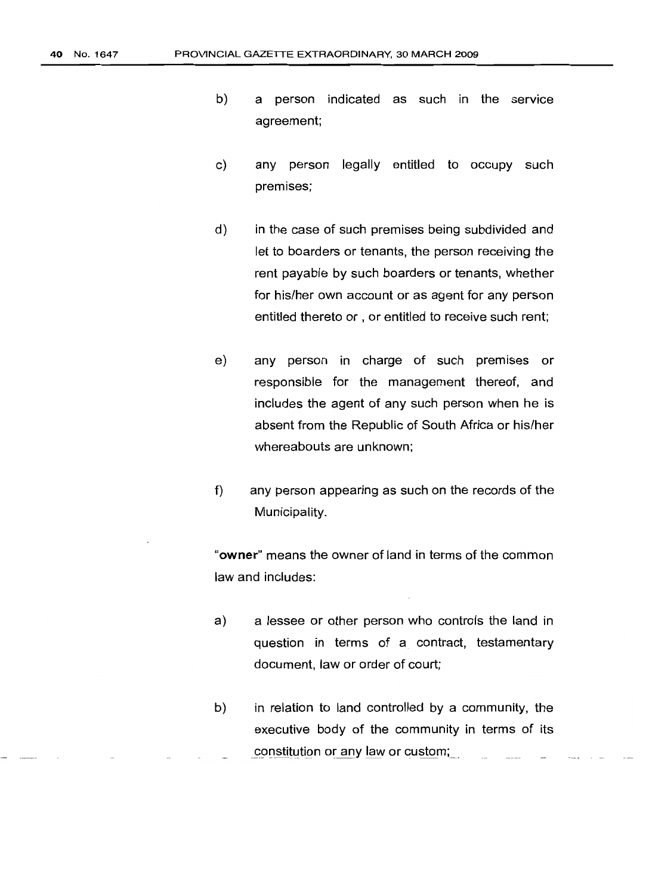b) a person indicated as such in the service agreement;

c) any person legally entitled to occupy such premises;

d) in the case of such premises being subdivided and let to boarders or tenants, the person receiving the rent payable by such boarders or tenants, whether for his/her own account or as agent for any person entitled thereto or , or entitled to receive such rent;

e) any person in charge of such premises or responsible for the management thereof, and includes the agent of any such person when he is absent from the Republic of South Africa or his/her whereabouts are unknown;

f) any person appearing as such on the records of the Municipality.

"**owner**" means the owner of land in terms of the common law and includes:

a) a lessee or other person who controls the land in question in terms of a contract, testamentary document, law or order of court;

b) in relation to land controlled by a community, the executive body of the community in terms of its constitution or any law or custom;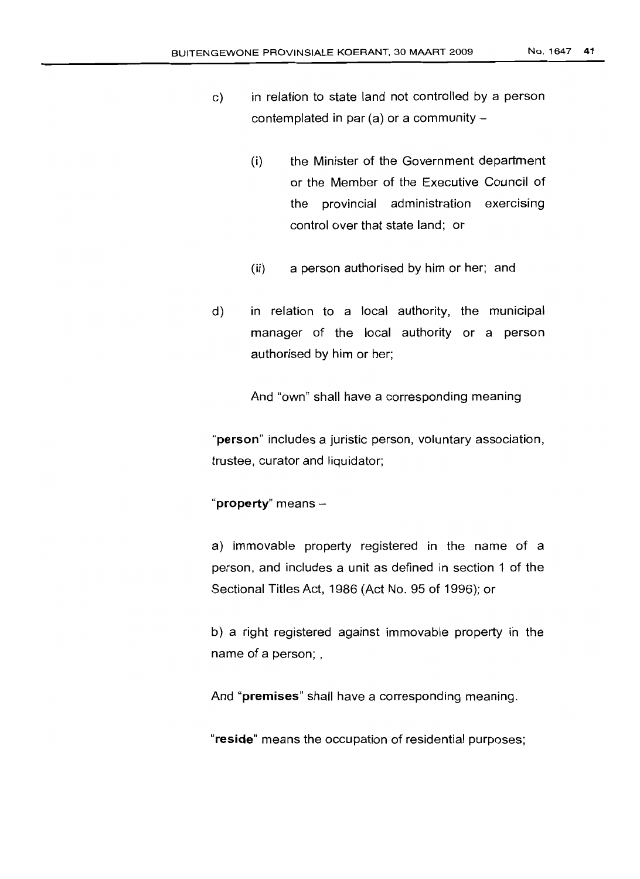c) in relation to state land not controlled by a person contemplated in par (a) or a community –

  (i) the Minister of the Government department or the Member of the Executive Council of the provincial administration exercising control over that state land; or

  (ii) a person authorised by him or her; and

d) in relation to a local authority, the municipal manager of the local authority or a person authorised by him or her;

  And "own" shall have a corresponding meaning

"**person**" includes a juristic person, voluntary association, trustee, curator and liquidator;

"**property**" means –

a) immovable property registered in the name of a person, and includes a unit as defined in section 1 of the Sectional Titles Act, 1986 (Act No. 95 of 1996); or

b) a right registered against immovable property in the name of a person; ,

And "**premises**" shall have a corresponding meaning.

"**reside**" means the occupation of residential purposes;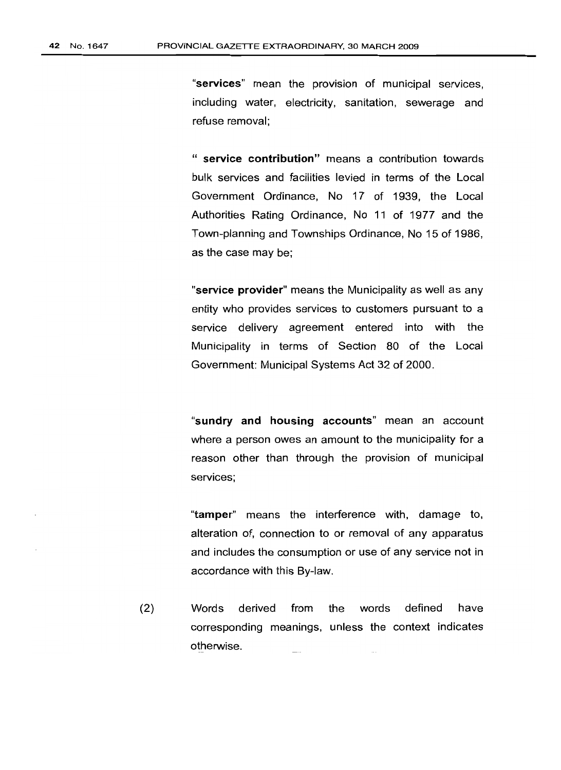"**services**" mean the provision of municipal services, including water, electricity, sanitation, sewerage and refuse removal;

" **service contribution**" means a contribution towards bulk services and facilities levied in terms of the Local Government Ordinance, No 17 of 1939, the Local Authorities Rating Ordinance, No 11 of 1977 and the Town-planning and Townships Ordinance, No 15 of 1986, as the case may be;

"**service provider**" means the Municipality as well as any entity who provides services to customers pursuant to a service delivery agreement entered into with the Municipality in terms of Section 80 of the Local Government: Municipal Systems Act 32 of 2000.

"**sundry and housing accounts**" mean an account where a person owes an amount to the municipality for a reason other than through the provision of municipal services;

"**tamper**" means the interference with, damage to, alteration of, connection to or removal of any apparatus and includes the consumption or use of any service not in accordance with this By-law.

(2) Words derived from the words defined have corresponding meanings, unless the context indicates otherwise.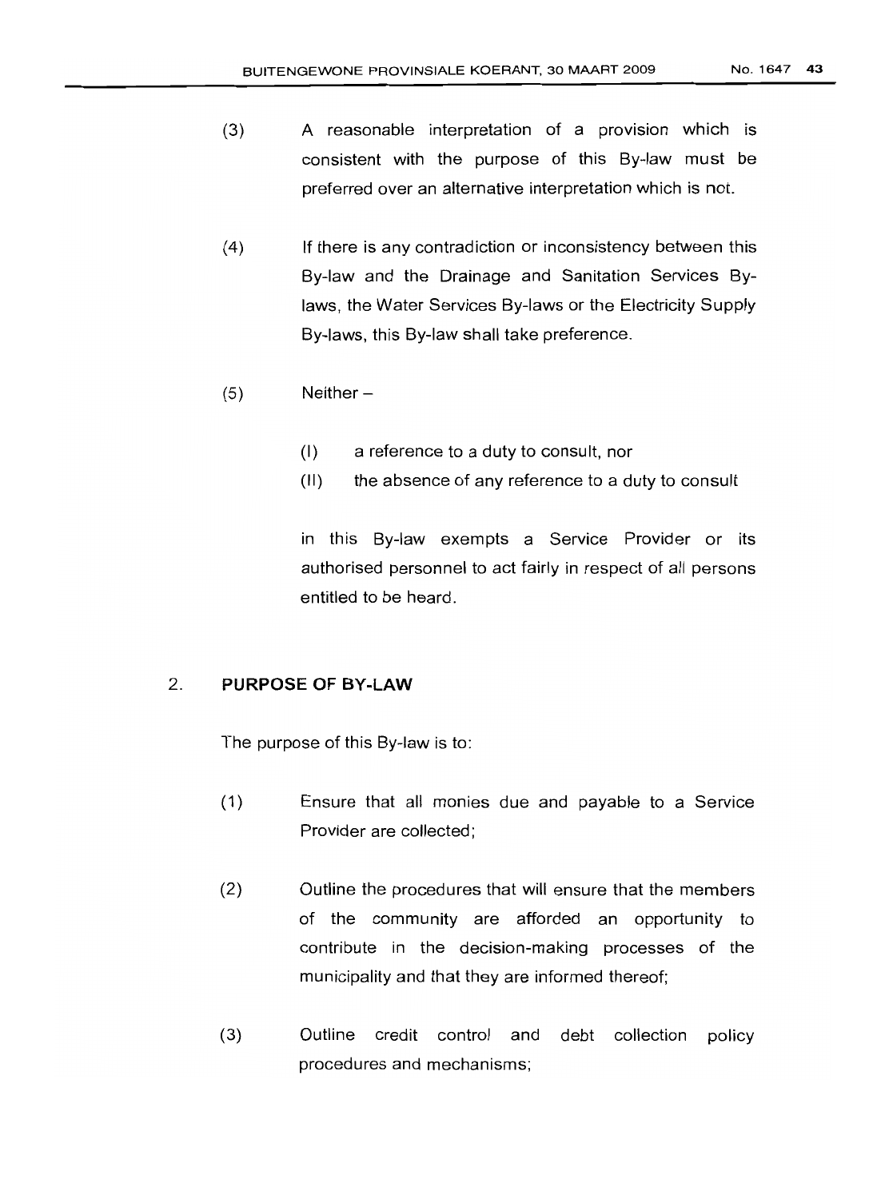(3) A reasonable interpretation of a provision which is consistent with the purpose of this By-law must be preferred over an alternative interpretation which is not.

(4) If there is any contradiction or inconsistency between this By-law and the Drainage and Sanitation Services By-laws, the Water Services By-laws or the Electricity Supply By-laws, this By-law shall take preference.

(5) Neither –

(I) a reference to a duty to consult, nor

(II) the absence of any reference to a duty to consult

in this By-law exempts a Service Provider or its authorised personnel to act fairly in respect of all persons entitled to be heard.

## 2. PURPOSE OF BY-LAW

The purpose of this By-law is to:

(1) Ensure that all monies due and payable to a Service Provider are collected;

(2) Outline the procedures that will ensure that the members of the community are afforded an opportunity to contribute in the decision-making processes of the municipality and that they are informed thereof;

(3) Outline credit control and debt collection policy procedures and mechanisms;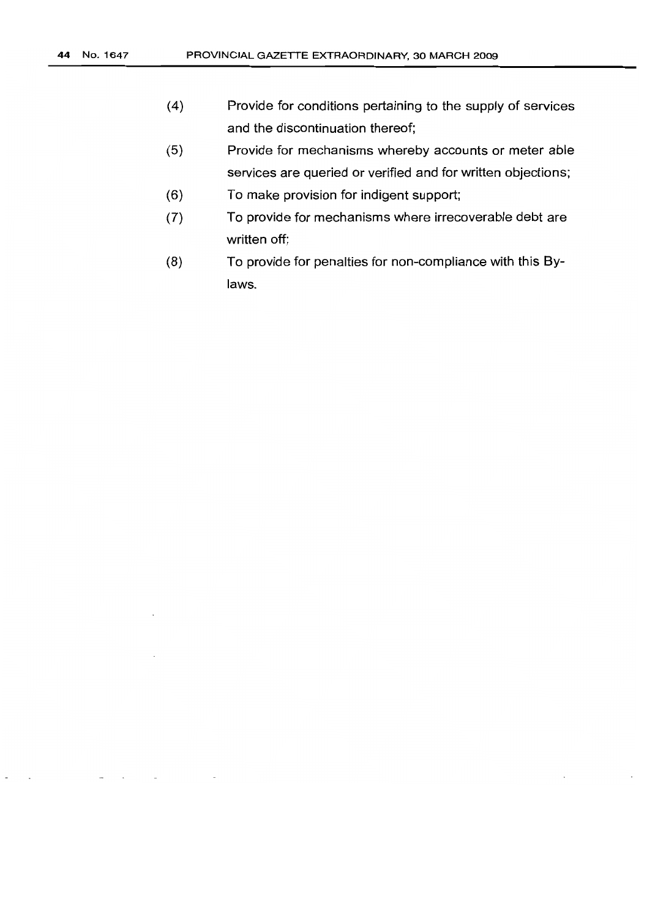(4) Provide for conditions pertaining to the supply of services and the discontinuation thereof;

(5) Provide for mechanisms whereby accounts or meter able services are queried or verified and for written objections;

(6) To make provision for indigent support;

(7) To provide for mechanisms where irrecoverable debt are written off;

(8) To provide for penalties for non-compliance with this By-laws.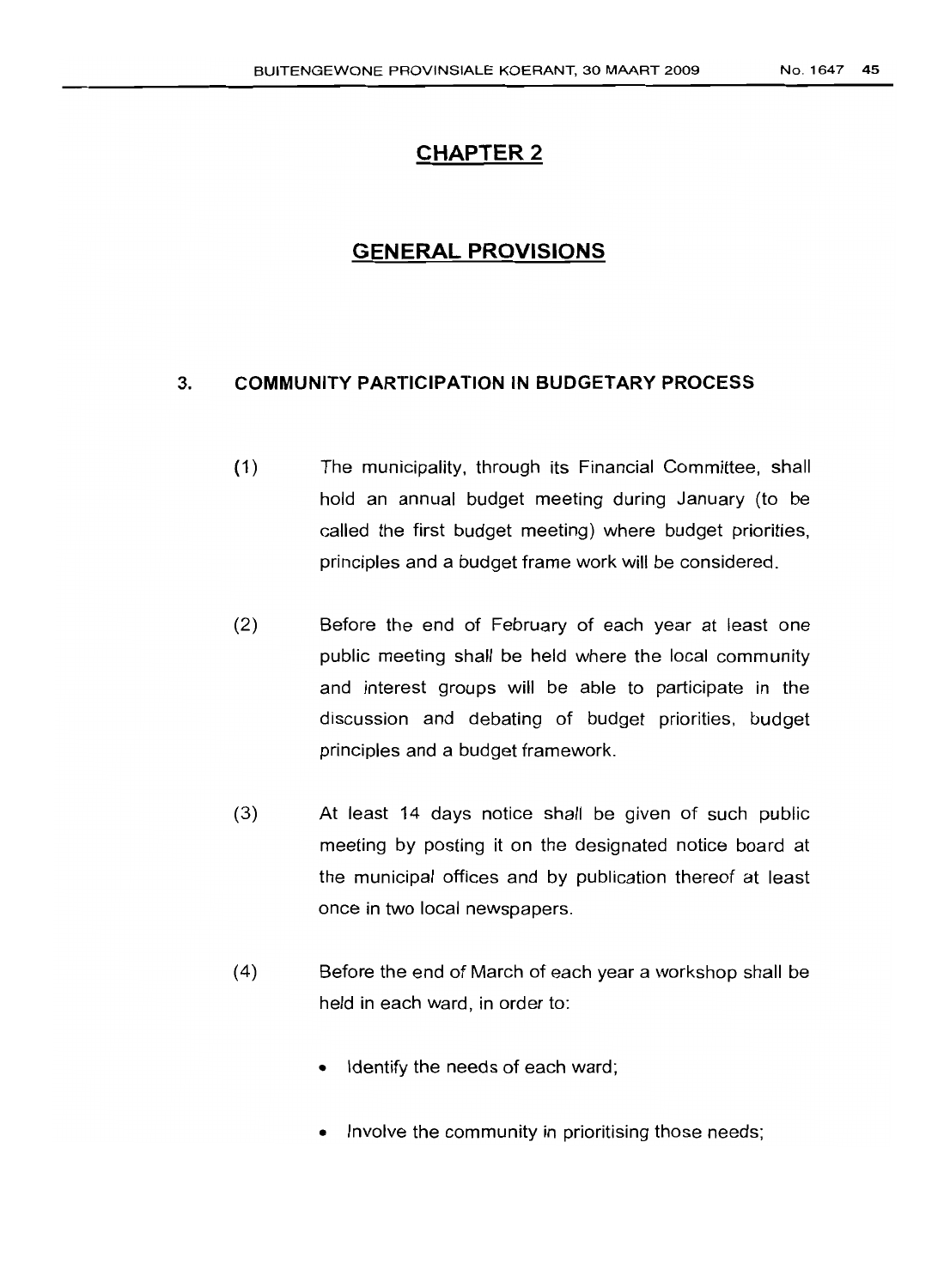# CHAPTER 2

## GENERAL PROVISIONS

### 3. COMMUNITY PARTICIPATION IN BUDGETARY PROCESS

(1) The municipality, through its Financial Committee, shall hold an annual budget meeting during January (to be called the first budget meeting) where budget priorities, principles and a budget frame work will be considered.

(2) Before the end of February of each year at least one public meeting shall be held where the local community and interest groups will be able to participate in the discussion and debating of budget priorities, budget principles and a budget framework.

(3) At least 14 days notice shall be given of such public meeting by posting it on the designated notice board at the municipal offices and by publication thereof at least once in two local newspapers.

(4) Before the end of March of each year a workshop shall be held in each ward, in order to:

- Identify the needs of each ward;
- Involve the community in prioritising those needs;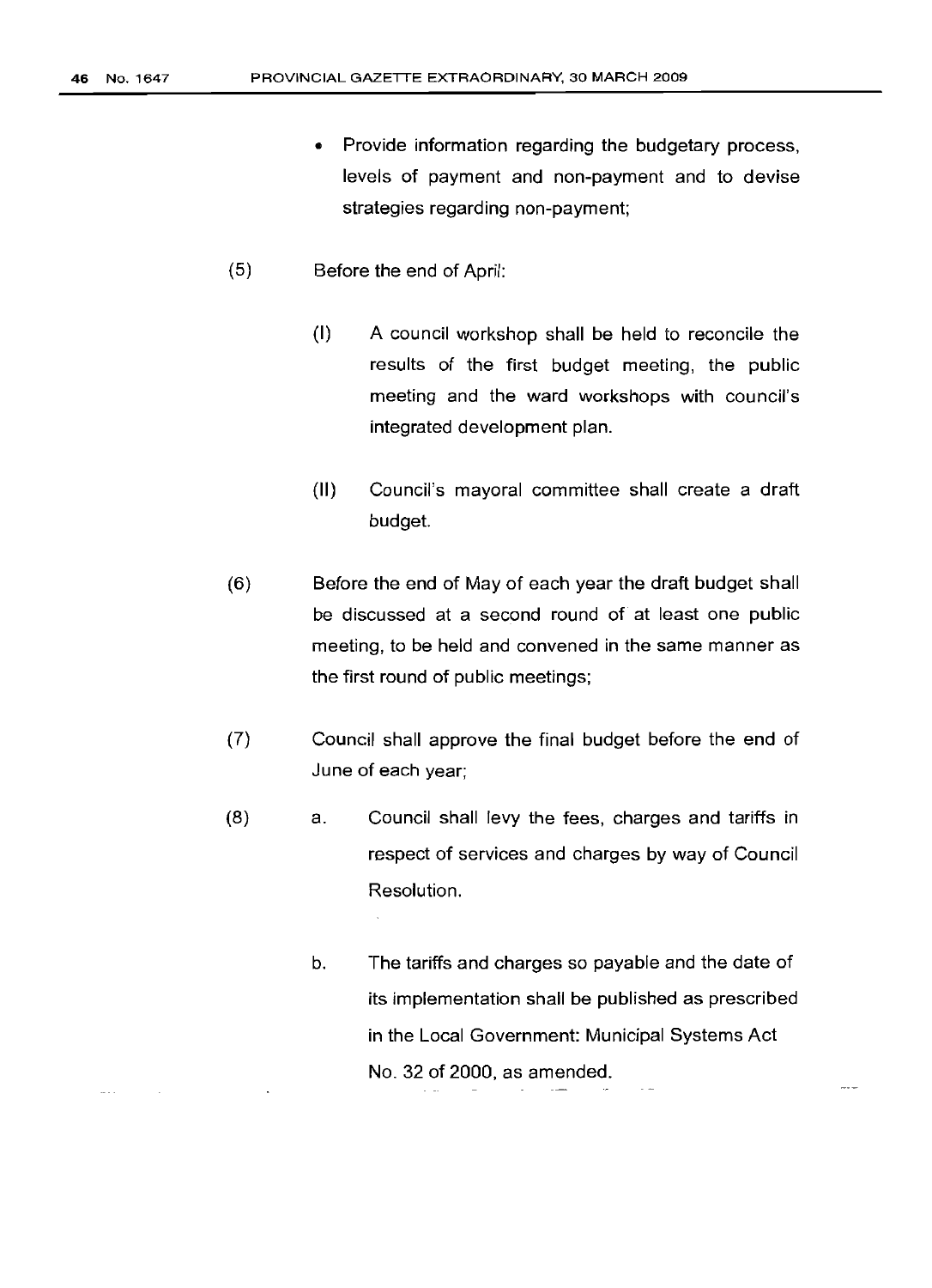- Provide information regarding the budgetary process, levels of payment and non-payment and to devise strategies regarding non-payment;

(5) Before the end of April:

(I) A council workshop shall be held to reconcile the results of the first budget meeting, the public meeting and the ward workshops with council's integrated development plan.

(II) Council's mayoral committee shall create a draft budget.

(6) Before the end of May of each year the draft budget shall be discussed at a second round of at least one public meeting, to be held and convened in the same manner as the first round of public meetings;

(7) Council shall approve the final budget before the end of June of each year;

(8) a. Council shall levy the fees, charges and tariffs in respect of services and charges by way of Council Resolution.

b. The tariffs and charges so payable and the date of its implementation shall be published as prescribed in the Local Government: Municipal Systems Act No. 32 of 2000, as amended.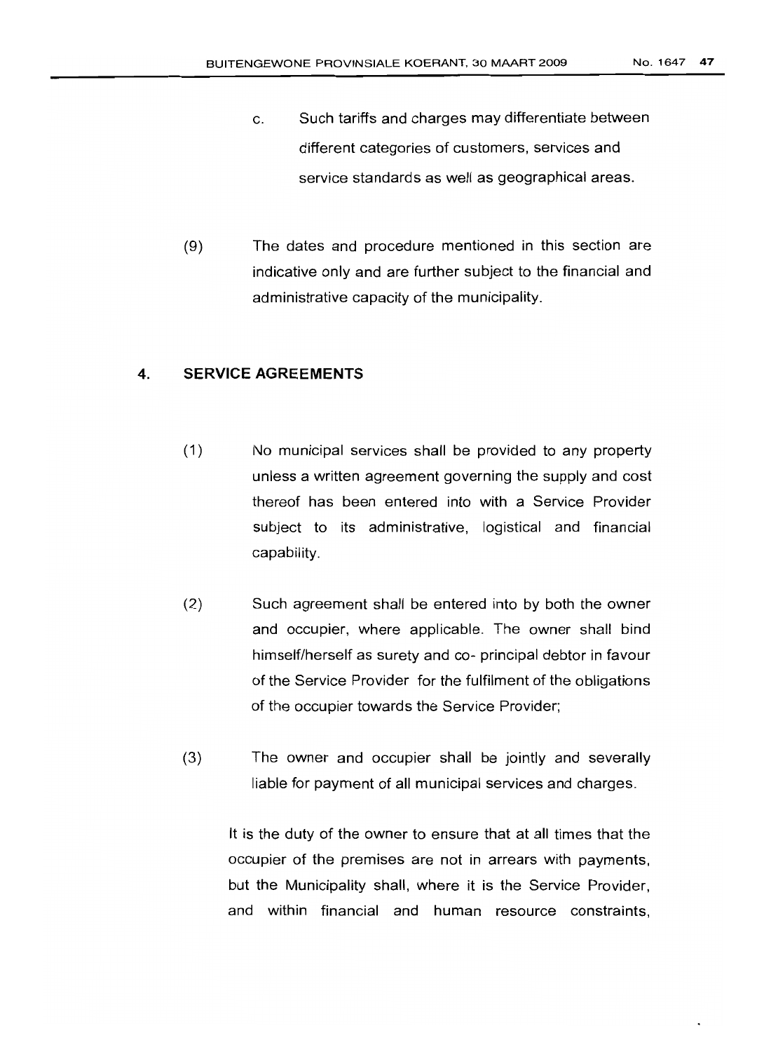c. Such tariffs and charges may differentiate between different categories of customers, services and service standards as well as geographical areas.

(9) The dates and procedure mentioned in this section are indicative only and are further subject to the financial and administrative capacity of the municipality.

## 4. SERVICE AGREEMENTS

(1) No municipal services shall be provided to any property unless a written agreement governing the supply and cost thereof has been entered into with a Service Provider subject to its administrative, logistical and financial capability.

(2) Such agreement shall be entered into by both the owner and occupier, where applicable. The owner shall bind himself/herself as surety and co- principal debtor in favour of the Service Provider for the fulfilment of the obligations of the occupier towards the Service Provider;

(3) The owner and occupier shall be jointly and severally liable for payment of all municipal services and charges.

It is the duty of the owner to ensure that at all times that the occupier of the premises are not in arrears with payments, but the Municipality shall, where it is the Service Provider, and within financial and human resource constraints,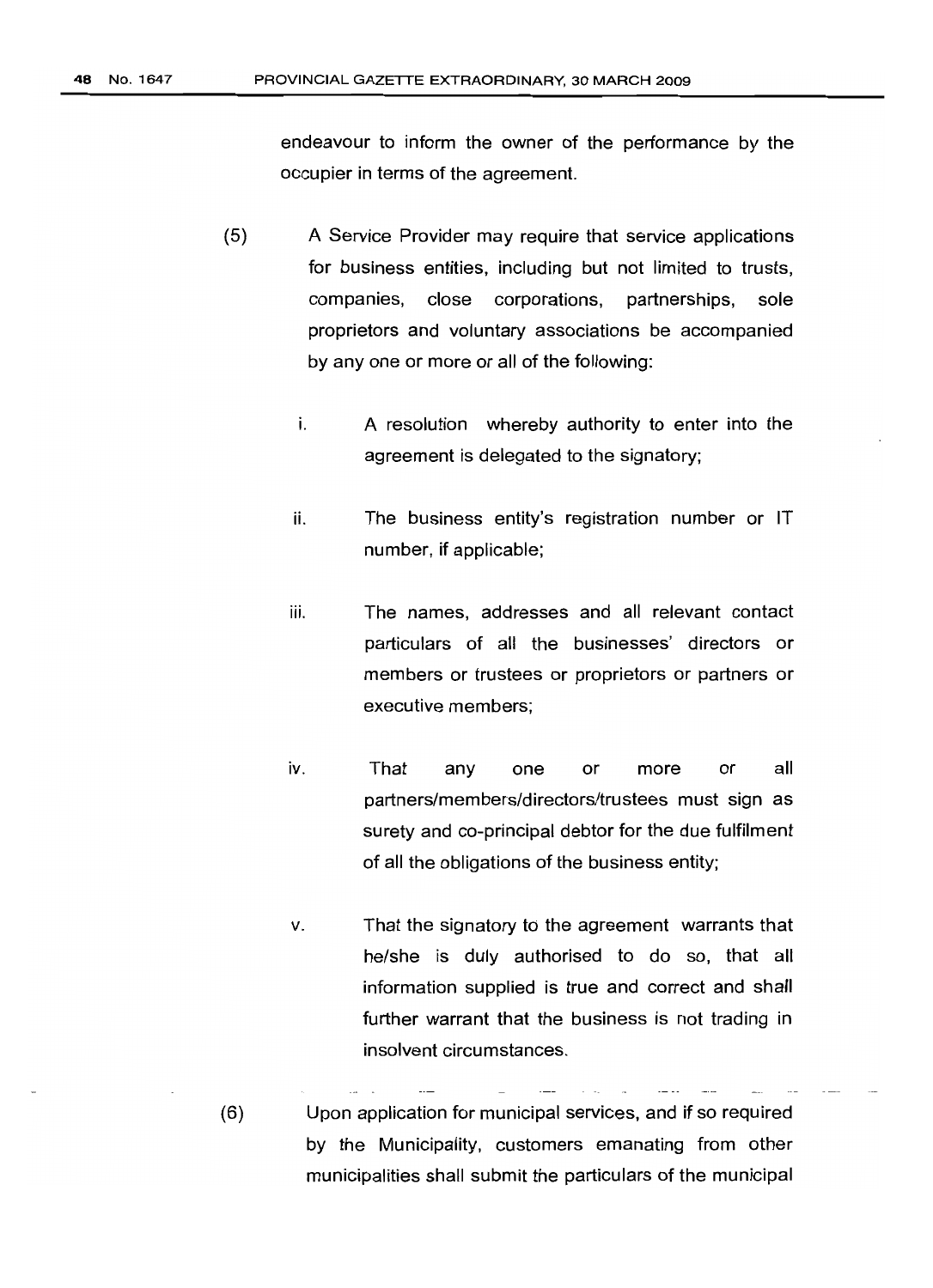endeavour to inform the owner of the performance by the occupier in terms of the agreement.

(5) A Service Provider may require that service applications for business entities, including but not limited to trusts, companies, close corporations, partnerships, sole proprietors and voluntary associations be accompanied by any one or more or all of the following:

i. A resolution whereby authority to enter into the agreement is delegated to the signatory;

ii. The business entity's registration number or IT number, if applicable;

iii. The names, addresses and all relevant contact particulars of all the businesses' directors or members or trustees or proprietors or partners or executive members;

iv. That any one or more or all partners/members/directors/trustees must sign as surety and co-principal debtor for the due fulfilment of all the obligations of the business entity;

v. That the signatory to the agreement warrants that he/she is duly authorised to do so, that all information supplied is true and correct and shall further warrant that the business is not trading in insolvent circumstances.

(6) Upon application for municipal services, and if so required by the Municipality, customers emanating from other municipalities shall submit the particulars of the municipal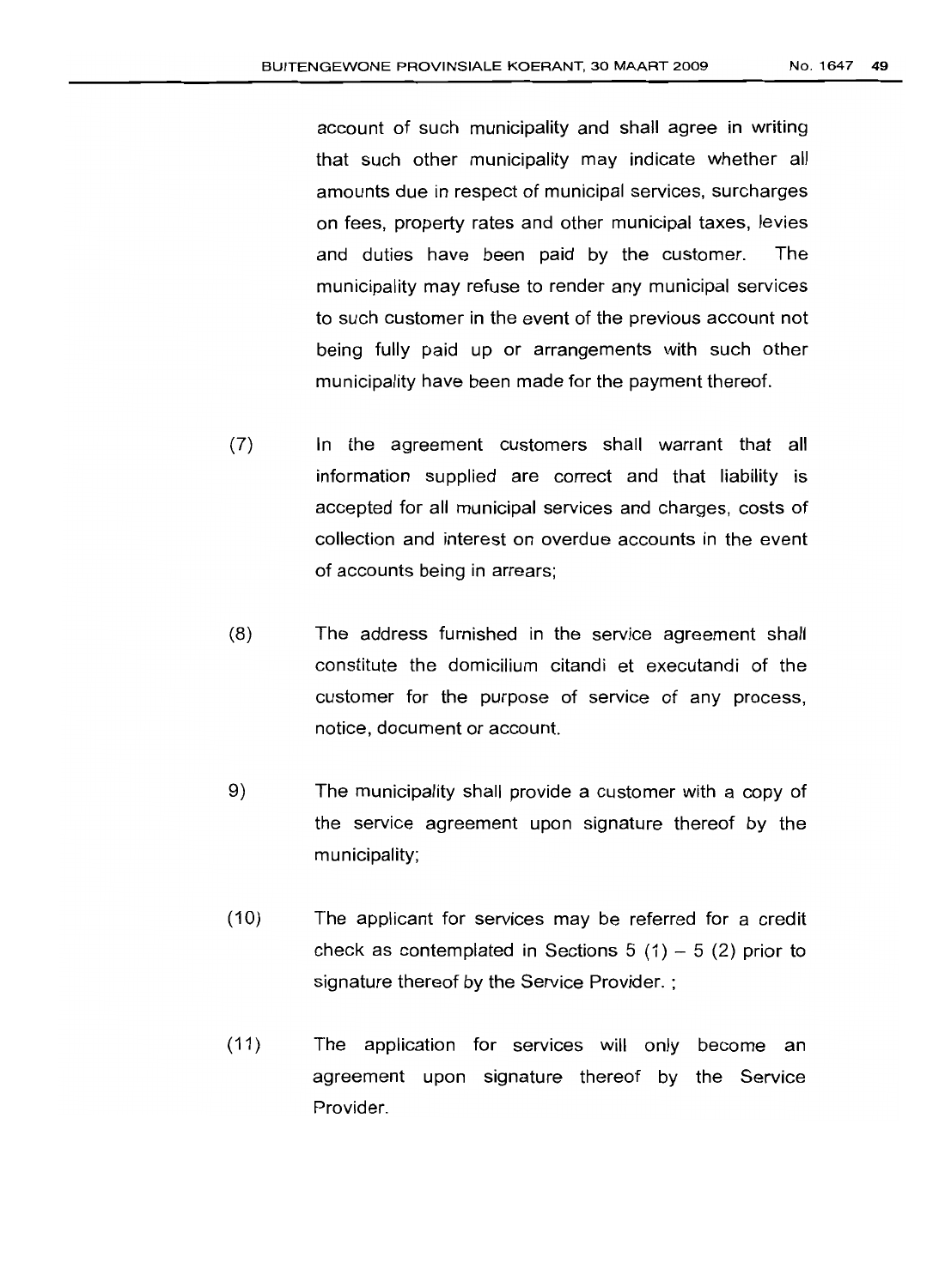account of such municipality and shall agree in writing that such other municipality may indicate whether all amounts due in respect of municipal services, surcharges on fees, property rates and other municipal taxes, levies and duties have been paid by the customer. The municipality may refuse to render any municipal services to such customer in the event of the previous account not being fully paid up or arrangements with such other municipality have been made for the payment thereof.

(7) In the agreement customers shall warrant that all information supplied are correct and that liability is accepted for all municipal services and charges, costs of collection and interest on overdue accounts in the event of accounts being in arrears;

(8) The address furnished in the service agreement shall constitute the domicilium citandi et executandi of the customer for the purpose of service of any process, notice, document or account.

9) The municipality shall provide a customer with a copy of the service agreement upon signature thereof by the municipality;

(10) The applicant for services may be referred for a credit check as contemplated in Sections 5 (1) – 5 (2) prior to signature thereof by the Service Provider. ;

(11) The application for services will only become an agreement upon signature thereof by the Service Provider.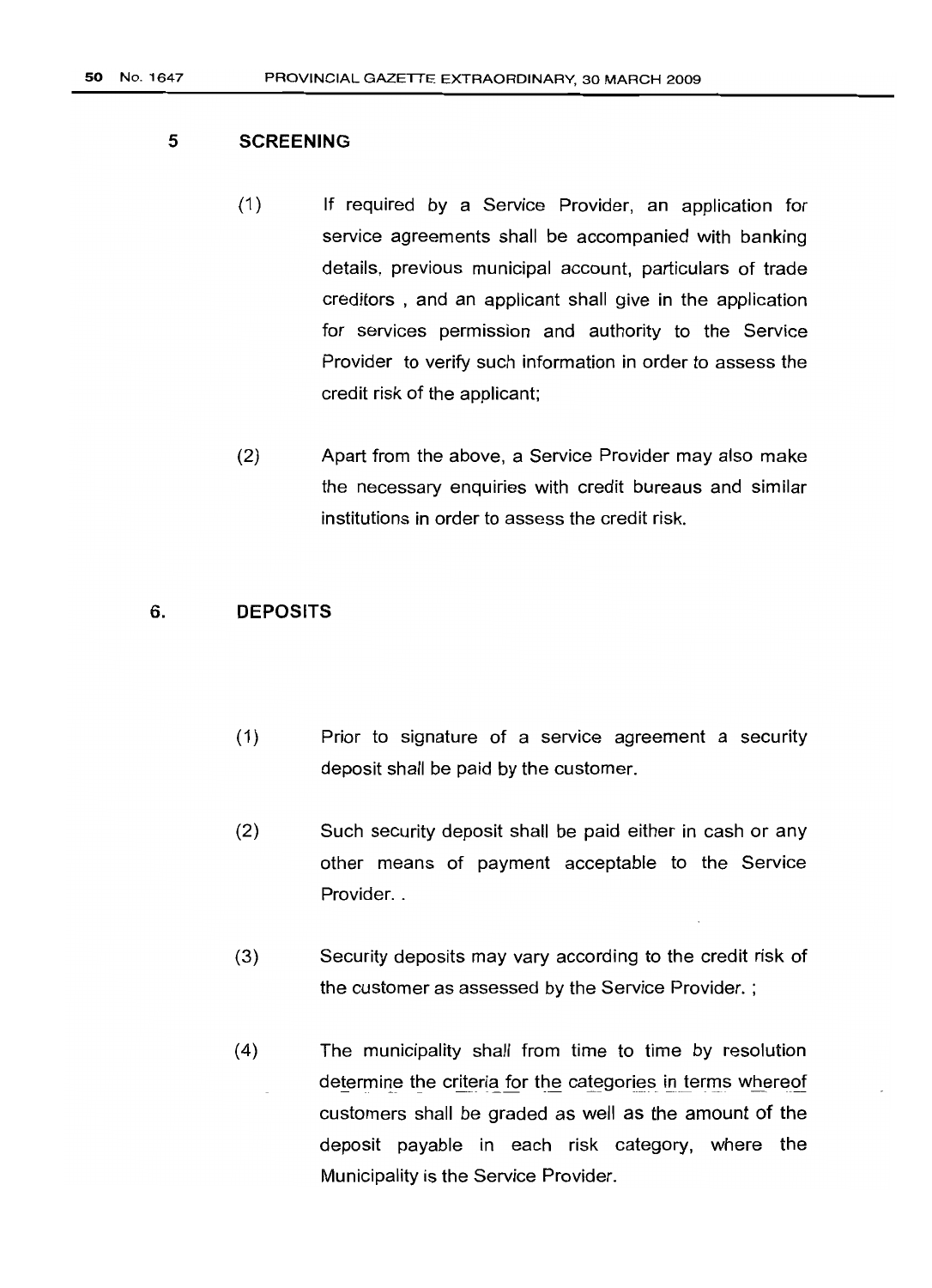## 5 SCREENING

(1) If required by a Service Provider, an application for service agreements shall be accompanied with banking details, previous municipal account, particulars of trade creditors , and an applicant shall give in the application for services permission and authority to the Service Provider to verify such information in order to assess the credit risk of the applicant;

(2) Apart from the above, a Service Provider may also make the necessary enquiries with credit bureaus and similar institutions in order to assess the credit risk.

## 6. DEPOSITS

(1) Prior to signature of a service agreement a security deposit shall be paid by the customer.

(2) Such security deposit shall be paid either in cash or any other means of payment acceptable to the Service Provider. .

(3) Security deposits may vary according to the credit risk of the customer as assessed by the Service Provider. ;

(4) The municipality shall from time to time by resolution determine the criteria for the categories in terms whereof customers shall be graded as well as the amount of the deposit payable in each risk category, where the Municipality is the Service Provider.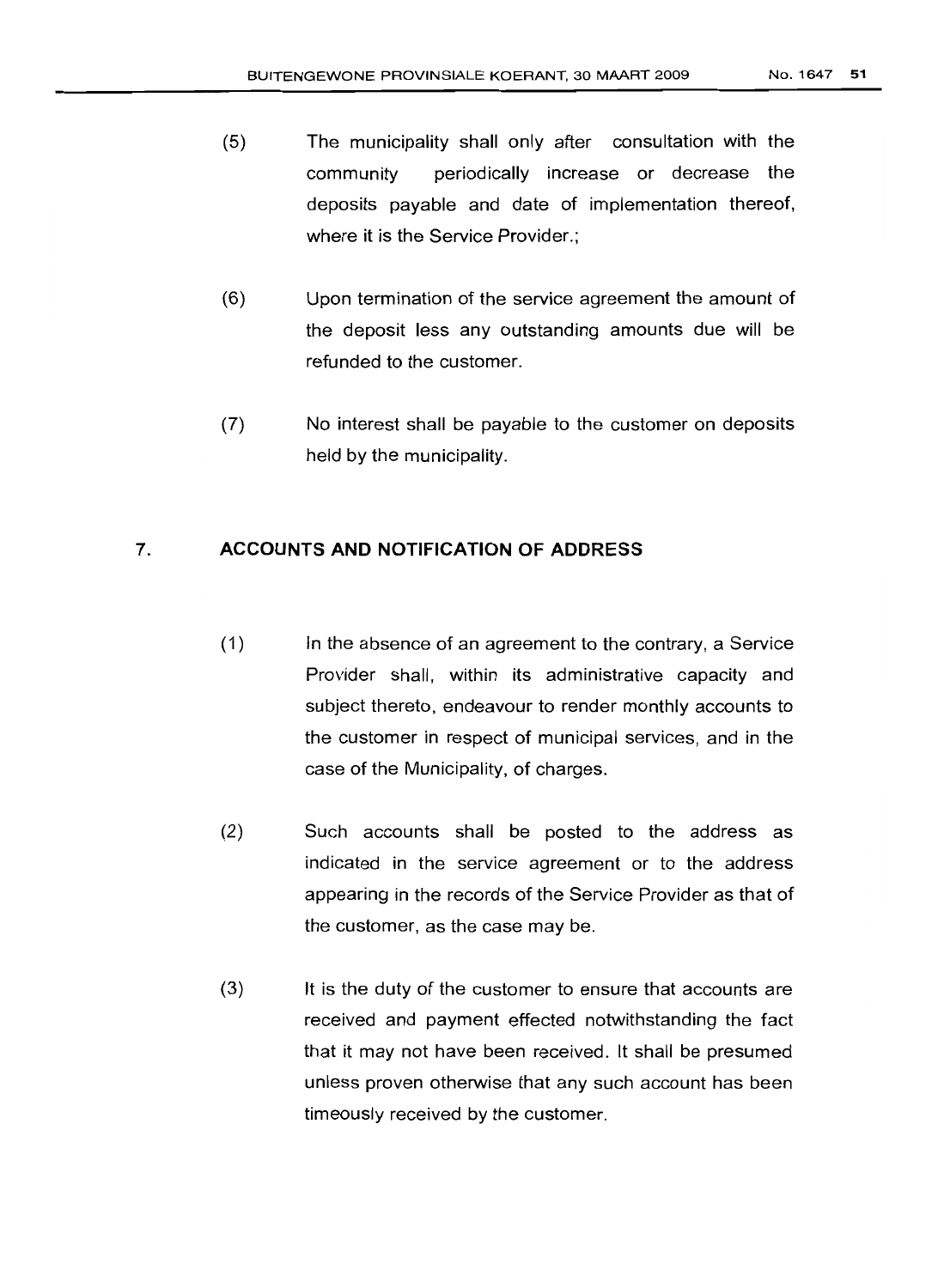(5) The municipality shall only after consultation with the community periodically increase or decrease the deposits payable and date of implementation thereof, where it is the Service Provider.;

(6) Upon termination of the service agreement the amount of the deposit less any outstanding amounts due will be refunded to the customer.

(7) No interest shall be payable to the customer on deposits held by the municipality.

## 7. ACCOUNTS AND NOTIFICATION OF ADDRESS

(1) In the absence of an agreement to the contrary, a Service Provider shall, within its administrative capacity and subject thereto, endeavour to render monthly accounts to the customer in respect of municipal services, and in the case of the Municipality, of charges.

(2) Such accounts shall be posted to the address as indicated in the service agreement or to the address appearing in the records of the Service Provider as that of the customer, as the case may be.

(3) It is the duty of the customer to ensure that accounts are received and payment effected notwithstanding the fact that it may not have been received. It shall be presumed unless proven otherwise that any such account has been timeously received by the customer.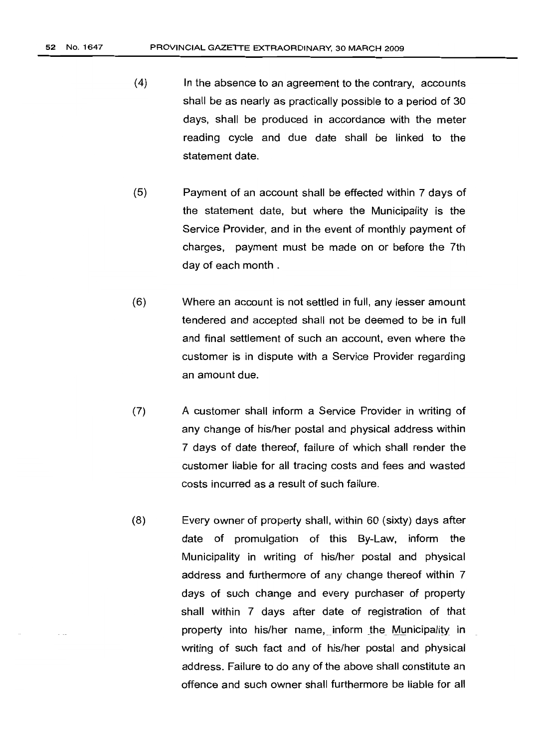(4) In the absence to an agreement to the contrary, accounts shall be as nearly as practically possible to a period of 30 days, shall be produced in accordance with the meter reading cycle and due date shall be linked to the statement date.

(5) Payment of an account shall be effected within 7 days of the statement date, but where the Municipality is the Service Provider, and in the event of monthly payment of charges, payment must be made on or before the 7th day of each month .

(6) Where an account is not settled in full, any lesser amount tendered and accepted shall not be deemed to be in full and final settlement of such an account, even where the customer is in dispute with a Service Provider regarding an amount due.

(7) A customer shall inform a Service Provider in writing of any change of his/her postal and physical address within 7 days of date thereof, failure of which shall render the customer liable for all tracing costs and fees and wasted costs incurred as a result of such failure.

(8) Every owner of property shall, within 60 (sixty) days after date of promulgation of this By-Law, inform the Municipality in writing of his/her postal and physical address and furthermore of any change thereof within 7 days of such change and every purchaser of property shall within 7 days after date of registration of that property into his/her name, inform the Municipality in writing of such fact and of his/her postal and physical address. Failure to do any of the above shall constitute an offence and such owner shall furthermore be liable for all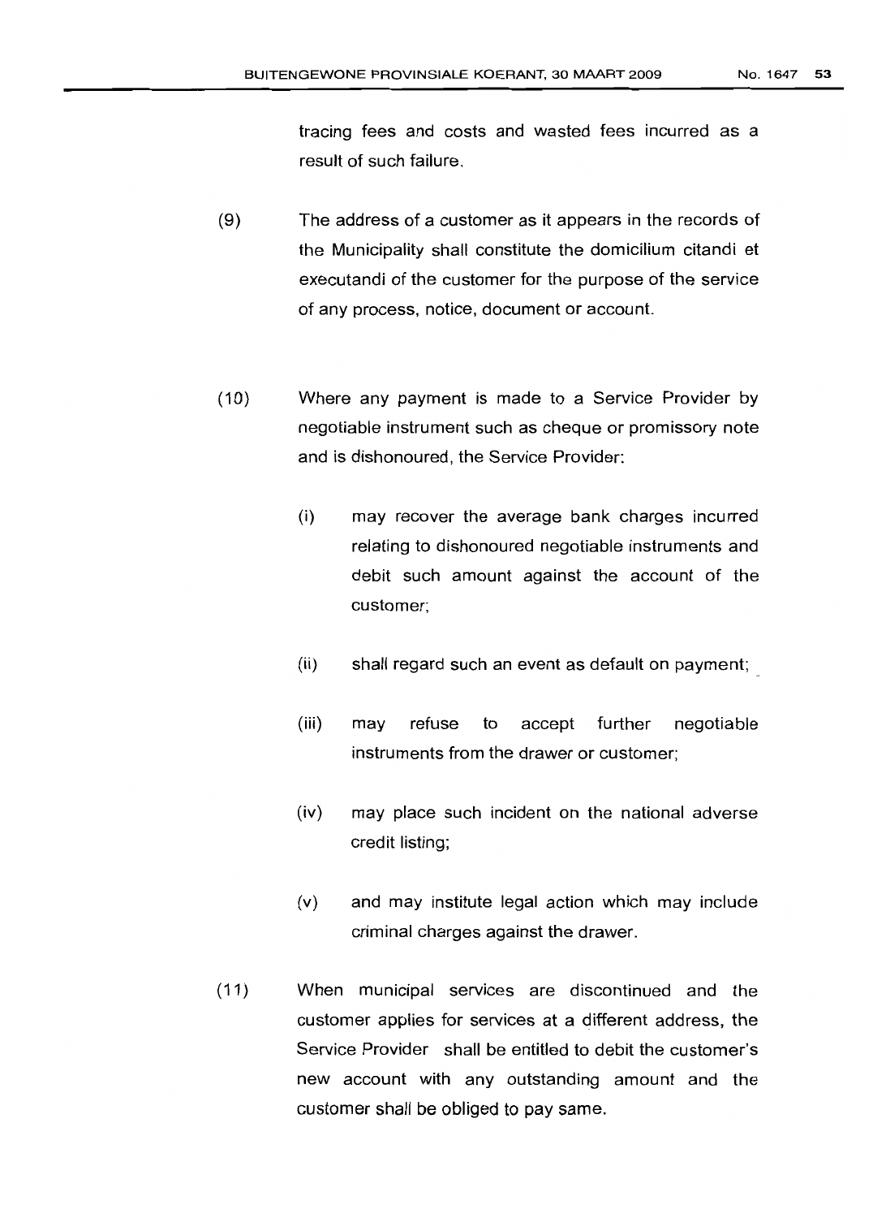tracing fees and costs and wasted fees incurred as a result of such failure.

(9) The address of a customer as it appears in the records of the Municipality shall constitute the domicilium citandi et executandi of the customer for the purpose of the service of any process, notice, document or account.

(10) Where any payment is made to a Service Provider by negotiable instrument such as cheque or promissory note and is dishonoured, the Service Provider:

   (i) may recover the average bank charges incurred relating to dishonoured negotiable instruments and debit such amount against the account of the customer;

   (ii) shall regard such an event as default on payment;

   (iii) may refuse to accept further negotiable instruments from the drawer or customer;

   (iv) may place such incident on the national adverse credit listing;

   (v) and may institute legal action which may include criminal charges against the drawer.

(11) When municipal services are discontinued and the customer applies for services at a different address, the Service Provider shall be entitled to debit the customer's new account with any outstanding amount and the customer shall be obliged to pay same.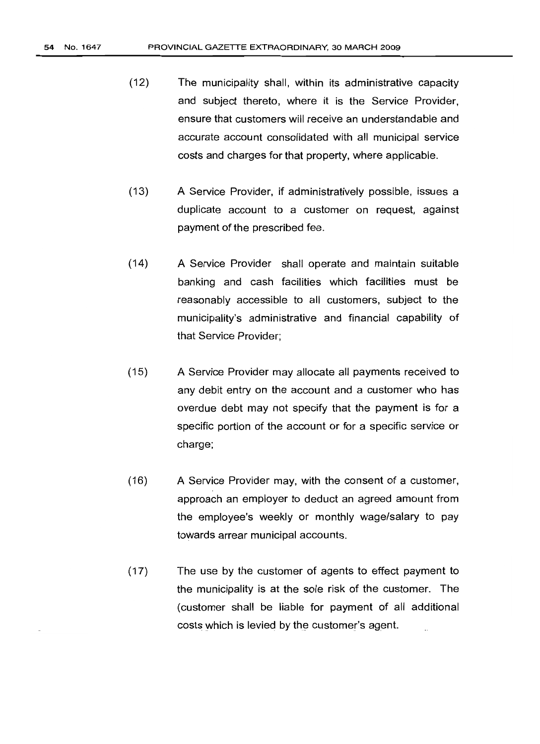(12) The municipality shall, within its administrative capacity and subject thereto, where it is the Service Provider, ensure that customers will receive an understandable and accurate account consolidated with all municipal service costs and charges for that property, where applicable.

(13) A Service Provider, if administratively possible, issues a duplicate account to a customer on request, against payment of the prescribed fee.

(14) A Service Provider shall operate and maintain suitable banking and cash facilities which facilities must be reasonably accessible to all customers, subject to the municipality's administrative and financial capability of that Service Provider;

(15) A Service Provider may allocate all payments received to any debit entry on the account and a customer who has overdue debt may not specify that the payment is for a specific portion of the account or for a specific service or charge;

(16) A Service Provider may, with the consent of a customer, approach an employer to deduct an agreed amount from the employee's weekly or monthly wage/salary to pay towards arrear municipal accounts.

(17) The use by the customer of agents to effect payment to the municipality is at the sole risk of the customer. The (customer shall be liable for payment of all additional costs which is levied by the customer's agent.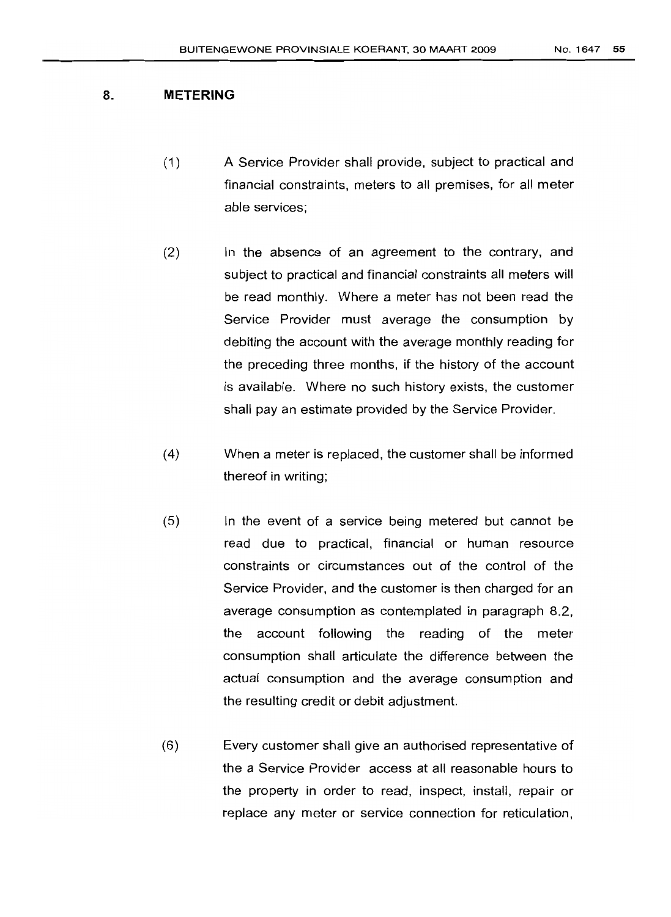## 8. METERING

(1) A Service Provider shall provide, subject to practical and financial constraints, meters to all premises, for all meter able services;

(2) In the absence of an agreement to the contrary, and subject to practical and financial constraints all meters will be read monthly. Where a meter has not been read the Service Provider must average the consumption by debiting the account with the average monthly reading for the preceding three months, if the history of the account is available. Where no such history exists, the customer shall pay an estimate provided by the Service Provider.

(4) When a meter is replaced, the customer shall be informed thereof in writing;

(5) In the event of a service being metered but cannot be read due to practical, financial or human resource constraints or circumstances out of the control of the Service Provider, and the customer is then charged for an average consumption as contemplated in paragraph 8.2, the account following the reading of the meter consumption shall articulate the difference between the actual consumption and the average consumption and the resulting credit or debit adjustment.

(6) Every customer shall give an authorised representative of the a Service Provider access at all reasonable hours to the property in order to read, inspect, install, repair or replace any meter or service connection for reticulation,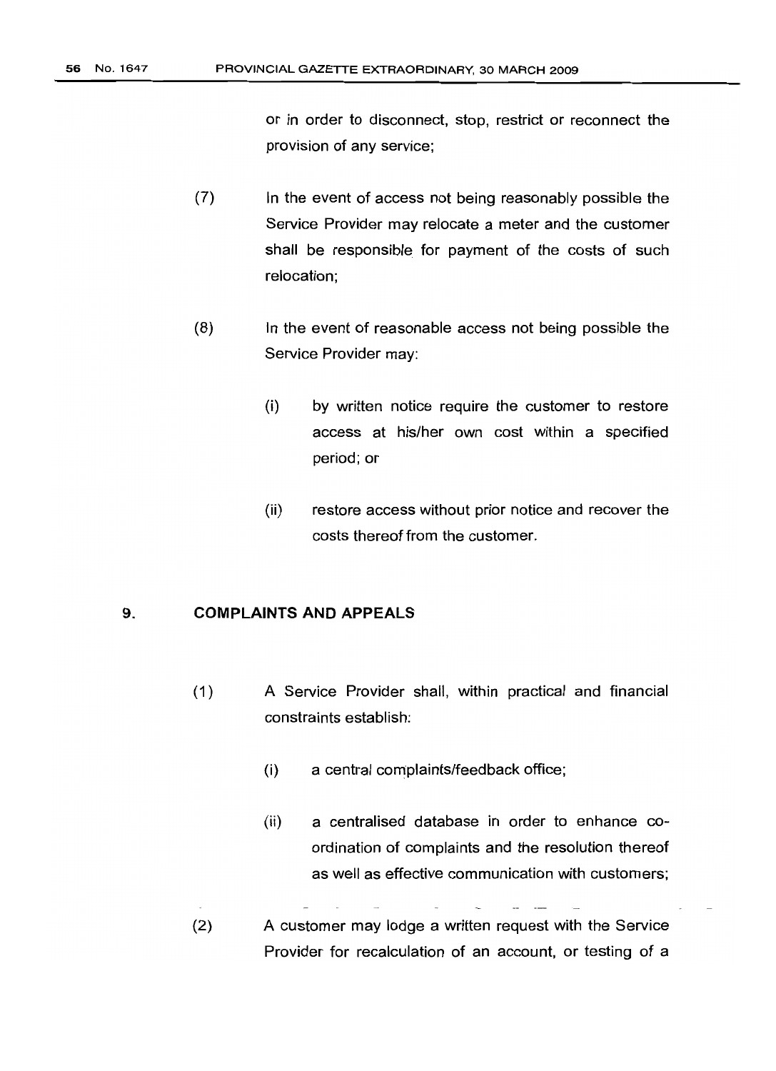or in order to disconnect, stop, restrict or reconnect the provision of any service;

(7) In the event of access not being reasonably possible the Service Provider may relocate a meter and the customer shall be responsible for payment of the costs of such relocation;

(8) In the event of reasonable access not being possible the Service Provider may:

(i) by written notice require the customer to restore access at his/her own cost within a specified period; or

(ii) restore access without prior notice and recover the costs thereof from the customer.

## 9. COMPLAINTS AND APPEALS

(1) A Service Provider shall, within practical and financial constraints establish:

(i) a central complaints/feedback office;

(ii) a centralised database in order to enhance co-ordination of complaints and the resolution thereof as well as effective communication with customers;

(2) A customer may lodge a written request with the Service Provider for recalculation of an account, or testing of a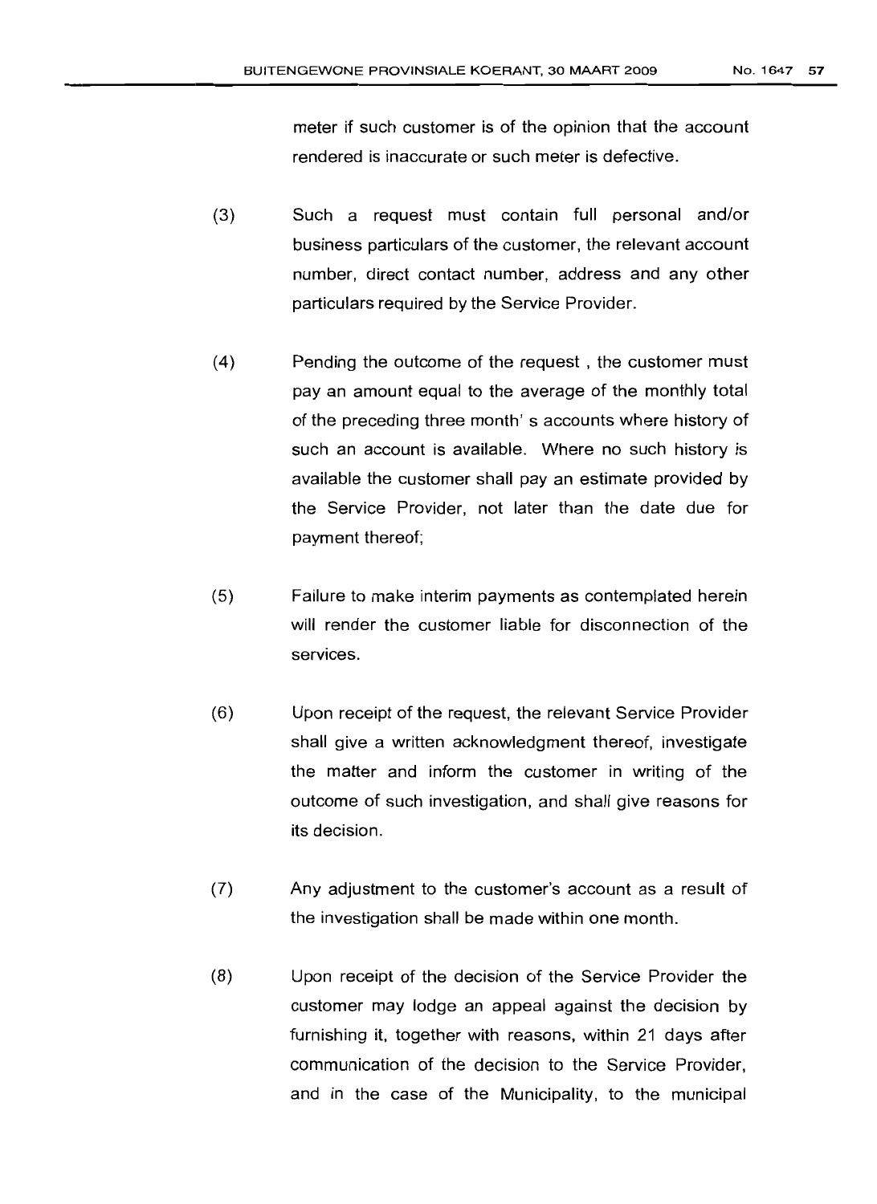meter if such customer is of the opinion that the account rendered is inaccurate or such meter is defective.

(3) Such a request must contain full personal and/or business particulars of the customer, the relevant account number, direct contact number, address and any other particulars required by the Service Provider.

(4) Pending the outcome of the request , the customer must pay an amount equal to the average of the monthly total of the preceding three month' s accounts where history of such an account is available. Where no such history is available the customer shall pay an estimate provided by the Service Provider, not later than the date due for payment thereof;

(5) Failure to make interim payments as contemplated herein will render the customer liable for disconnection of the services.

(6) Upon receipt of the request, the relevant Service Provider shall give a written acknowledgment thereof, investigate the matter and inform the customer in writing of the outcome of such investigation, and shall give reasons for its decision.

(7) Any adjustment to the customer's account as a result of the investigation shall be made within one month.

(8) Upon receipt of the decision of the Service Provider the customer may lodge an appeal against the decision by furnishing it, together with reasons, within 21 days after communication of the decision to the Service Provider, and in the case of the Municipality, to the municipal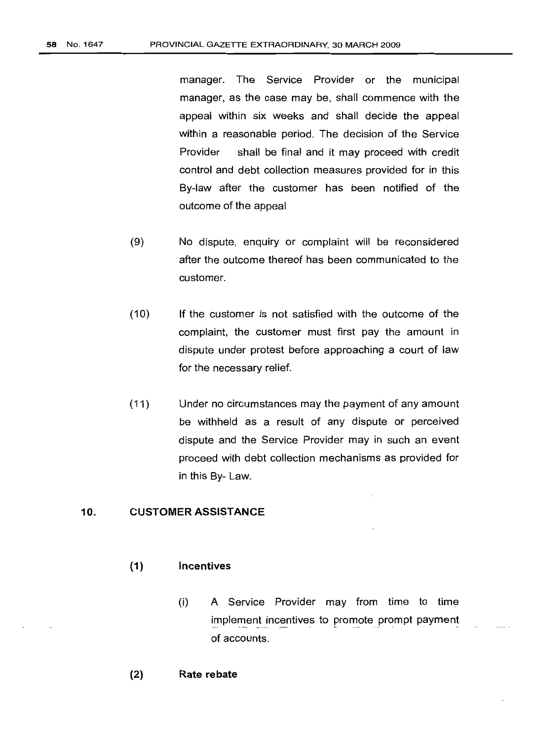manager. The Service Provider or the municipal manager, as the case may be, shall commence with the appeal within six weeks and shall decide the appeal within a reasonable period. The decision of the Service Provider shall be final and it may proceed with credit control and debt collection measures provided for in this By-law after the customer has been notified of the outcome of the appeal

(9) No dispute, enquiry or complaint will be reconsidered after the outcome thereof has been communicated to the customer.

(10) If the customer is not satisfied with the outcome of the complaint, the customer must first pay the amount in dispute under protest before approaching a court of law for the necessary relief.

(11) Under no circumstances may the payment of any amount be withheld as a result of any dispute or perceived dispute and the Service Provider may in such an event proceed with debt collection mechanisms as provided for in this By- Law.

## 10. CUSTOMER ASSISTANCE

### (1) Incentives

(i) A Service Provider may from time to time implement incentives to promote prompt payment of accounts.

### (2) Rate rebate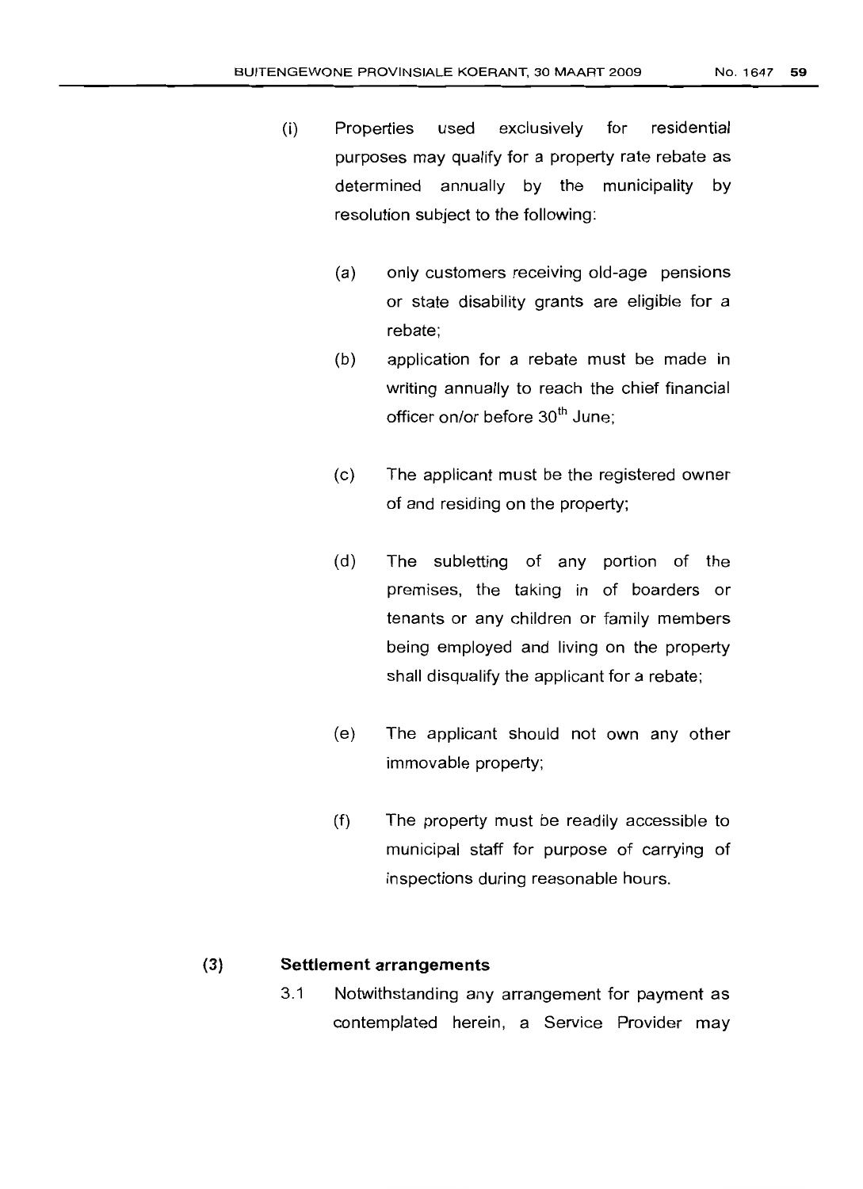(i) Properties used exclusively for residential purposes may qualify for a property rate rebate as determined annually by the municipality by resolution subject to the following:

   (a) only customers receiving old-age pensions or state disability grants are eligible for a rebate;

   (b) application for a rebate must be made in writing annually to reach the chief financial officer on/or before 30th June;

   (c) The applicant must be the registered owner of and residing on the property;

   (d) The subletting of any portion of the premises, the taking in of boarders or tenants or any children or family members being employed and living on the property shall disqualify the applicant for a rebate;

   (e) The applicant should not own any other immovable property;

   (f) The property must be readily accessible to municipal staff for purpose of carrying of inspections during reasonable hours.

**(3) Settlement arrangements**

3.1 Notwithstanding any arrangement for payment as contemplated herein, a Service Provider may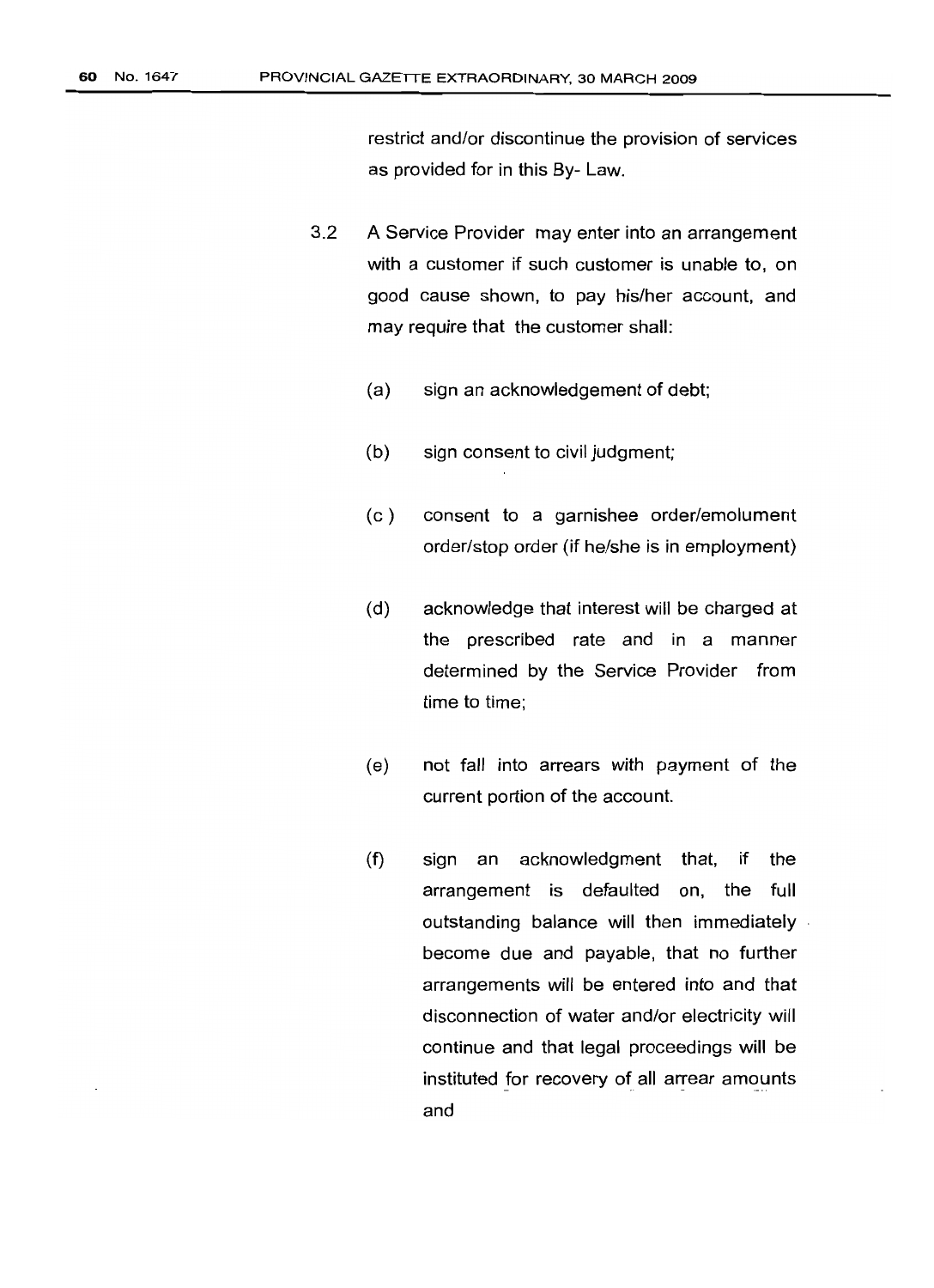restrict and/or discontinue the provision of services as provided for in this By- Law.

3.2 A Service Provider may enter into an arrangement with a customer if such customer is unable to, on good cause shown, to pay his/her account, and may require that the customer shall:

(a) sign an acknowledgement of debt;

(b) sign consent to civil judgment;

(c ) consent to a garnishee order/emolument order/stop order (if he/she is in employment)

(d) acknowledge that interest will be charged at the prescribed rate and in a manner determined by the Service Provider from time to time;

(e) not fall into arrears with payment of the current portion of the account.

(f) sign an acknowledgment that, if the arrangement is defaulted on, the full outstanding balance will then immediately become due and payable, that no further arrangements will be entered into and that disconnection of water and/or electricity will continue and that legal proceedings will be instituted for recovery of all arrear amounts and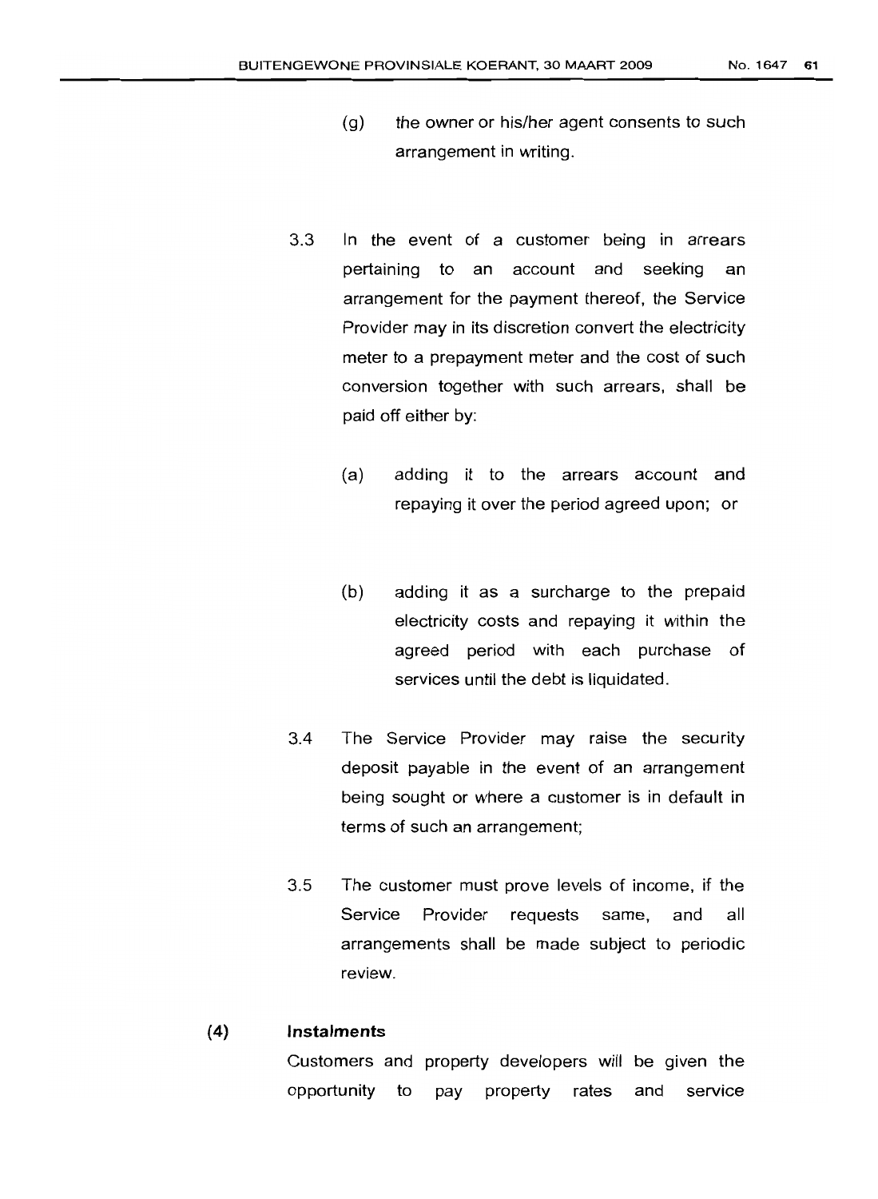(g) the owner or his/her agent consents to such arrangement in writing.

3.3 In the event of a customer being in arrears pertaining to an account and seeking an arrangement for the payment thereof, the Service Provider may in its discretion convert the electricity meter to a prepayment meter and the cost of such conversion together with such arrears, shall be paid off either by:

(a) adding it to the arrears account and repaying it over the period agreed upon; or

(b) adding it as a surcharge to the prepaid electricity costs and repaying it within the agreed period with each purchase of services until the debt is liquidated.

3.4 The Service Provider may raise the security deposit payable in the event of an arrangement being sought or where a customer is in default in terms of such an arrangement;

3.5 The customer must prove levels of income, if the Service Provider requests same, and all arrangements shall be made subject to periodic review.

**(4) Instalments**

Customers and property developers will be given the opportunity to pay property rates and service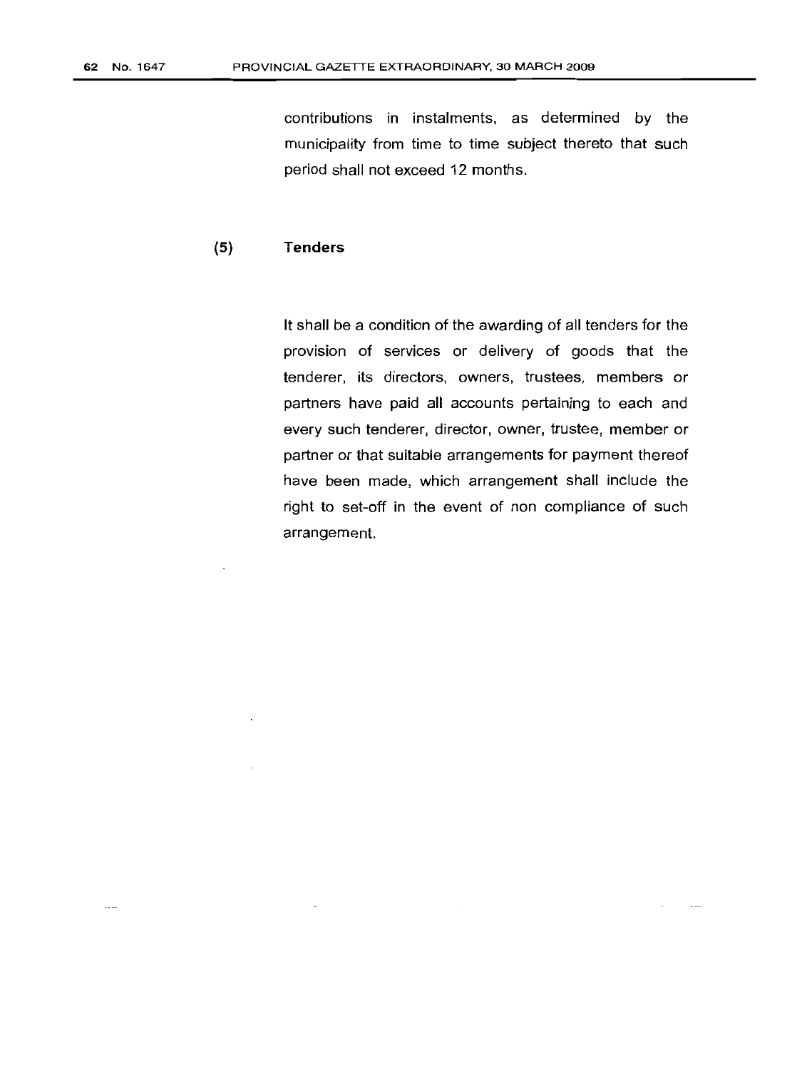contributions in instalments, as determined by the municipality from time to time subject thereto that such period shall not exceed 12 months.

**(5) Tenders**

It shall be a condition of the awarding of all tenders for the provision of services or delivery of goods that the tenderer, its directors, owners, trustees, members or partners have paid all accounts pertaining to each and every such tenderer, director, owner, trustee, member or partner or that suitable arrangements for payment thereof have been made, which arrangement shall include the right to set-off in the event of non compliance of such arrangement.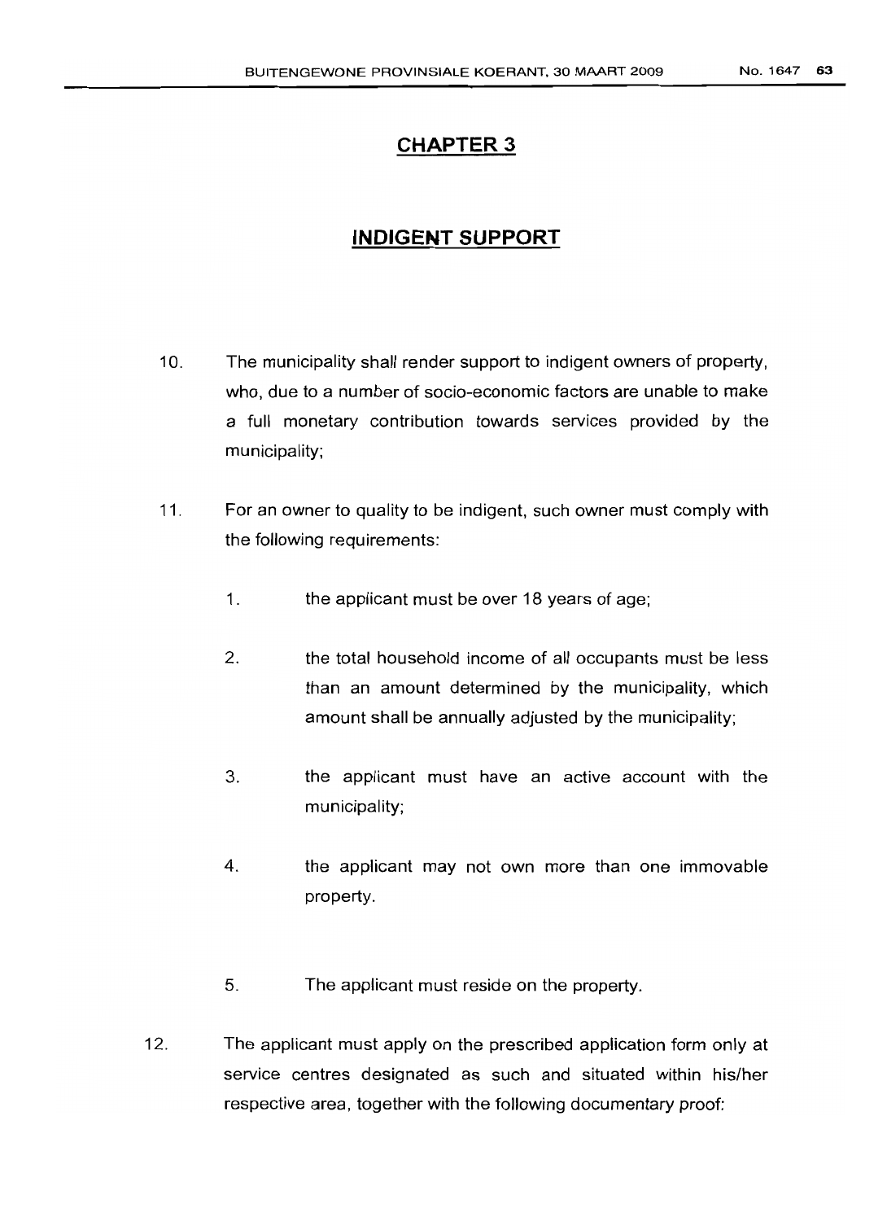## CHAPTER 3

## INDIGENT SUPPORT

10. The municipality shall render support to indigent owners of property, who, due to a number of socio-economic factors are unable to make a full monetary contribution towards services provided by the municipality;

11. For an owner to quality to be indigent, such owner must comply with the following requirements:

    1. the applicant must be over 18 years of age;

    2. the total household income of all occupants must be less than an amount determined by the municipality, which amount shall be annually adjusted by the municipality;

    3. the applicant must have an active account with the municipality;

    4. the applicant may not own more than one immovable property.

    5. The applicant must reside on the property.

12. The applicant must apply on the prescribed application form only at service centres designated as such and situated within his/her respective area, together with the following documentary proof: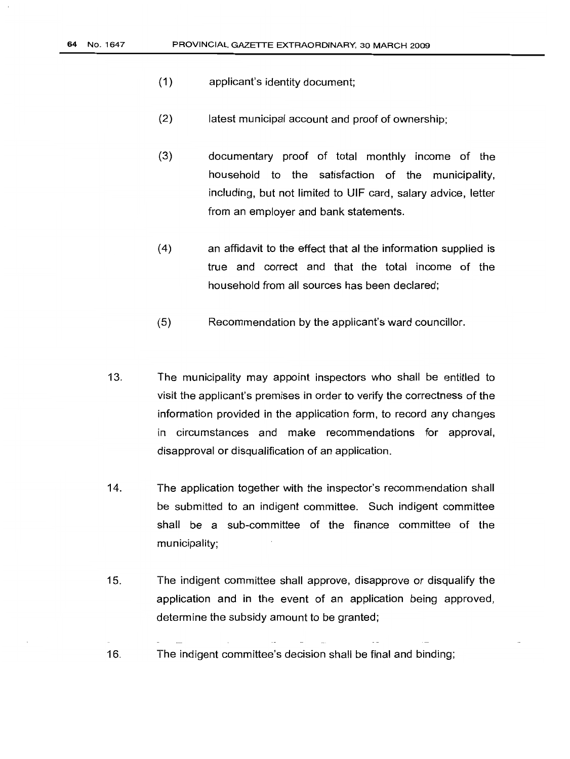(1) applicant's identity document;

(2) latest municipal account and proof of ownership;

(3) documentary proof of total monthly income of the household to the satisfaction of the municipality, including, but not limited to UIF card, salary advice, letter from an employer and bank statements.

(4) an affidavit to the effect that al the information supplied is true and correct and that the total income of the household from all sources has been declared;

(5) Recommendation by the applicant's ward councillor.

13. The municipality may appoint inspectors who shall be entitled to visit the applicant's premises in order to verify the correctness of the information provided in the application form, to record any changes in circumstances and make recommendations for approval, disapproval or disqualification of an application.

14. The application together with the inspector's recommendation shall be submitted to an indigent committee. Such indigent committee shall be a sub-committee of the finance committee of the municipality;

15. The indigent committee shall approve, disapprove or disqualify the application and in the event of an application being approved, determine the subsidy amount to be granted;

16. The indigent committee's decision shall be final and binding;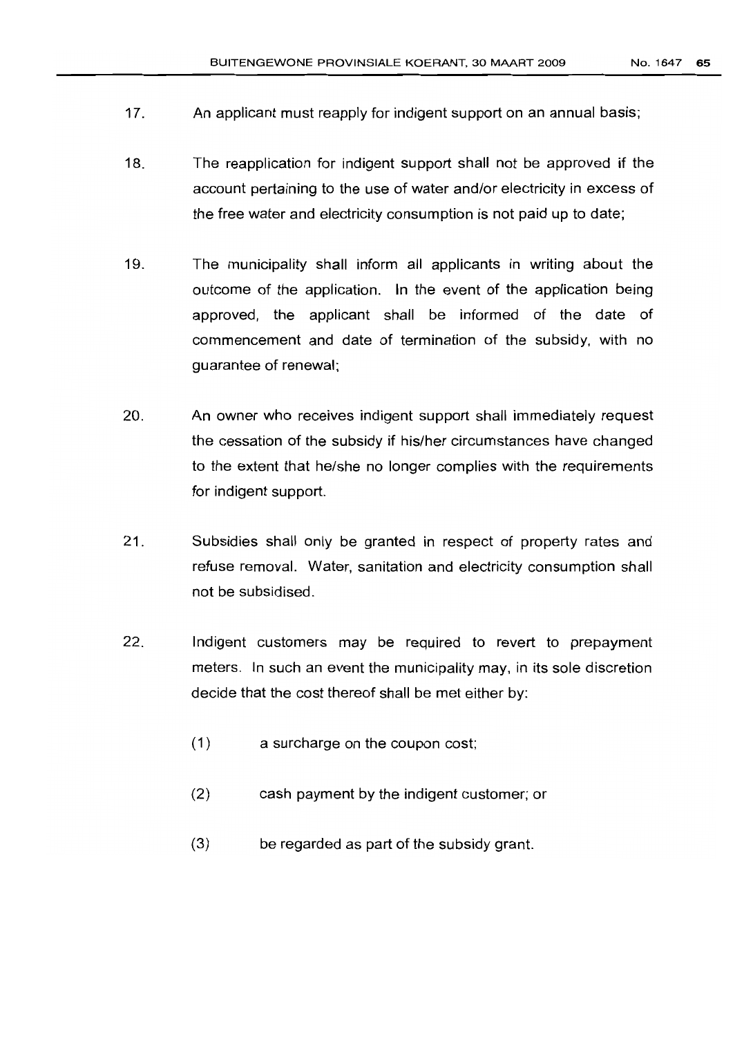17. An applicant must reapply for indigent support on an annual basis;

18. The reapplication for indigent support shall not be approved if the account pertaining to the use of water and/or electricity in excess of the free water and electricity consumption is not paid up to date;

19. The municipality shall inform all applicants in writing about the outcome of the application. In the event of the application being approved, the applicant shall be informed of the date of commencement and date of termination of the subsidy, with no guarantee of renewal;

20. An owner who receives indigent support shall immediately request the cessation of the subsidy if his/her circumstances have changed to the extent that he/she no longer complies with the requirements for indigent support.

21. Subsidies shall only be granted in respect of property rates and refuse removal. Water, sanitation and electricity consumption shall not be subsidised.

22. Indigent customers may be required to revert to prepayment meters. In such an event the municipality may, in its sole discretion decide that the cost thereof shall be met either by:

    (1) a surcharge on the coupon cost;

    (2) cash payment by the indigent customer; or

    (3) be regarded as part of the subsidy grant.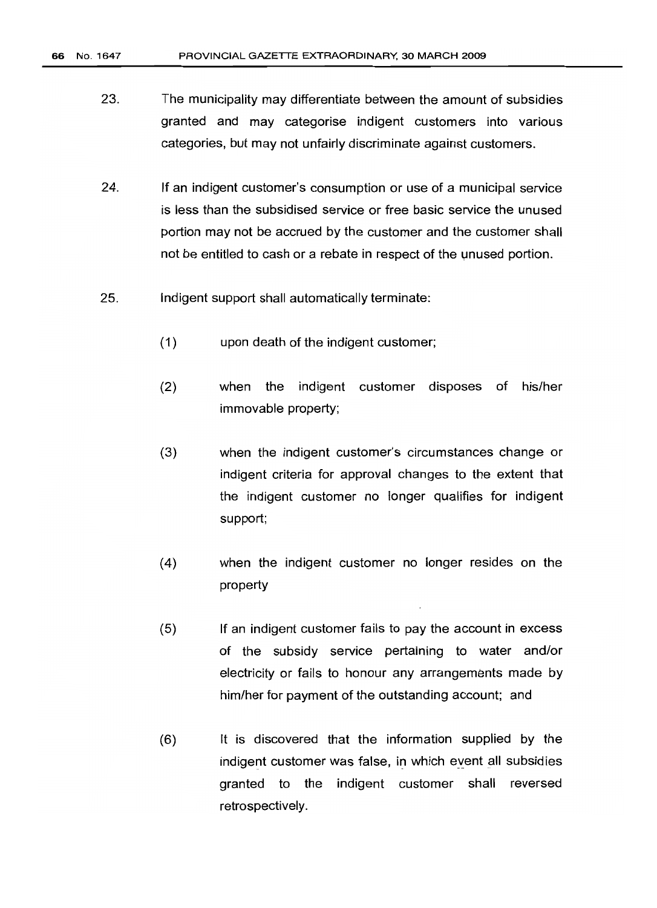23. The municipality may differentiate between the amount of subsidies granted and may categorise indigent customers into various categories, but may not unfairly discriminate against customers.

24. If an indigent customer's consumption or use of a municipal service is less than the subsidised service or free basic service the unused portion may not be accrued by the customer and the customer shall not be entitled to cash or a rebate in respect of the unused portion.

25. Indigent support shall automatically terminate:

    (1) upon death of the indigent customer;

    (2) when the indigent customer disposes of his/her immovable property;

    (3) when the indigent customer's circumstances change or indigent criteria for approval changes to the extent that the indigent customer no longer qualifies for indigent support;

    (4) when the indigent customer no longer resides on the property

    (5) If an indigent customer fails to pay the account in excess of the subsidy service pertaining to water and/or electricity or fails to honour any arrangements made by him/her for payment of the outstanding account; and

    (6) It is discovered that the information supplied by the indigent customer was false, in which event all subsidies granted to the indigent customer shall reversed retrospectively.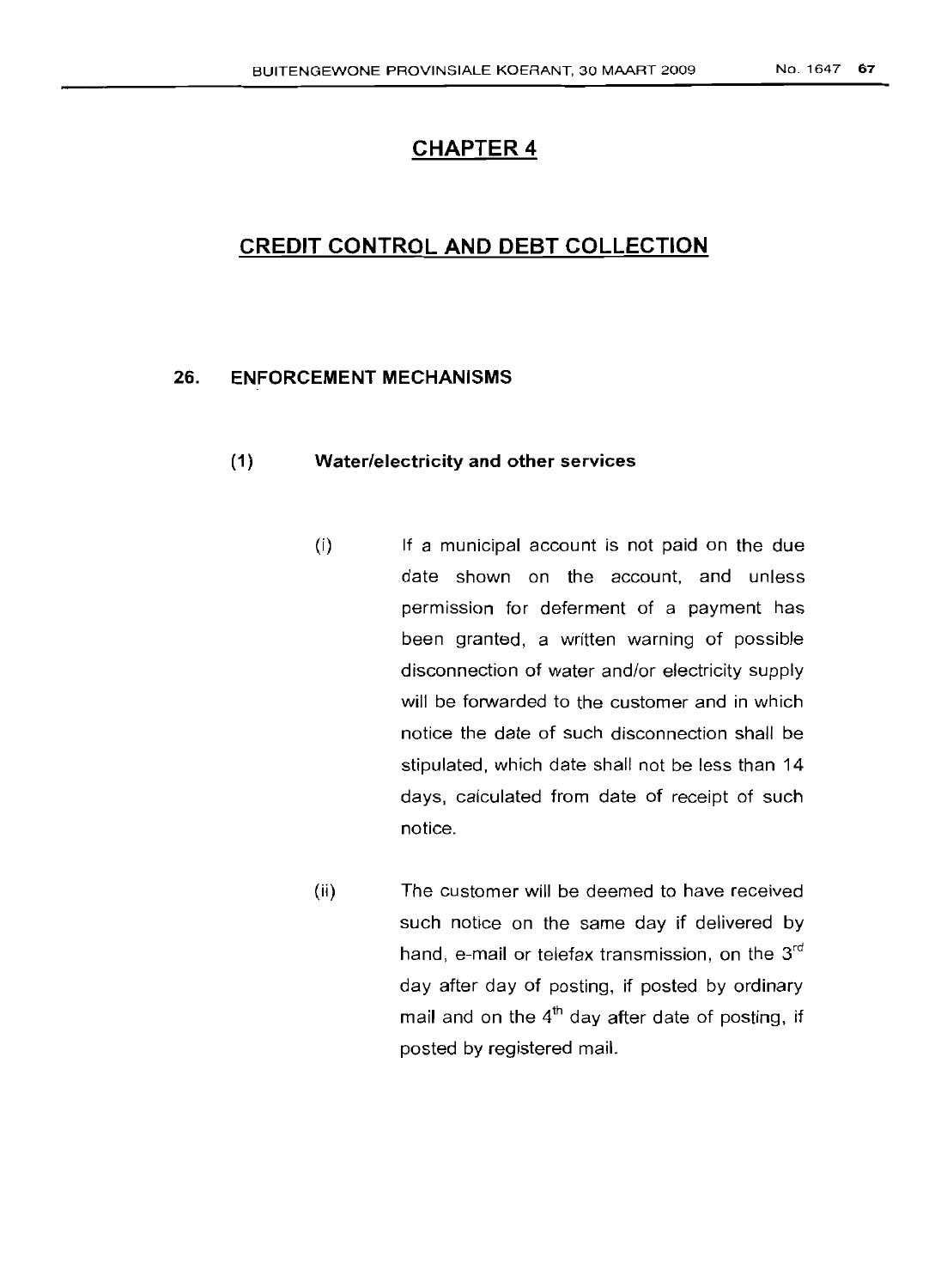# CHAPTER 4

## CREDIT CONTROL AND DEBT COLLECTION

### 26. ENFORCEMENT MECHANISMS

#### (1) Water/electricity and other services

(i) If a municipal account is not paid on the due date shown on the account, and unless permission for deferment of a payment has been granted, a written warning of possible disconnection of water and/or electricity supply will be forwarded to the customer and in which notice the date of such disconnection shall be stipulated, which date shall not be less than 14 days, calculated from date of receipt of such notice.

(ii) The customer will be deemed to have received such notice on the same day if delivered by hand, e-mail or telefax transmission, on the 3rd day after day of posting, if posted by ordinary mail and on the 4th day after date of posting, if posted by registered mail.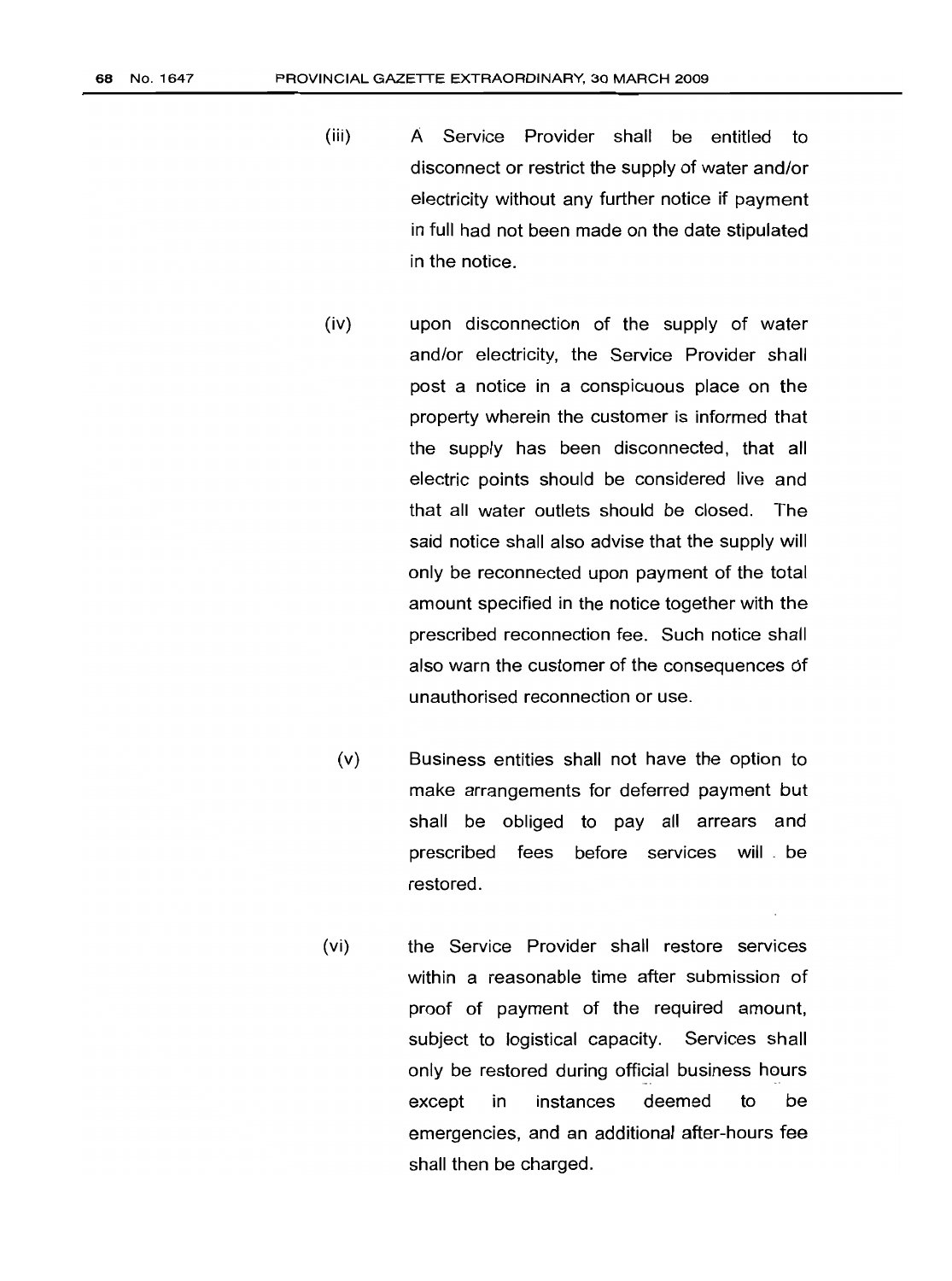(iii) A Service Provider shall be entitled to disconnect or restrict the supply of water and/or electricity without any further notice if payment in full had not been made on the date stipulated in the notice.

(iv) upon disconnection of the supply of water and/or electricity, the Service Provider shall post a notice in a conspicuous place on the property wherein the customer is informed that the supply has been disconnected, that all electric points should be considered live and that all water outlets should be closed. The said notice shall also advise that the supply will only be reconnected upon payment of the total amount specified in the notice together with the prescribed reconnection fee. Such notice shall also warn the customer of the consequences of unauthorised reconnection or use.

(v) Business entities shall not have the option to make arrangements for deferred payment but shall be obliged to pay all arrears and prescribed fees before services will be restored.

(vi) the Service Provider shall restore services within a reasonable time after submission of proof of payment of the required amount, subject to logistical capacity. Services shall only be restored during official business hours except in instances deemed to be emergencies, and an additional after-hours fee shall then be charged.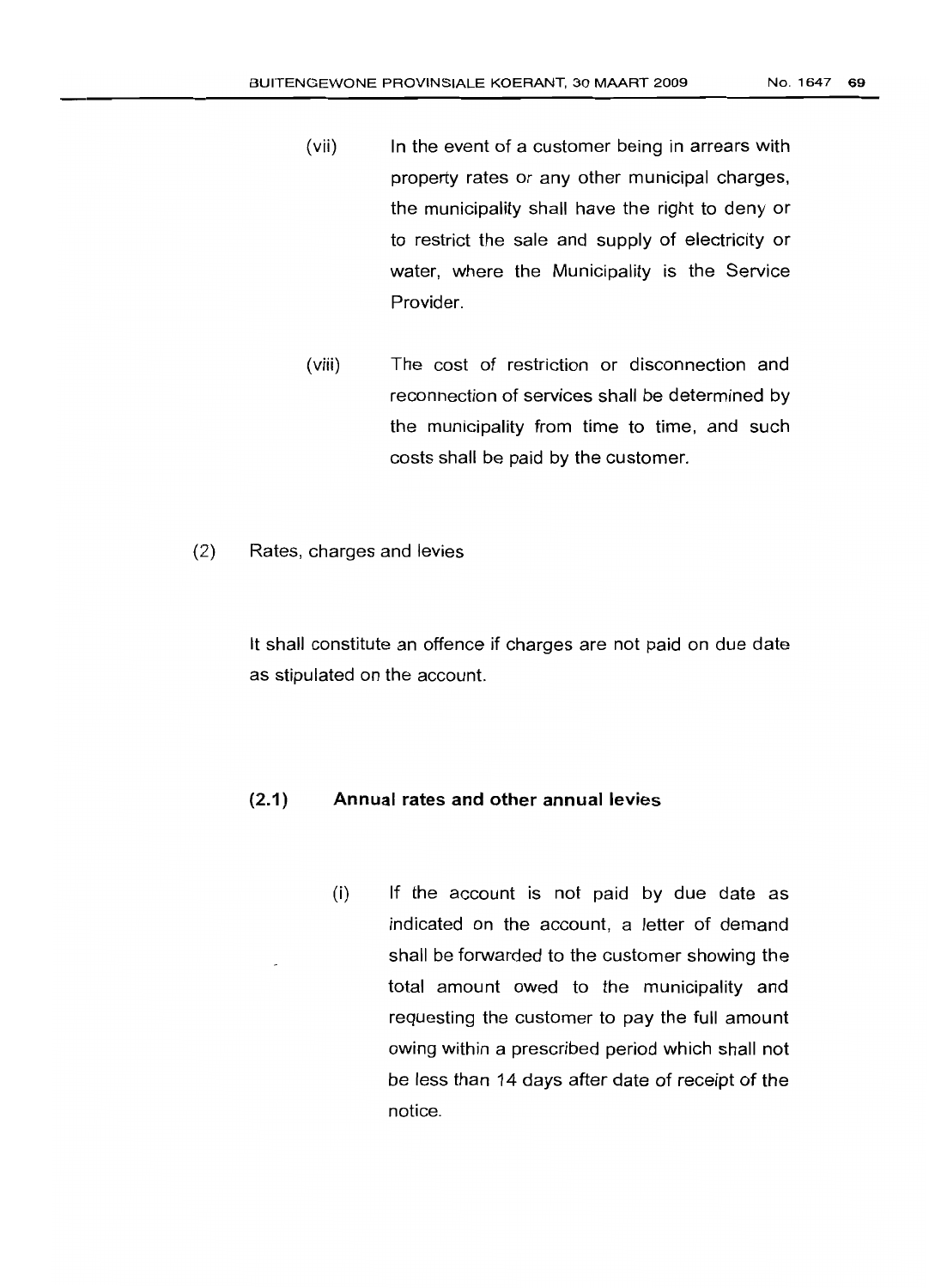(vii) In the event of a customer being in arrears with property rates or any other municipal charges, the municipality shall have the right to deny or to restrict the sale and supply of electricity or water, where the Municipality is the Service Provider.

(viii) The cost of restriction or disconnection and reconnection of services shall be determined by the municipality from time to time, and such costs shall be paid by the customer.

(2) Rates, charges and levies

It shall constitute an offence if charges are not paid on due date as stipulated on the account.

**(2.1) Annual rates and other annual levies**

(i) If the account is not paid by due date as indicated on the account, a letter of demand shall be forwarded to the customer showing the total amount owed to the municipality and requesting the customer to pay the full amount owing within a prescribed period which shall not be less than 14 days after date of receipt of the notice.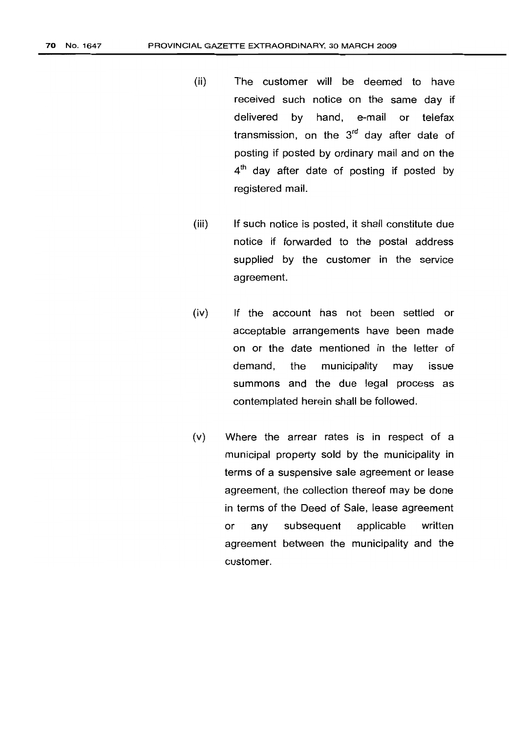(ii) The customer will be deemed to have received such notice on the same day if delivered by hand, e-mail or telefax transmission, on the 3rd day after date of posting if posted by ordinary mail and on the 4th day after date of posting if posted by registered mail.

(iii) If such notice is posted, it shall constitute due notice if forwarded to the postal address supplied by the customer in the service agreement.

(iv) If the account has not been settled or acceptable arrangements have been made on or the date mentioned in the letter of demand, the municipality may issue summons and the due legal process as contemplated herein shall be followed.

(v) Where the arrear rates is in respect of a municipal property sold by the municipality in terms of a suspensive sale agreement or lease agreement, the collection thereof may be done in terms of the Deed of Sale, lease agreement or any subsequent applicable written agreement between the municipality and the customer.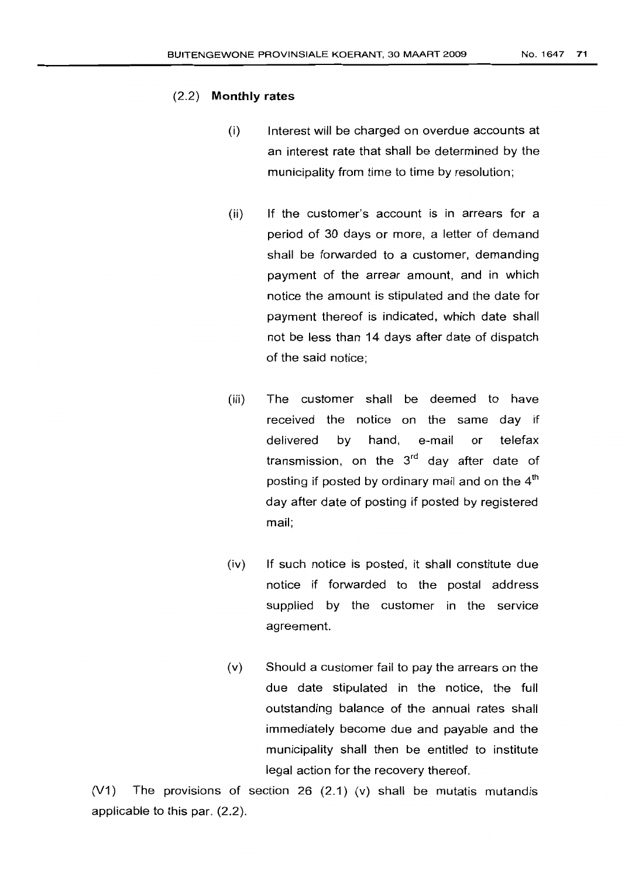(2.2) **Monthly rates**

(i) Interest will be charged on overdue accounts at an interest rate that shall be determined by the municipality from time to time by resolution;

(ii) If the customer's account is in arrears for a period of 30 days or more, a letter of demand shall be forwarded to a customer, demanding payment of the arrear amount, and in which notice the amount is stipulated and the date for payment thereof is indicated, which date shall not be less than 14 days after date of dispatch of the said notice;

(iii) The customer shall be deemed to have received the notice on the same day if delivered by hand, e-mail or telefax transmission, on the 3rd day after date of posting if posted by ordinary mail and on the 4th day after date of posting if posted by registered mail;

(iv) If such notice is posted, it shall constitute due notice if forwarded to the postal address supplied by the customer in the service agreement.

(v) Should a customer fail to pay the arrears on the due date stipulated in the notice, the full outstanding balance of the annual rates shall immediately become due and payable and the municipality shall then be entitled to institute legal action for the recovery thereof.

(V1) The provisions of section 26 (2.1) (v) shall be mutatis mutandis applicable to this par. (2.2).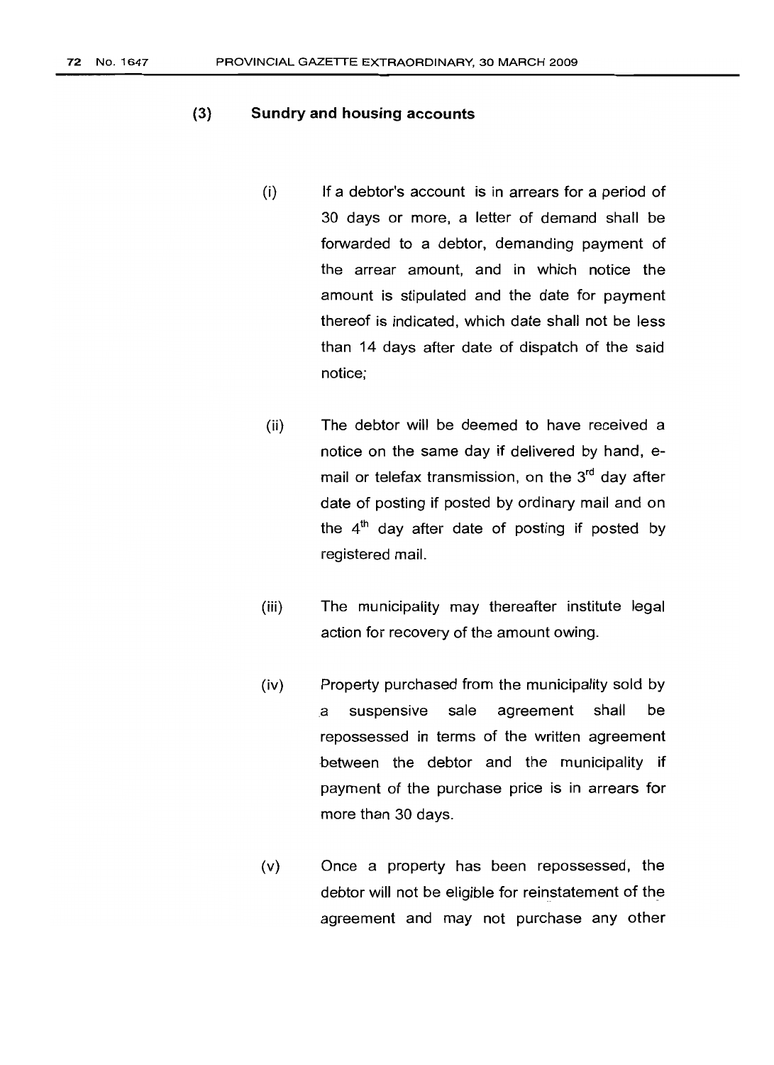### (3) Sundry and housing accounts

(i) If a debtor's account is in arrears for a period of 30 days or more, a letter of demand shall be forwarded to a debtor, demanding payment of the arrear amount, and in which notice the amount is stipulated and the date for payment thereof is indicated, which date shall not be less than 14 days after date of dispatch of the said notice;

(ii) The debtor will be deemed to have received a notice on the same day if delivered by hand, e-mail or telefax transmission, on the 3rd day after date of posting if posted by ordinary mail and on the 4th day after date of posting if posted by registered mail.

(iii) The municipality may thereafter institute legal action for recovery of the amount owing.

(iv) Property purchased from the municipality sold by a suspensive sale agreement shall be repossessed in terms of the written agreement between the debtor and the municipality if payment of the purchase price is in arrears for more than 30 days.

(v) Once a property has been repossessed, the debtor will not be eligible for reinstatement of the agreement and may not purchase any other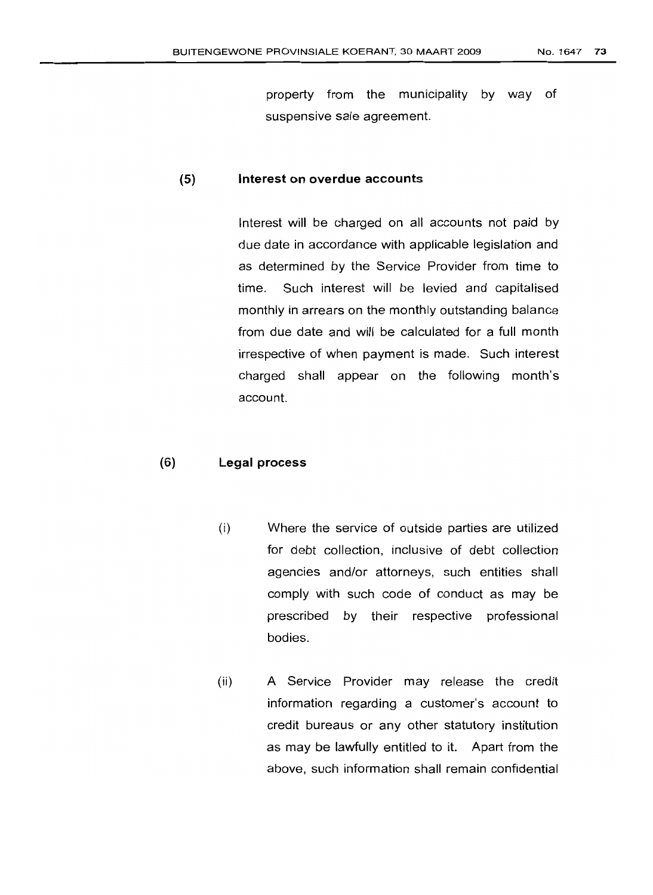property from the municipality by way of suspensive sale agreement.

**(5) Interest on overdue accounts**

Interest will be charged on all accounts not paid by due date in accordance with applicable legislation and as determined by the Service Provider from time to time. Such interest will be levied and capitalised monthly in arrears on the monthly outstanding balance from due date and will be calculated for a full month irrespective of when payment is made. Such interest charged shall appear on the following month's account.

**(6) Legal process**

(i) Where the service of outside parties are utilized for debt collection, inclusive of debt collection agencies and/or attorneys, such entities shall comply with such code of conduct as may be prescribed by their respective professional bodies.

(ii) A Service Provider may release the credit information regarding a customer's account to credit bureaus or any other statutory institution as may be lawfully entitled to it. Apart from the above, such information shall remain confidential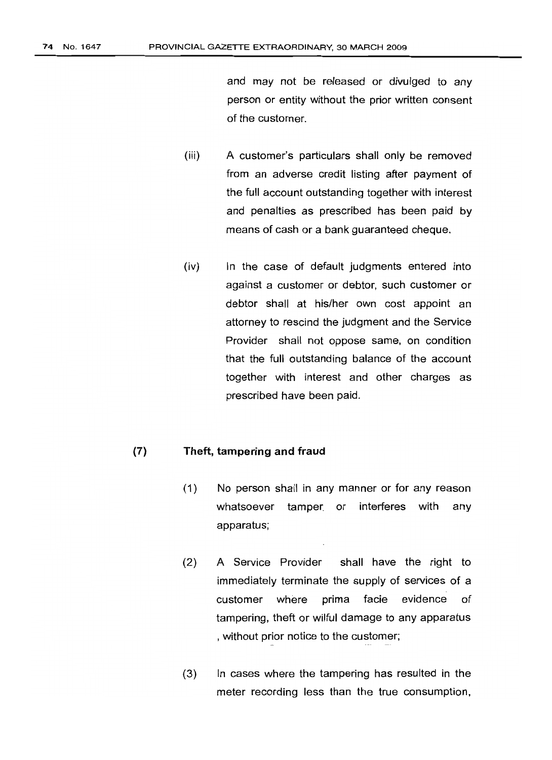and may not be released or divulged to any person or entity without the prior written consent of the customer.

(iii) A customer's particulars shall only be removed from an adverse credit listing after payment of the full account outstanding together with interest and penalties as prescribed has been paid by means of cash or a bank guaranteed cheque.

(iv) In the case of default judgments entered into against a customer or debtor, such customer or debtor shall at his/her own cost appoint an attorney to rescind the judgment and the Service Provider shall not oppose same, on condition that the full outstanding balance of the account together with interest and other charges as prescribed have been paid.

**(7) Theft, tampering and fraud**

(1) No person shall in any manner or for any reason whatsoever tamper or interferes with any apparatus;

(2) A Service Provider shall have the right to immediately terminate the supply of services of a customer where prima facie evidence of tampering, theft or wilful damage to any apparatus , without prior notice to the customer;

(3) In cases where the tampering has resulted in the meter recording less than the true consumption,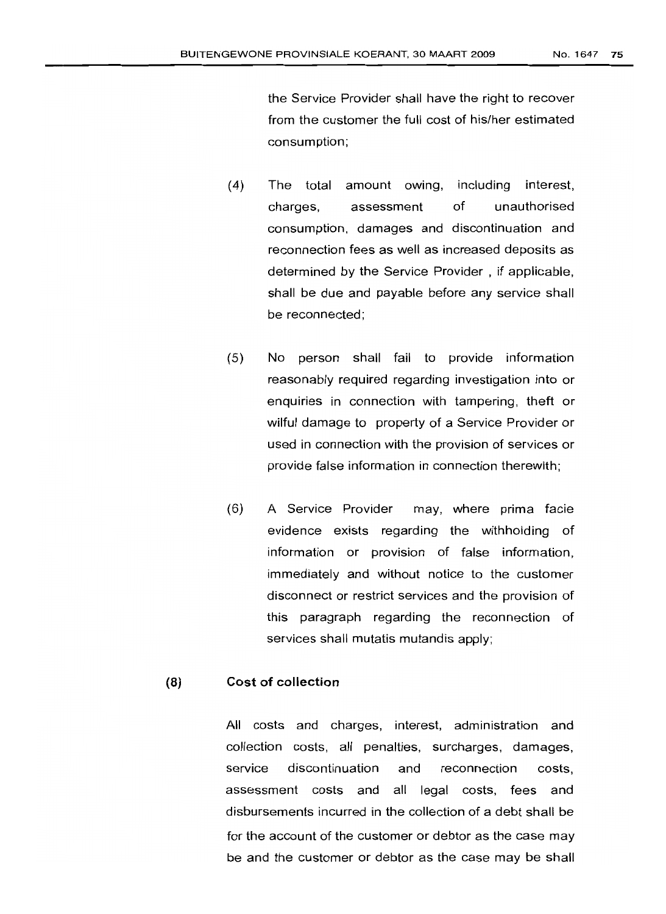the Service Provider shall have the right to recover from the customer the full cost of his/her estimated consumption;

(4) The total amount owing, including interest, charges, assessment of unauthorised consumption, damages and discontinuation and reconnection fees as well as increased deposits as determined by the Service Provider , if applicable, shall be due and payable before any service shall be reconnected;

(5) No person shall fail to provide information reasonably required regarding investigation into or enquiries in connection with tampering, theft or wilful damage to property of a Service Provider or used in connection with the provision of services or provide false information in connection therewith;

(6) A Service Provider may, where prima facie evidence exists regarding the withholding of information or provision of false information, immediately and without notice to the customer disconnect or restrict services and the provision of this paragraph regarding the reconnection of services shall mutatis mutandis apply;

**(8) Cost of collection**

All costs and charges, interest, administration and collection costs, all penalties, surcharges, damages, service discontinuation and reconnection costs, assessment costs and all legal costs, fees and disbursements incurred in the collection of a debt shall be for the account of the customer or debtor as the case may be and the customer or debtor as the case may be shall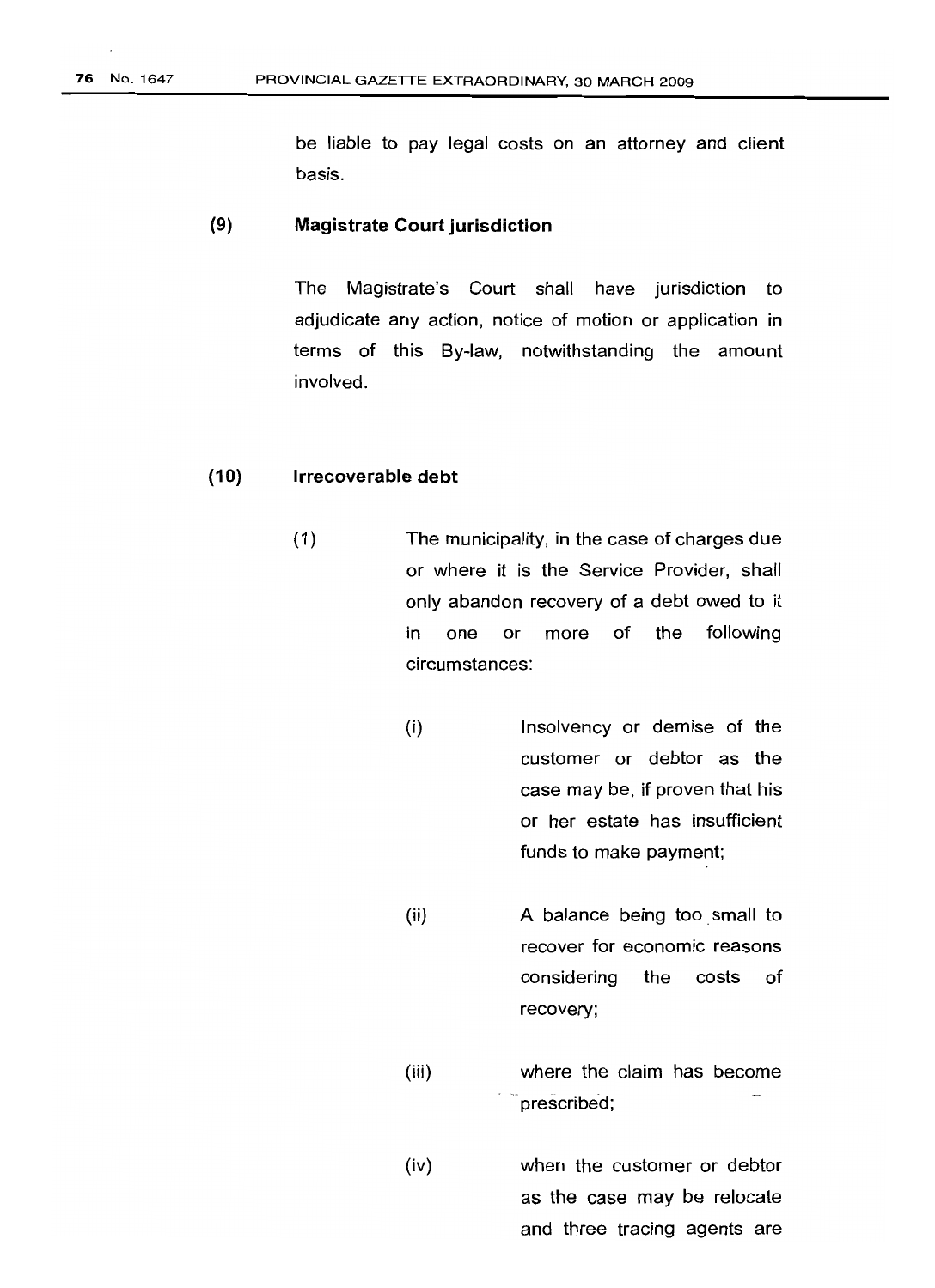be liable to pay legal costs on an attorney and client basis.

**(9) Magistrate Court jurisdiction**

The Magistrate's Court shall have jurisdiction to adjudicate any action, notice of motion or application in terms of this By-law, notwithstanding the amount involved.

**(10) Irrecoverable debt**

(1) The municipality, in the case of charges due or where it is the Service Provider, shall only abandon recovery of a debt owed to it in one or more of the following circumstances:

(i) Insolvency or demise of the customer or debtor as the case may be, if proven that his or her estate has insufficient funds to make payment;

(ii) A balance being too small to recover for economic reasons considering the costs of recovery;

(iii) where the claim has become prescribed;

(iv) when the customer or debtor as the case may be relocate and three tracing agents are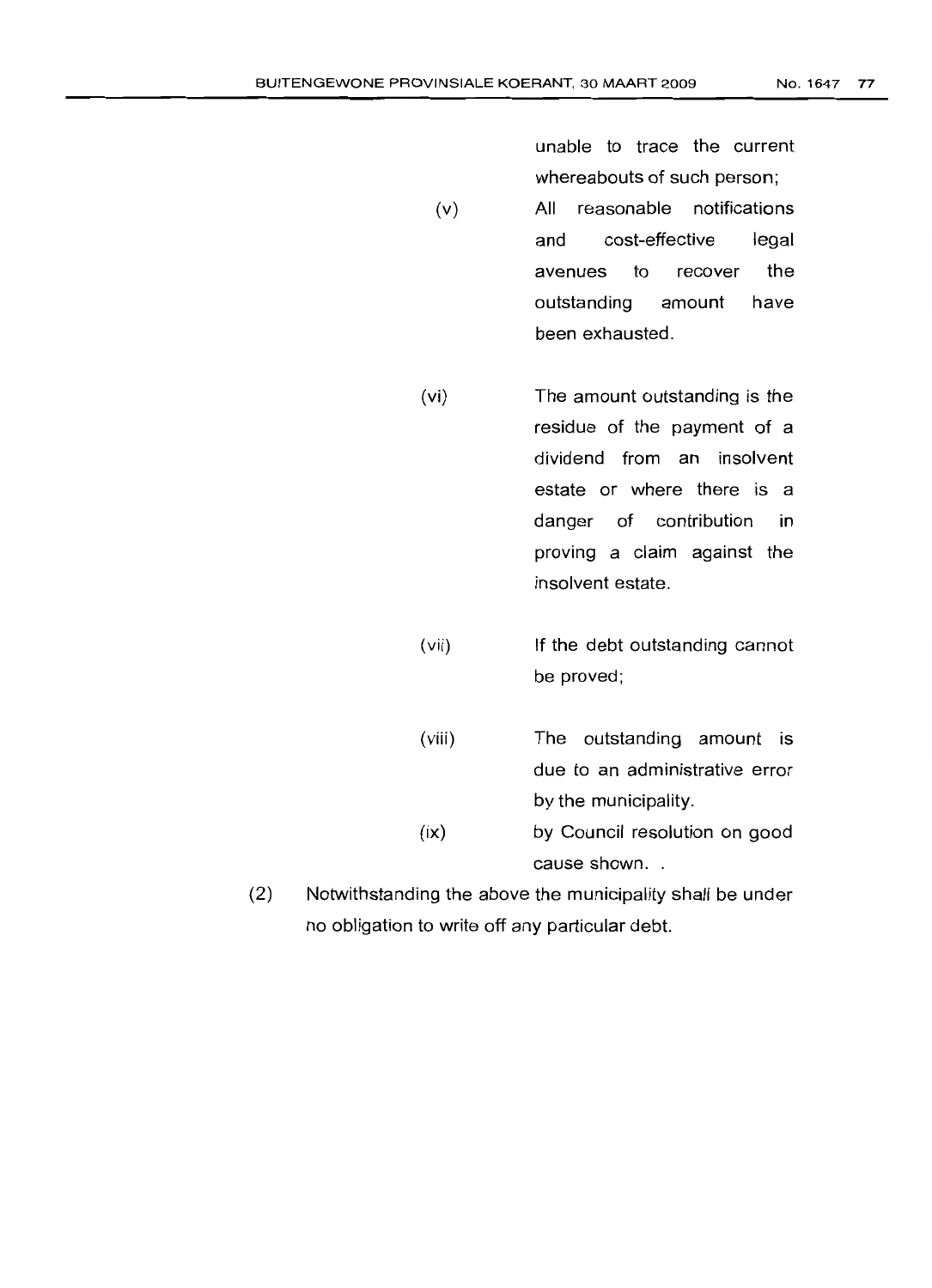unable to trace the current whereabouts of such person;

(v) All reasonable notifications and cost-effective legal avenues to recover the outstanding amount have been exhausted.

(vi) The amount outstanding is the residue of the payment of a dividend from an insolvent estate or where there is a danger of contribution in proving a claim against the insolvent estate.

(vii) If the debt outstanding cannot be proved;

(viii) The outstanding amount is due to an administrative error by the municipality.

(ix) by Council resolution on good cause shown. .

(2) Notwithstanding the above the municipality shall be under no obligation to write off any particular debt.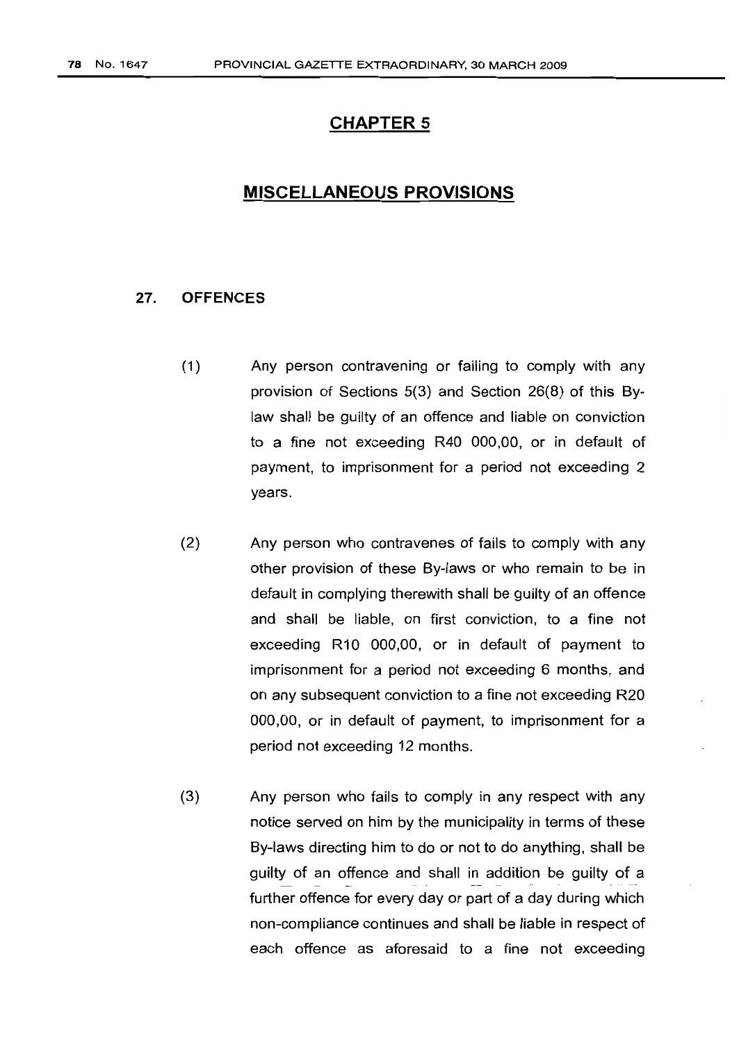## CHAPTER 5

## MISCELLANEOUS PROVISIONS

### 27. OFFENCES

(1) Any person contravening or failing to comply with any provision of Sections 5(3) and Section 26(8) of this By-law shall be guilty of an offence and liable on conviction to a fine not exceeding R40 000,00, or in default of payment, to imprisonment for a period not exceeding 2 years.

(2) Any person who contravenes of fails to comply with any other provision of these By-laws or who remain to be in default in complying therewith shall be guilty of an offence and shall be liable, on first conviction, to a fine not exceeding R10 000,00, or in default of payment to imprisonment for a period not exceeding 6 months, and on any subsequent conviction to a fine not exceeding R20 000,00, or in default of payment, to imprisonment for a period not exceeding 12 months.

(3) Any person who fails to comply in any respect with any notice served on him by the municipality in terms of these By-laws directing him to do or not to do anything, shall be guilty of an offence and shall in addition be guilty of a further offence for every day or part of a day during which non-compliance continues and shall be liable in respect of each offence as aforesaid to a fine not exceeding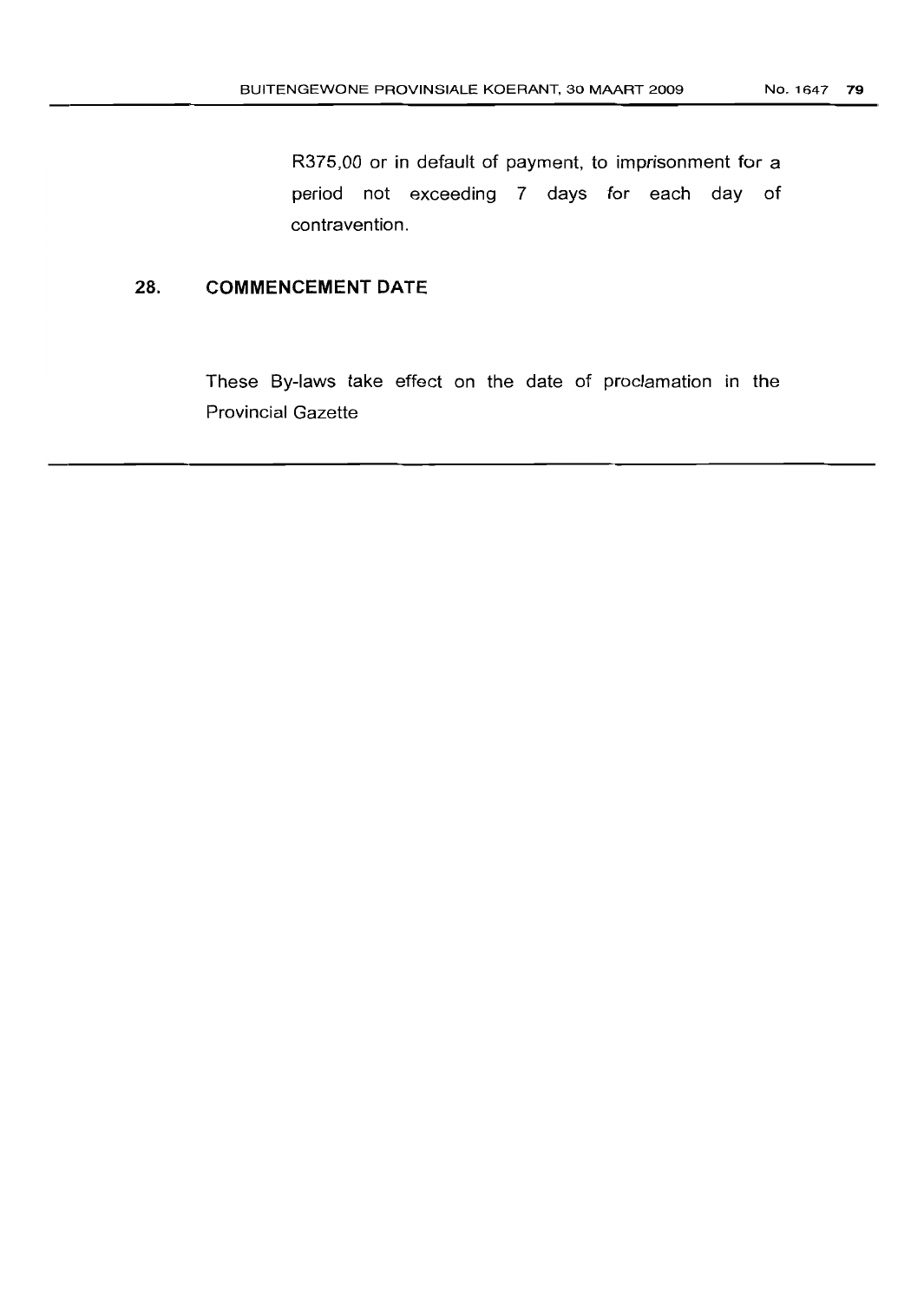R375,00 or in default of payment, to imprisonment for a period not exceeding 7 days for each day of contravention.

## 28. COMMENCEMENT DATE

These By-laws take effect on the date of proclamation in the Provincial Gazette